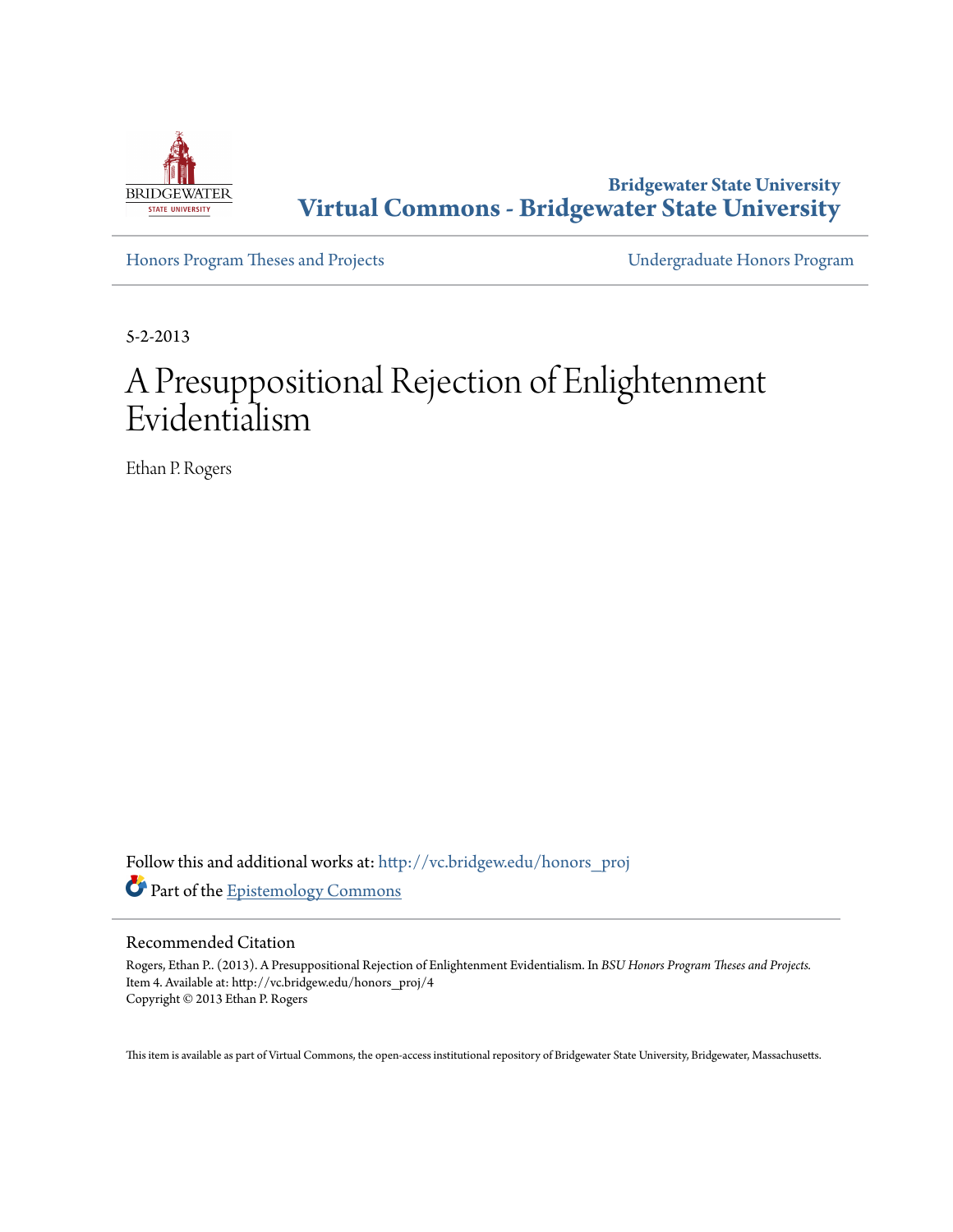Bridgewater State University

# Virtual Commons - Bridgewater State University

Honors Program Theses and Projects

Undergraduate Honors Program

5-2-2013

# A Presuppositional Rejection of Enlightenment Evidentialism

Ethan P. Rogers

Follow this and additional works at: http://vc.bridgew.edu/honors_proj

Part of the Epistemology Commons

## Recommended Citation

Rogers, Ethan P.. (2013). A Presuppositional Rejection of Enlightenment Evidentialism. In *BSU Honors Program Theses and Projects.* Item 4. Available at: http://vc.bridgew.edu/honors_proj/4

Copyright © 2013 Ethan P. Rogers

This item is available as part of Virtual Commons, the open-access institutional repository of Bridgewater State University, Bridgewater, Massachusetts.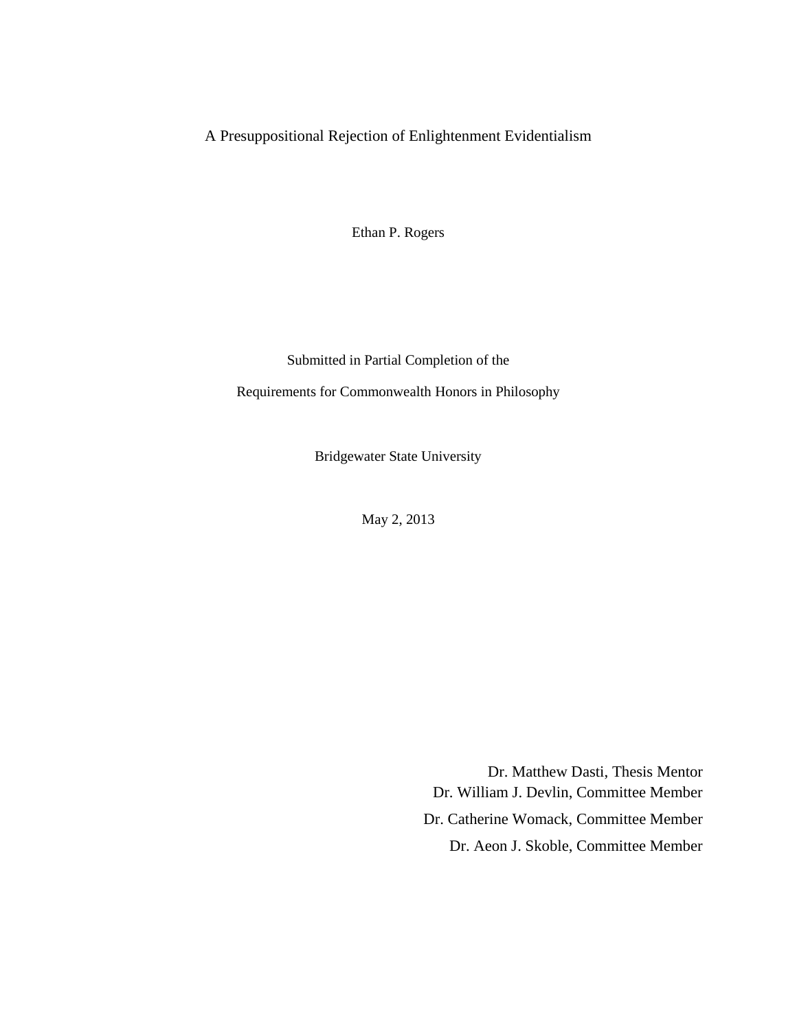# A Presuppositional Rejection of Enlightenment Evidentialism

Ethan P. Rogers

Submitted in Partial Completion of the

Requirements for Commonwealth Honors in Philosophy

Bridgewater State University

May 2, 2013

Dr. Matthew Dasti, Thesis Mentor
Dr. William J. Devlin, Committee Member
Dr. Catherine Womack, Committee Member
Dr. Aeon J. Skoble, Committee Member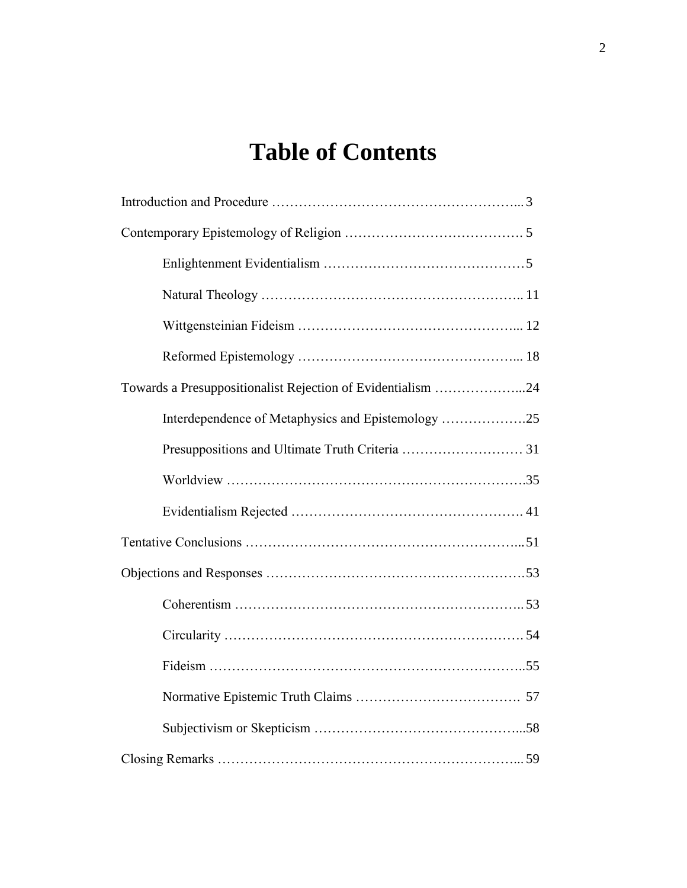# Table of Contents

Introduction and Procedure ……………………………………………... 3

Contemporary Epistemology of Religion ………………………………. 5

- Enlightenment Evidentialism ……………………………………5
- Natural Theology ……………………………………………….. 11
- Wittgensteinian Fideism ………………………………………... 12
- Reformed Epistemology ………………………………………... 18

Towards a Presuppositionalist Rejection of Evidentialism ………………...24

- Interdependence of Metaphysics and Epistemology ……………….25
- Presuppositions and Ultimate Truth Criteria ……………………… 31
- Worldview ……………………………………………………….35
- Evidentialism Rejected ……………………………………………. 41

Tentative Conclusions ……………………………………………………...51

Objections and Responses ……………………………………………….53

- Coherentism ……………………………………………………….. 53
- Circularity ………………………………………………………….54
- Fideism ……………………………………………………………..55
- Normative Epistemic Truth Claims ………………………………. 57
- Subjectivism or Skepticism ……………………………………...58

Closing Remarks ……………………………………………………….... 59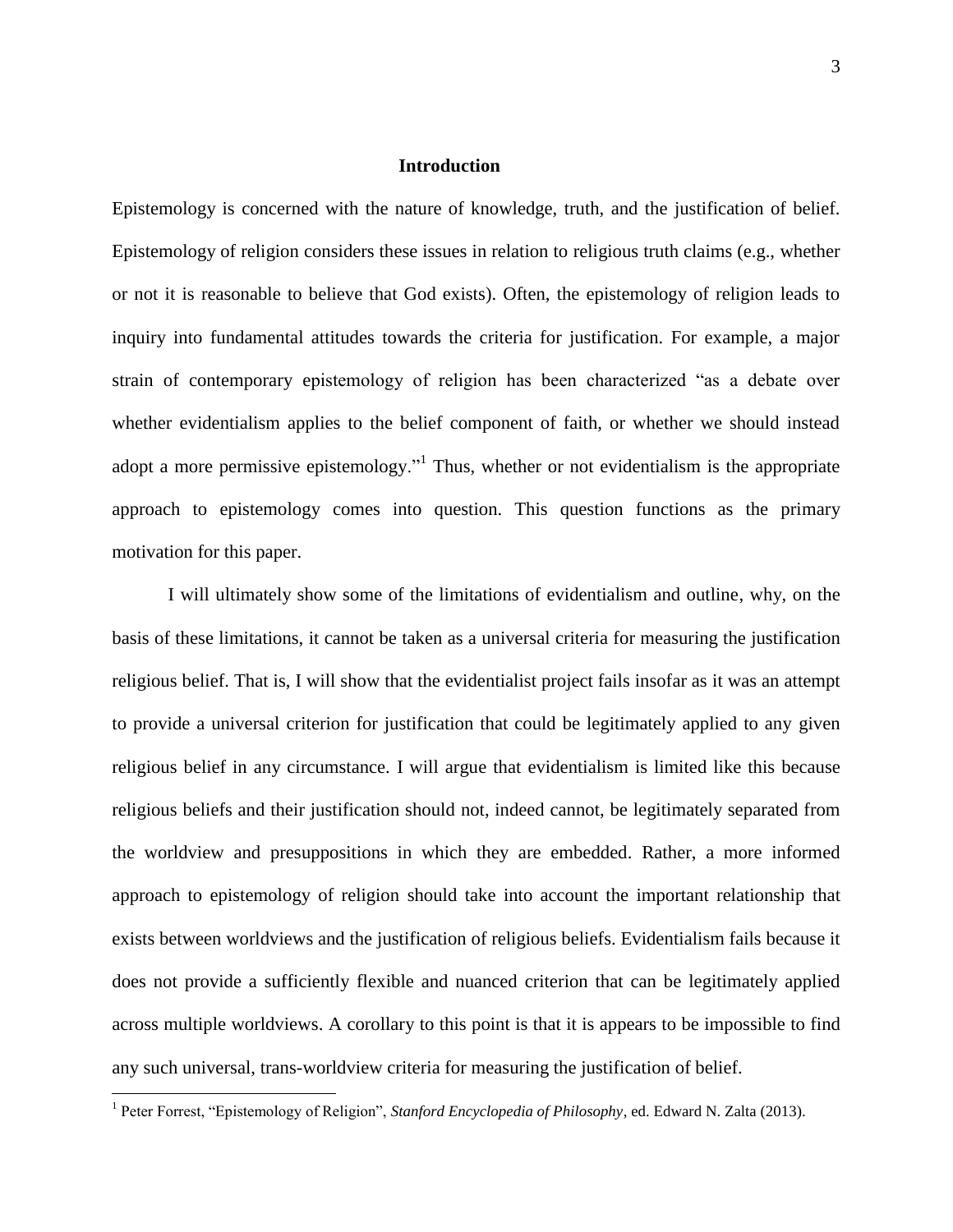## Introduction

Epistemology is concerned with the nature of knowledge, truth, and the justification of belief. Epistemology of religion considers these issues in relation to religious truth claims (e.g., whether or not it is reasonable to believe that God exists). Often, the epistemology of religion leads to inquiry into fundamental attitudes towards the criteria for justification. For example, a major strain of contemporary epistemology of religion has been characterized "as a debate over whether evidentialism applies to the belief component of faith, or whether we should instead adopt a more permissive epistemology."[1] Thus, whether or not evidentialism is the appropriate approach to epistemology comes into question. This question functions as the primary motivation for this paper.

I will ultimately show some of the limitations of evidentialism and outline, why, on the basis of these limitations, it cannot be taken as a universal criteria for measuring the justification religious belief. That is, I will show that the evidentialist project fails insofar as it was an attempt to provide a universal criterion for justification that could be legitimately applied to any given religious belief in any circumstance. I will argue that evidentialism is limited like this because religious beliefs and their justification should not, indeed cannot, be legitimately separated from the worldview and presuppositions in which they are embedded. Rather, a more informed approach to epistemology of religion should take into account the important relationship that exists between worldviews and the justification of religious beliefs. Evidentialism fails because it does not provide a sufficiently flexible and nuanced criterion that can be legitimately applied across multiple worldviews. A corollary to this point is that it is appears to be impossible to find any such universal, trans-worldview criteria for measuring the justification of belief.

[1] Peter Forrest, "Epistemology of Religion", *Stanford Encyclopedia of Philosophy*, ed. Edward N. Zalta (2013).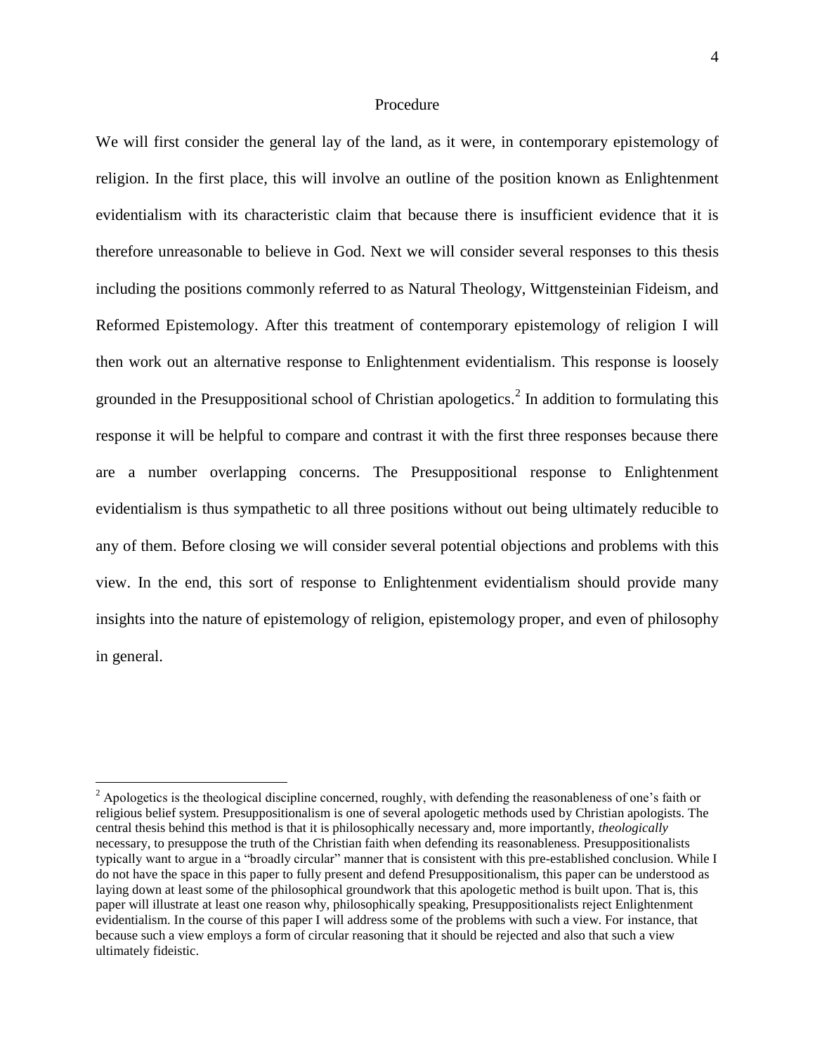## Procedure

We will first consider the general lay of the land, as it were, in contemporary epistemology of religion. In the first place, this will involve an outline of the position known as Enlightenment evidentialism with its characteristic claim that because there is insufficient evidence that it is therefore unreasonable to believe in God. Next we will consider several responses to this thesis including the positions commonly referred to as Natural Theology, Wittgensteinian Fideism, and Reformed Epistemology. After this treatment of contemporary epistemology of religion I will then work out an alternative response to Enlightenment evidentialism. This response is loosely grounded in the Presuppositional school of Christian apologetics.[2] In addition to formulating this response it will be helpful to compare and contrast it with the first three responses because there are a number overlapping concerns. The Presuppositional response to Enlightenment evidentialism is thus sympathetic to all three positions without out being ultimately reducible to any of them. Before closing we will consider several potential objections and problems with this view. In the end, this sort of response to Enlightenment evidentialism should provide many insights into the nature of epistemology of religion, epistemology proper, and even of philosophy in general.

---

[2] Apologetics is the theological discipline concerned, roughly, with defending the reasonableness of one's faith or religious belief system. Presuppositionalism is one of several apologetic methods used by Christian apologists. The central thesis behind this method is that it is philosophically necessary and, more importantly, *theologically* necessary, to presuppose the truth of the Christian faith when defending its reasonableness. Presuppositionalists typically want to argue in a "broadly circular" manner that is consistent with this pre-established conclusion. While I do not have the space in this paper to fully present and defend Presuppositionalism, this paper can be understood as laying down at least some of the philosophical groundwork that this apologetic method is built upon. That is, this paper will illustrate at least one reason why, philosophically speaking, Presuppositionalists reject Enlightenment evidentialism. In the course of this paper I will address some of the problems with such a view. For instance, that because such a view employs a form of circular reasoning that it should be rejected and also that such a view ultimately fideistic.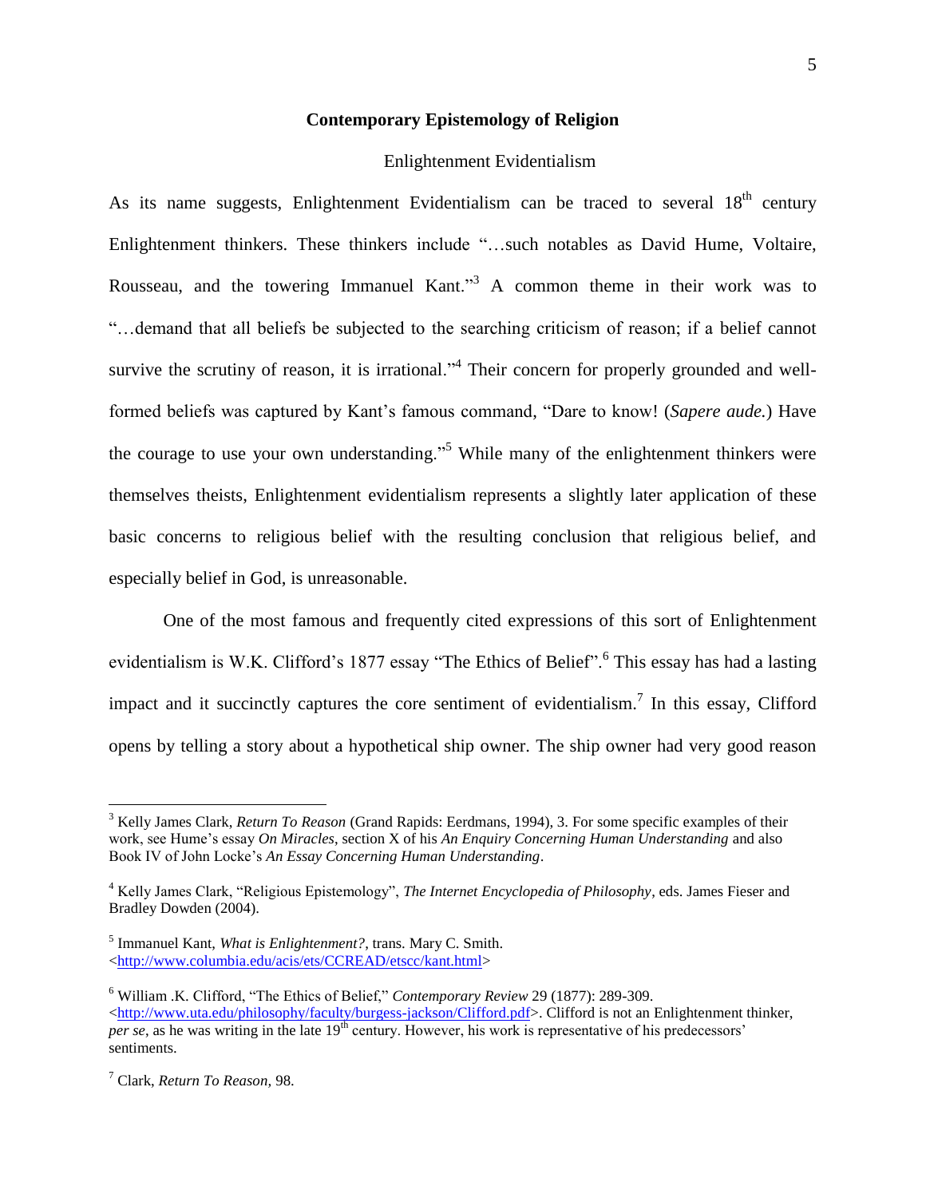## Contemporary Epistemology of Religion

### Enlightenment Evidentialism

As its name suggests, Enlightenment Evidentialism can be traced to several 18th century Enlightenment thinkers. These thinkers include "…such notables as David Hume, Voltaire, Rousseau, and the towering Immanuel Kant."[3] A common theme in their work was to "…demand that all beliefs be subjected to the searching criticism of reason; if a belief cannot survive the scrutiny of reason, it is irrational."[4] Their concern for properly grounded and well-formed beliefs was captured by Kant's famous command, "Dare to know! (*Sapere aude.*) Have the courage to use your own understanding."[5] While many of the enlightenment thinkers were themselves theists, Enlightenment evidentialism represents a slightly later application of these basic concerns to religious belief with the resulting conclusion that religious belief, and especially belief in God, is unreasonable.

One of the most famous and frequently cited expressions of this sort of Enlightenment evidentialism is W.K. Clifford's 1877 essay "The Ethics of Belief".[6] This essay has had a lasting impact and it succinctly captures the core sentiment of evidentialism.[7] In this essay, Clifford opens by telling a story about a hypothetical ship owner. The ship owner had very good reason

---

[3] Kelly James Clark, *Return To Reason* (Grand Rapids: Eerdmans, 1994), 3. For some specific examples of their work, see Hume's essay *On Miracles*, section X of his *An Enquiry Concerning Human Understanding* and also Book IV of John Locke's *An Essay Concerning Human Understanding*.

[4] Kelly James Clark, "Religious Epistemology", *The Internet Encyclopedia of Philosophy*, eds. James Fieser and Bradley Dowden (2004).

[5] Immanuel Kant, *What is Enlightenment?*, trans. Mary C. Smith. <http://www.columbia.edu/acis/ets/CCREAD/etscc/kant.html>

[6] William .K. Clifford, "The Ethics of Belief," *Contemporary Review* 29 (1877): 289-309. <http://www.uta.edu/philosophy/faculty/burgess-jackson/Clifford.pdf>. Clifford is not an Enlightenment thinker, *per se*, as he was writing in the late 19th century. However, his work is representative of his predecessors' sentiments.

[7] Clark, *Return To Reason*, 98.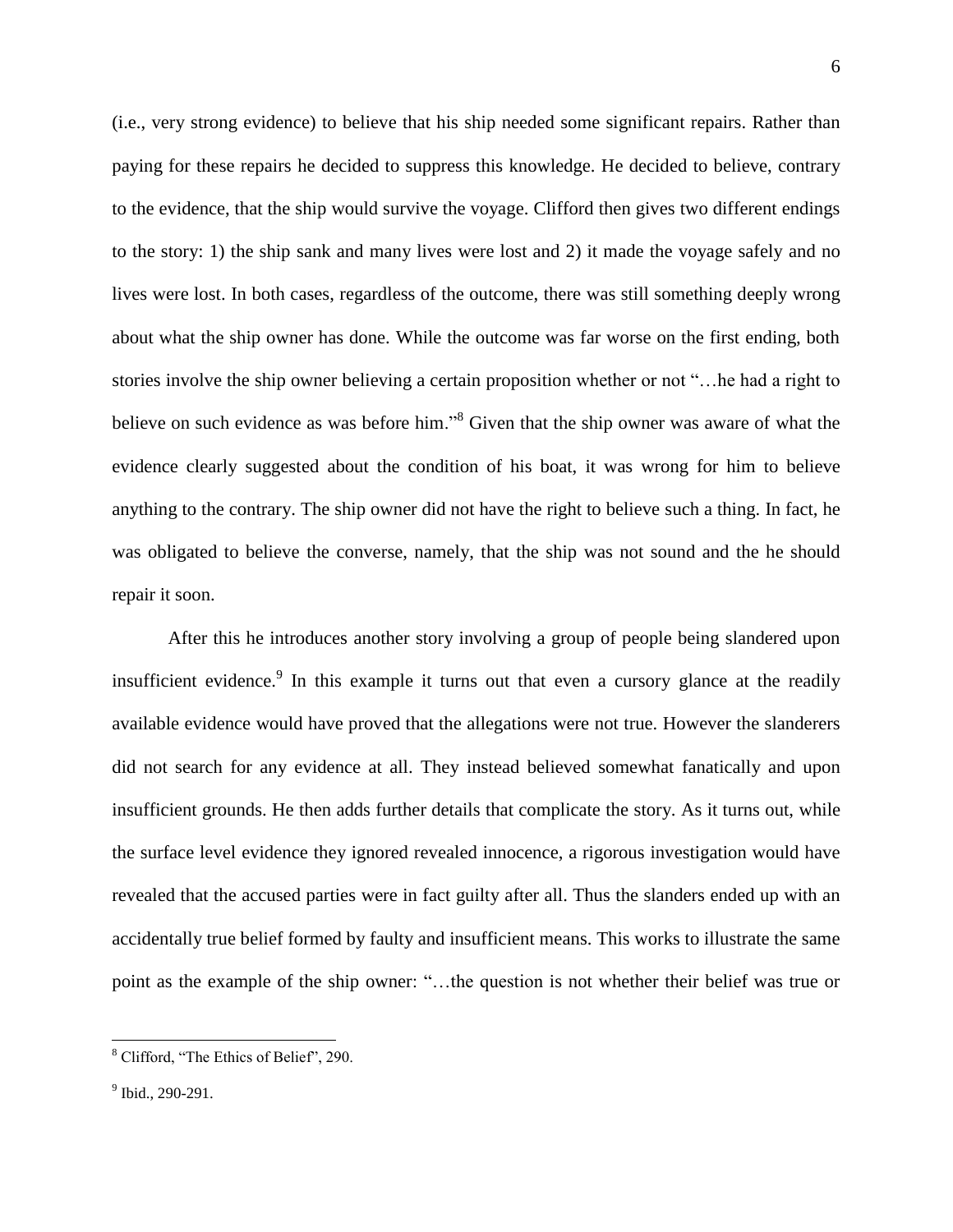(i.e., very strong evidence) to believe that his ship needed some significant repairs. Rather than paying for these repairs he decided to suppress this knowledge. He decided to believe, contrary to the evidence, that the ship would survive the voyage. Clifford then gives two different endings to the story: 1) the ship sank and many lives were lost and 2) it made the voyage safely and no lives were lost. In both cases, regardless of the outcome, there was still something deeply wrong about what the ship owner has done. While the outcome was far worse on the first ending, both stories involve the ship owner believing a certain proposition whether or not "…he had a right to believe on such evidence as was before him."[8] Given that the ship owner was aware of what the evidence clearly suggested about the condition of his boat, it was wrong for him to believe anything to the contrary. The ship owner did not have the right to believe such a thing. In fact, he was obligated to believe the converse, namely, that the ship was not sound and the he should repair it soon.

After this he introduces another story involving a group of people being slandered upon insufficient evidence.[9] In this example it turns out that even a cursory glance at the readily available evidence would have proved that the allegations were not true. However the slanderers did not search for any evidence at all. They instead believed somewhat fanatically and upon insufficient grounds. He then adds further details that complicate the story. As it turns out, while the surface level evidence they ignored revealed innocence, a rigorous investigation would have revealed that the accused parties were in fact guilty after all. Thus the slanders ended up with an accidentally true belief formed by faulty and insufficient means. This works to illustrate the same point as the example of the ship owner: "…the question is not whether their belief was true or

---

[8] Clifford, "The Ethics of Belief", 290.

[9] Ibid., 290-291.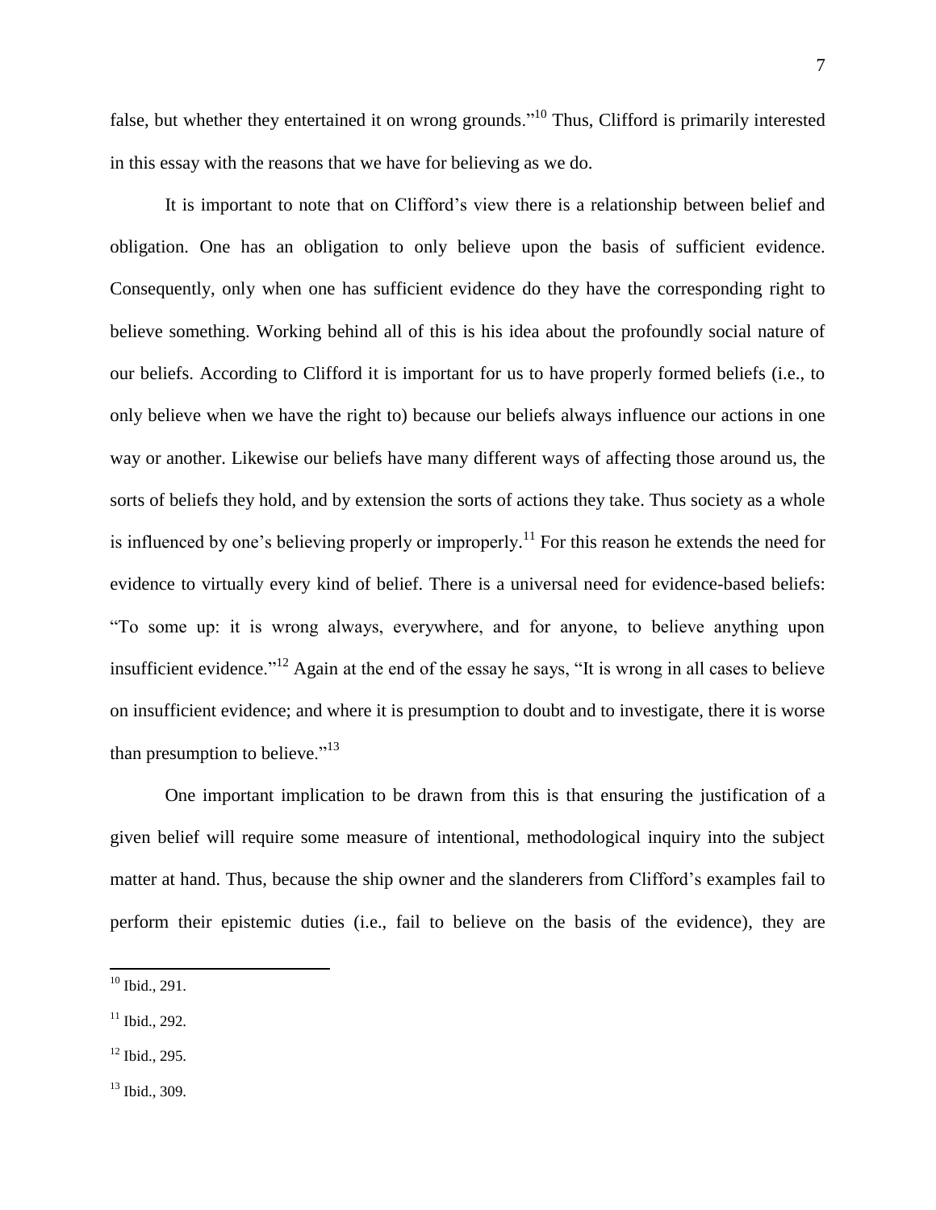false, but whether they entertained it on wrong grounds."[10] Thus, Clifford is primarily interested in this essay with the reasons that we have for believing as we do.

It is important to note that on Clifford's view there is a relationship between belief and obligation. One has an obligation to only believe upon the basis of sufficient evidence. Consequently, only when one has sufficient evidence do they have the corresponding right to believe something. Working behind all of this is his idea about the profoundly social nature of our beliefs. According to Clifford it is important for us to have properly formed beliefs (i.e., to only believe when we have the right to) because our beliefs always influence our actions in one way or another. Likewise our beliefs have many different ways of affecting those around us, the sorts of beliefs they hold, and by extension the sorts of actions they take. Thus society as a whole is influenced by one's believing properly or improperly.[11] For this reason he extends the need for evidence to virtually every kind of belief. There is a universal need for evidence-based beliefs: "To some up: it is wrong always, everywhere, and for anyone, to believe anything upon insufficient evidence."[12] Again at the end of the essay he says, "It is wrong in all cases to believe on insufficient evidence; and where it is presumption to doubt and to investigate, there it is worse than presumption to believe."[13]

One important implication to be drawn from this is that ensuring the justification of a given belief will require some measure of intentional, methodological inquiry into the subject matter at hand. Thus, because the ship owner and the slanderers from Clifford's examples fail to perform their epistemic duties (i.e., fail to believe on the basis of the evidence), they are

---

[10] Ibid., 291.

[11] Ibid., 292.

[12] Ibid., 295.

[13] Ibid., 309.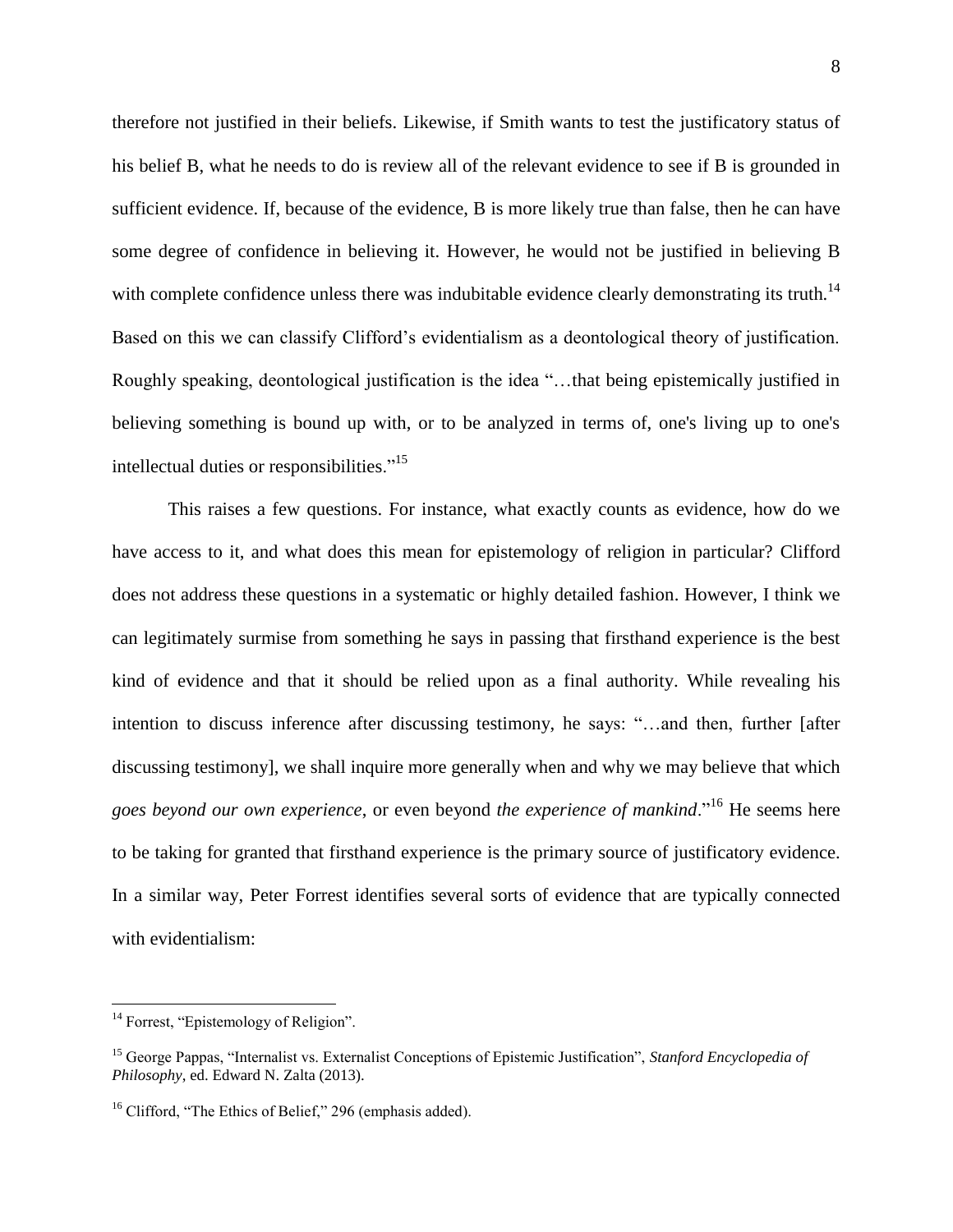therefore not justified in their beliefs. Likewise, if Smith wants to test the justificatory status of his belief B, what he needs to do is review all of the relevant evidence to see if B is grounded in sufficient evidence. If, because of the evidence, B is more likely true than false, then he can have some degree of confidence in believing it. However, he would not be justified in believing B with complete confidence unless there was indubitable evidence clearly demonstrating its truth.[14] Based on this we can classify Clifford's evidentialism as a deontological theory of justification. Roughly speaking, deontological justification is the idea "…that being epistemically justified in believing something is bound up with, or to be analyzed in terms of, one's living up to one's intellectual duties or responsibilities."[15]

This raises a few questions. For instance, what exactly counts as evidence, how do we have access to it, and what does this mean for epistemology of religion in particular? Clifford does not address these questions in a systematic or highly detailed fashion. However, I think we can legitimately surmise from something he says in passing that firsthand experience is the best kind of evidence and that it should be relied upon as a final authority. While revealing his intention to discuss inference after discussing testimony, he says: "…and then, further [after discussing testimony], we shall inquire more generally when and why we may believe that which *goes beyond our own experience*, or even beyond *the experience of mankind*."[16] He seems here to be taking for granted that firsthand experience is the primary source of justificatory evidence. In a similar way, Peter Forrest identifies several sorts of evidence that are typically connected with evidentialism:

---

[14] Forrest, "Epistemology of Religion".

[15] George Pappas, "Internalist vs. Externalist Conceptions of Epistemic Justification", *Stanford Encyclopedia of Philosophy*, ed. Edward N. Zalta (2013).

[16] Clifford, "The Ethics of Belief," 296 (emphasis added).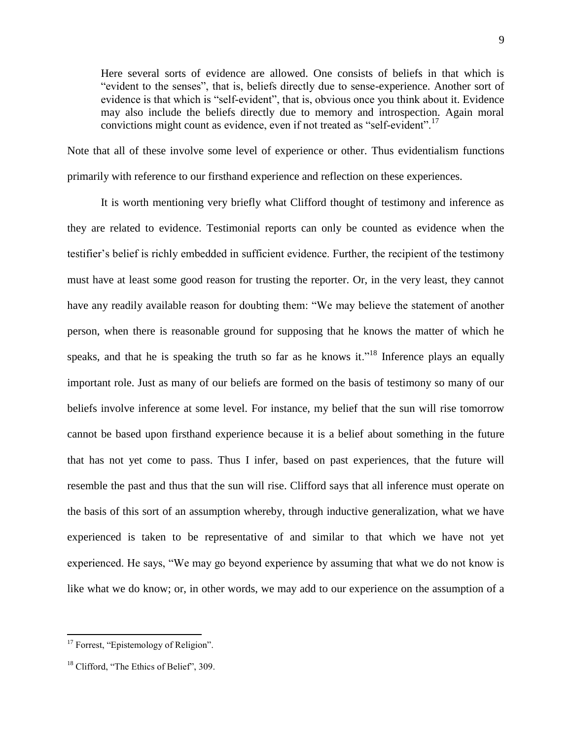> Here several sorts of evidence are allowed. One consists of beliefs in that which is "evident to the senses", that is, beliefs directly due to sense-experience. Another sort of evidence is that which is "self-evident", that is, obvious once you think about it. Evidence may also include the beliefs directly due to memory and introspection. Again moral convictions might count as evidence, even if not treated as "self-evident".[17]

Note that all of these involve some level of experience or other. Thus evidentialism functions primarily with reference to our firsthand experience and reflection on these experiences.

It is worth mentioning very briefly what Clifford thought of testimony and inference as they are related to evidence. Testimonial reports can only be counted as evidence when the testifier's belief is richly embedded in sufficient evidence. Further, the recipient of the testimony must have at least some good reason for trusting the reporter. Or, in the very least, they cannot have any readily available reason for doubting them: "We may believe the statement of another person, when there is reasonable ground for supposing that he knows the matter of which he speaks, and that he is speaking the truth so far as he knows it."[18] Inference plays an equally important role. Just as many of our beliefs are formed on the basis of testimony so many of our beliefs involve inference at some level. For instance, my belief that the sun will rise tomorrow cannot be based upon firsthand experience because it is a belief about something in the future that has not yet come to pass. Thus I infer, based on past experiences, that the future will resemble the past and thus that the sun will rise. Clifford says that all inference must operate on the basis of this sort of an assumption whereby, through inductive generalization, what we have experienced is taken to be representative of and similar to that which we have not yet experienced. He says, "We may go beyond experience by assuming that what we do not know is like what we do know; or, in other words, we may add to our experience on the assumption of a

---

[17] Forrest, "Epistemology of Religion".

[18] Clifford, "The Ethics of Belief", 309.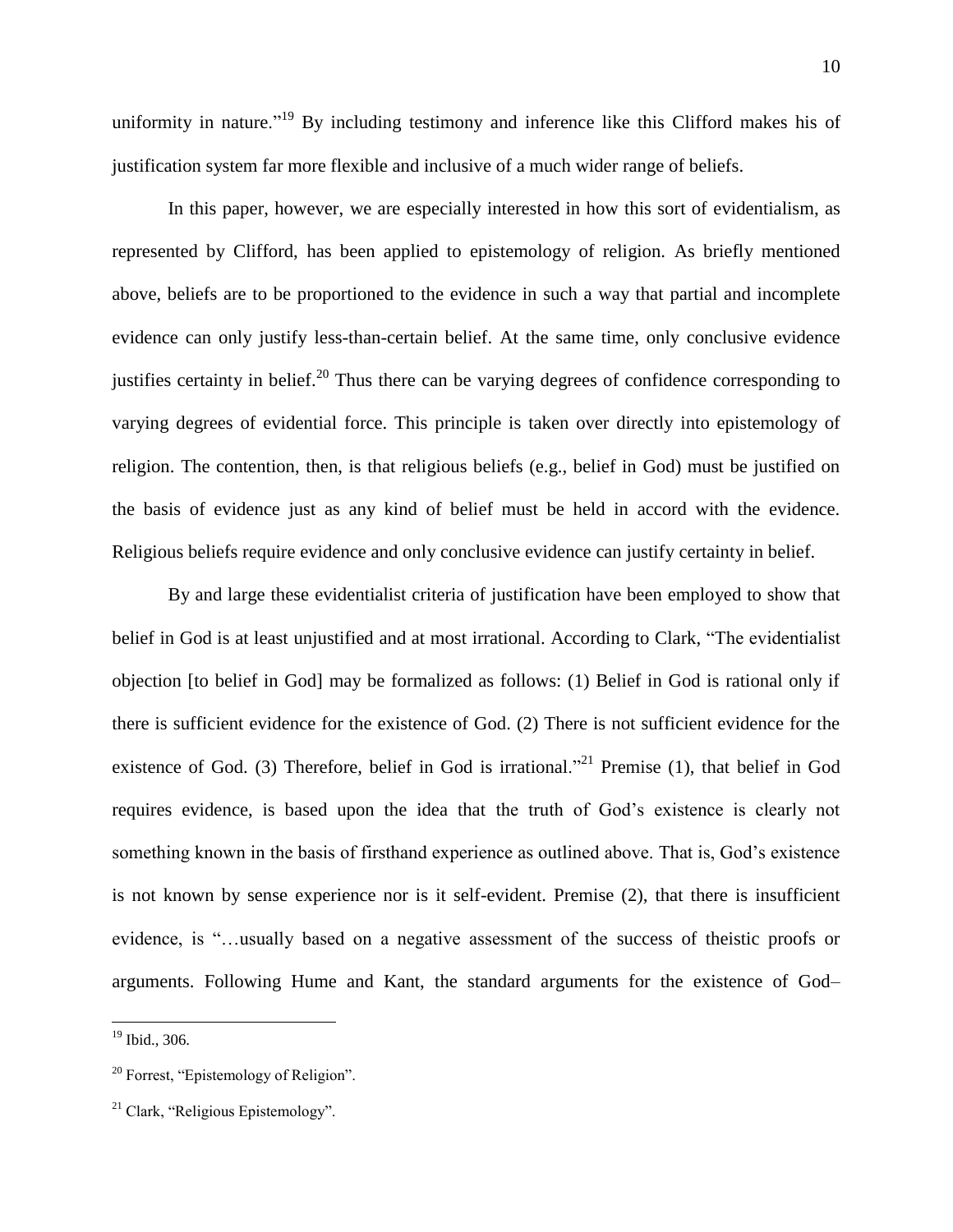uniformity in nature."[19] By including testimony and inference like this Clifford makes his of justification system far more flexible and inclusive of a much wider range of beliefs.

In this paper, however, we are especially interested in how this sort of evidentialism, as represented by Clifford, has been applied to epistemology of religion. As briefly mentioned above, beliefs are to be proportioned to the evidence in such a way that partial and incomplete evidence can only justify less-than-certain belief. At the same time, only conclusive evidence justifies certainty in belief.[20] Thus there can be varying degrees of confidence corresponding to varying degrees of evidential force. This principle is taken over directly into epistemology of religion. The contention, then, is that religious beliefs (e.g., belief in God) must be justified on the basis of evidence just as any kind of belief must be held in accord with the evidence. Religious beliefs require evidence and only conclusive evidence can justify certainty in belief.

By and large these evidentialist criteria of justification have been employed to show that belief in God is at least unjustified and at most irrational. According to Clark, "The evidentialist objection [to belief in God] may be formalized as follows: (1) Belief in God is rational only if there is sufficient evidence for the existence of God. (2) There is not sufficient evidence for the existence of God. (3) Therefore, belief in God is irrational."[21] Premise (1), that belief in God requires evidence, is based upon the idea that the truth of God's existence is clearly not something known in the basis of firsthand experience as outlined above. That is, God's existence is not known by sense experience nor is it self-evident. Premise (2), that there is insufficient evidence, is "…usually based on a negative assessment of the success of theistic proofs or arguments. Following Hume and Kant, the standard arguments for the existence of God–

---

[19] Ibid., 306.

[20] Forrest, "Epistemology of Religion".

[21] Clark, "Religious Epistemology".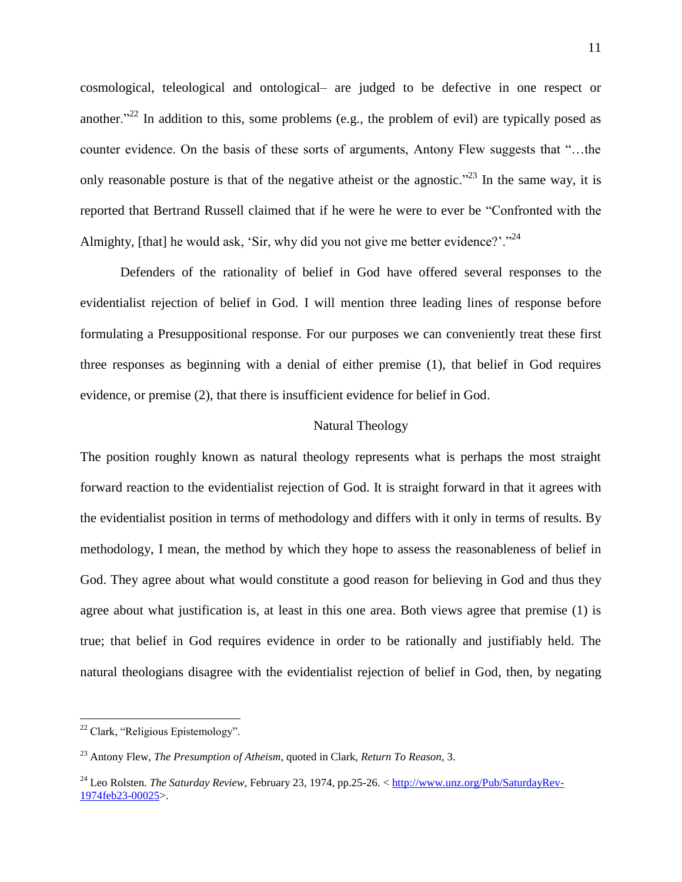cosmological, teleological and ontological– are judged to be defective in one respect or another."[22] In addition to this, some problems (e.g., the problem of evil) are typically posed as counter evidence. On the basis of these sorts of arguments, Antony Flew suggests that "…the only reasonable posture is that of the negative atheist or the agnostic."[23] In the same way, it is reported that Bertrand Russell claimed that if he were he were to ever be "Confronted with the Almighty, [that] he would ask, 'Sir, why did you not give me better evidence?'."[24]

Defenders of the rationality of belief in God have offered several responses to the evidentialist rejection of belief in God. I will mention three leading lines of response before formulating a Presuppositional response. For our purposes we can conveniently treat these first three responses as beginning with a denial of either premise (1), that belief in God requires evidence, or premise (2), that there is insufficient evidence for belief in God.

## Natural Theology

The position roughly known as natural theology represents what is perhaps the most straight forward reaction to the evidentialist rejection of God. It is straight forward in that it agrees with the evidentialist position in terms of methodology and differs with it only in terms of results. By methodology, I mean, the method by which they hope to assess the reasonableness of belief in God. They agree about what would constitute a good reason for believing in God and thus they agree about what justification is, at least in this one area. Both views agree that premise (1) is true; that belief in God requires evidence in order to be rationally and justifiably held. The natural theologians disagree with the evidentialist rejection of belief in God, then, by negating

---

[22] Clark, "Religious Epistemology".

[23] Antony Flew, *The Presumption of Atheism*, quoted in Clark, *Return To Reason*, 3.

[24] Leo Rolsten. *The Saturday Review*, February 23, 1974, pp.25-26. < http://www.unz.org/Pub/SaturdayRev-1974feb23-00025>.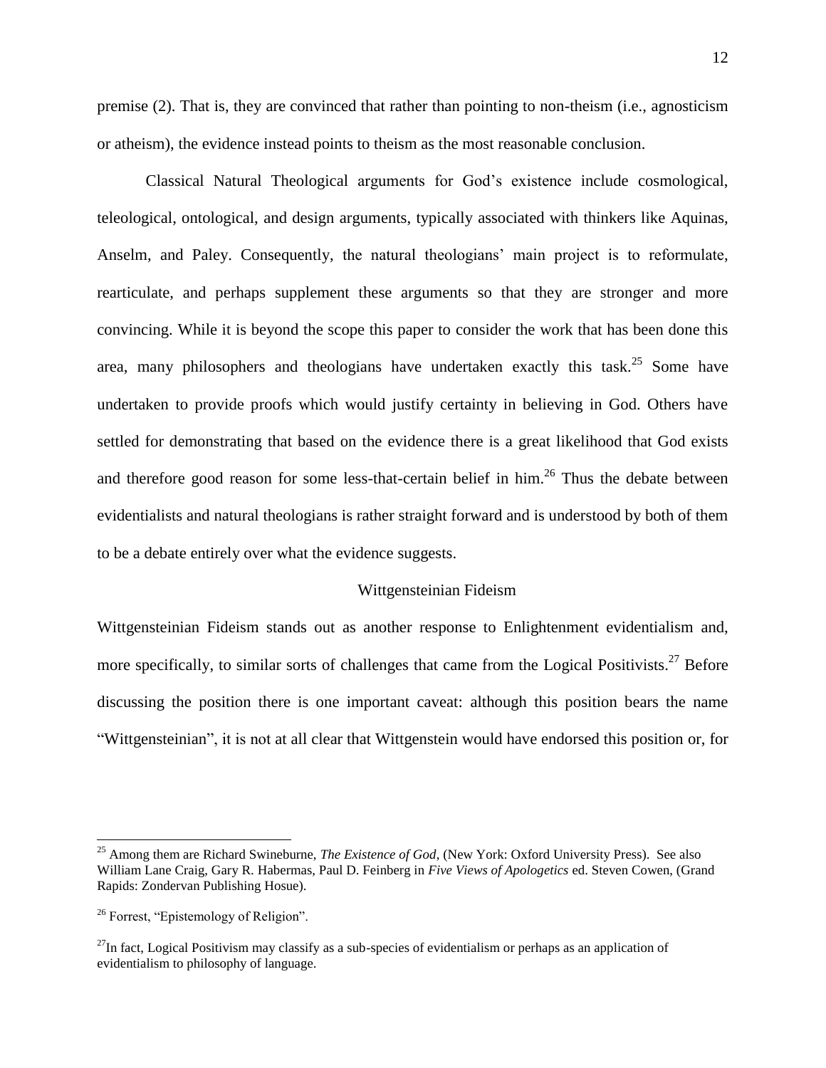premise (2). That is, they are convinced that rather than pointing to non-theism (i.e., agnosticism or atheism), the evidence instead points to theism as the most reasonable conclusion.

Classical Natural Theological arguments for God's existence include cosmological, teleological, ontological, and design arguments, typically associated with thinkers like Aquinas, Anselm, and Paley. Consequently, the natural theologians' main project is to reformulate, rearticulate, and perhaps supplement these arguments so that they are stronger and more convincing. While it is beyond the scope this paper to consider the work that has been done this area, many philosophers and theologians have undertaken exactly this task.[25] Some have undertaken to provide proofs which would justify certainty in believing in God. Others have settled for demonstrating that based on the evidence there is a great likelihood that God exists and therefore good reason for some less-that-certain belief in him.[26] Thus the debate between evidentialists and natural theologians is rather straight forward and is understood by both of them to be a debate entirely over what the evidence suggests.

## Wittgensteinian Fideism

Wittgensteinian Fideism stands out as another response to Enlightenment evidentialism and, more specifically, to similar sorts of challenges that came from the Logical Positivists.[27] Before discussing the position there is one important caveat: although this position bears the name "Wittgensteinian", it is not at all clear that Wittgenstein would have endorsed this position or, for

---

[25] Among them are Richard Swineburne, *The Existence of God*, (New York: Oxford University Press). See also William Lane Craig, Gary R. Habermas, Paul D. Feinberg in *Five Views of Apologetics* ed. Steven Cowen, (Grand Rapids: Zondervan Publishing Hosue).

[26] Forrest, "Epistemology of Religion".

[27] In fact, Logical Positivism may classify as a sub-species of evidentialism or perhaps as an application of evidentialism to philosophy of language.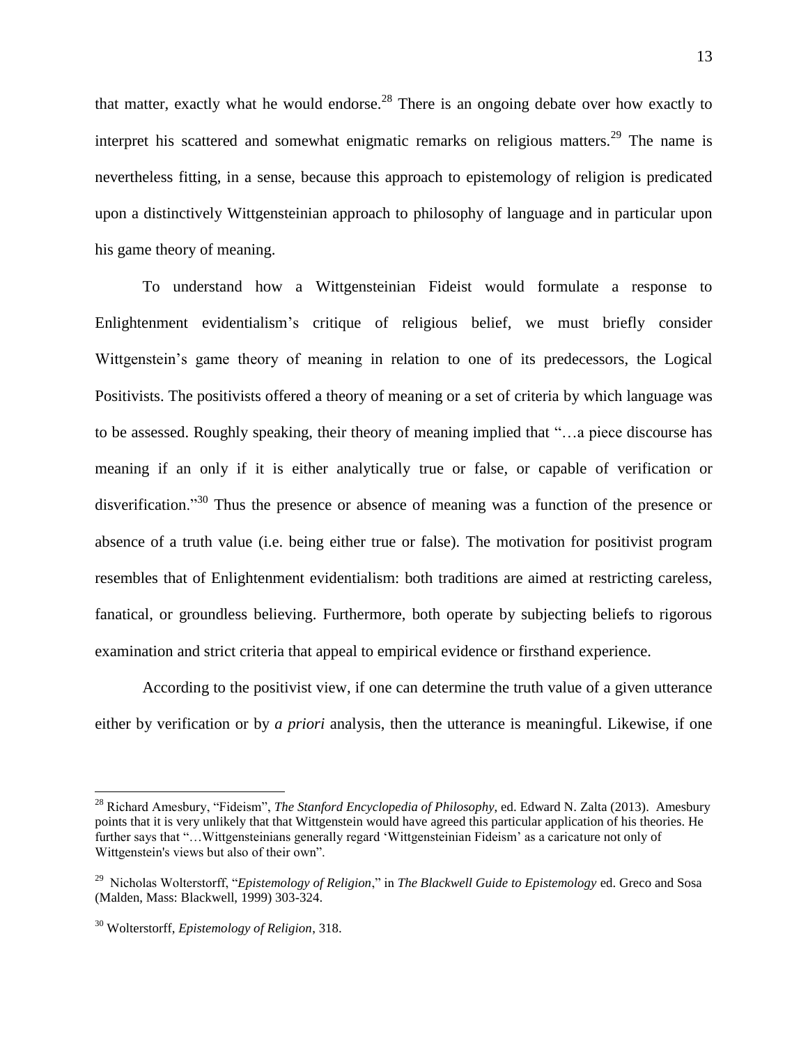that matter, exactly what he would endorse.[28] There is an ongoing debate over how exactly to interpret his scattered and somewhat enigmatic remarks on religious matters.[29] The name is nevertheless fitting, in a sense, because this approach to epistemology of religion is predicated upon a distinctively Wittgensteinian approach to philosophy of language and in particular upon his game theory of meaning.

To understand how a Wittgensteinian Fideist would formulate a response to Enlightenment evidentialism's critique of religious belief, we must briefly consider Wittgenstein's game theory of meaning in relation to one of its predecessors, the Logical Positivists. The positivists offered a theory of meaning or a set of criteria by which language was to be assessed. Roughly speaking, their theory of meaning implied that "…a piece discourse has meaning if an only if it is either analytically true or false, or capable of verification or disverification."[30] Thus the presence or absence of meaning was a function of the presence or absence of a truth value (i.e. being either true or false). The motivation for positivist program resembles that of Enlightenment evidentialism: both traditions are aimed at restricting careless, fanatical, or groundless believing. Furthermore, both operate by subjecting beliefs to rigorous examination and strict criteria that appeal to empirical evidence or firsthand experience.

According to the positivist view, if one can determine the truth value of a given utterance either by verification or by *a priori* analysis, then the utterance is meaningful. Likewise, if one

---

[28] Richard Amesbury, "Fideism", *The Stanford Encyclopedia of Philosophy*, ed. Edward N. Zalta (2013). Amesbury points that it is very unlikely that that Wittgenstein would have agreed this particular application of his theories. He further says that "…Wittgensteinians generally regard 'Wittgensteinian Fideism' as a caricature not only of Wittgenstein's views but also of their own".

[29] Nicholas Wolterstorff, "*Epistemology of Religion*," in *The Blackwell Guide to Epistemology* ed. Greco and Sosa (Malden, Mass: Blackwell, 1999) 303-324.

[30] Wolterstorff, *Epistemology of Religion*, 318.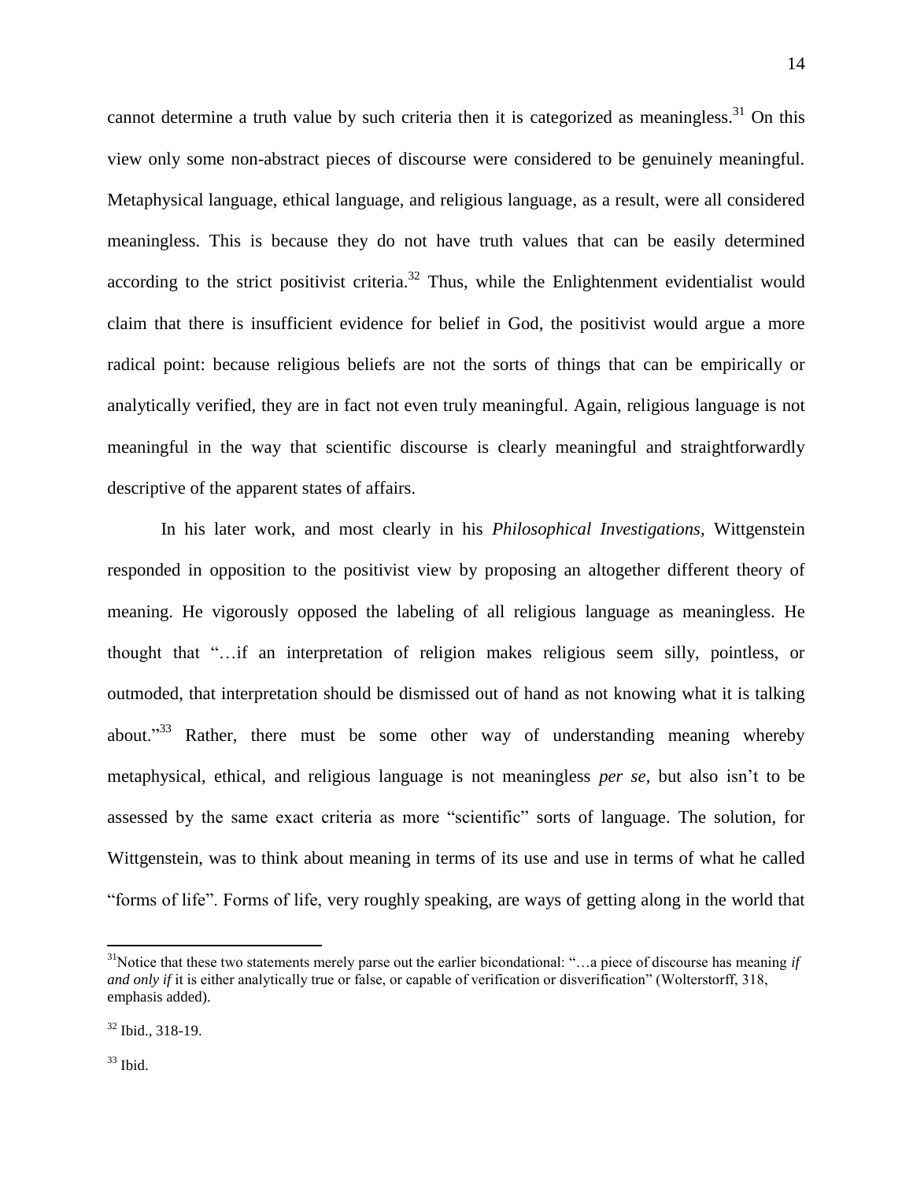cannot determine a truth value by such criteria then it is categorized as meaningless.[31] On this view only some non-abstract pieces of discourse were considered to be genuinely meaningful. Metaphysical language, ethical language, and religious language, as a result, were all considered meaningless. This is because they do not have truth values that can be easily determined according to the strict positivist criteria.[32] Thus, while the Enlightenment evidentialist would claim that there is insufficient evidence for belief in God, the positivist would argue a more radical point: because religious beliefs are not the sorts of things that can be empirically or analytically verified, they are in fact not even truly meaningful. Again, religious language is not meaningful in the way that scientific discourse is clearly meaningful and straightforwardly descriptive of the apparent states of affairs.

In his later work, and most clearly in his *Philosophical Investigations*, Wittgenstein responded in opposition to the positivist view by proposing an altogether different theory of meaning. He vigorously opposed the labeling of all religious language as meaningless. He thought that "…if an interpretation of religion makes religious seem silly, pointless, or outmoded, that interpretation should be dismissed out of hand as not knowing what it is talking about."[33] Rather, there must be some other way of understanding meaning whereby metaphysical, ethical, and religious language is not meaningless *per se*, but also isn't to be assessed by the same exact criteria as more "scientific" sorts of language. The solution, for Wittgenstein, was to think about meaning in terms of its use and use in terms of what he called "forms of life". Forms of life, very roughly speaking, are ways of getting along in the world that

---

[31]Notice that these two statements merely parse out the earlier bicondational: "…a piece of discourse has meaning *if and only if* it is either analytically true or false, or capable of verification or disverification" (Wolterstorff, 318, emphasis added).

[32] Ibid., 318-19.

[33] Ibid.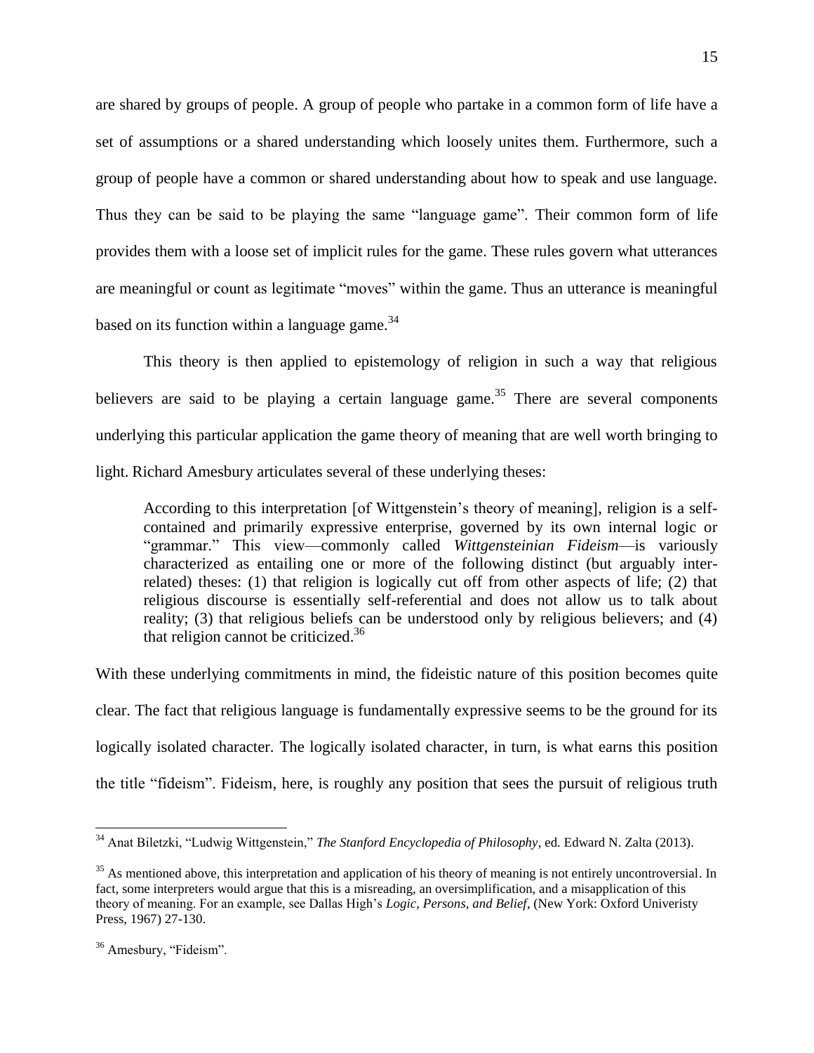are shared by groups of people. A group of people who partake in a common form of life have a set of assumptions or a shared understanding which loosely unites them. Furthermore, such a group of people have a common or shared understanding about how to speak and use language. Thus they can be said to be playing the same "language game". Their common form of life provides them with a loose set of implicit rules for the game. These rules govern what utterances are meaningful or count as legitimate "moves" within the game. Thus an utterance is meaningful based on its function within a language game.[34]

This theory is then applied to epistemology of religion in such a way that religious believers are said to be playing a certain language game.[35] There are several components underlying this particular application the game theory of meaning that are well worth bringing to light. Richard Amesbury articulates several of these underlying theses:

> According to this interpretation [of Wittgenstein's theory of meaning], religion is a self-contained and primarily expressive enterprise, governed by its own internal logic or "grammar." This view—commonly called *Wittgensteinian Fideism*—is variously characterized as entailing one or more of the following distinct (but arguably inter-related) theses: (1) that religion is logically cut off from other aspects of life; (2) that religious discourse is essentially self-referential and does not allow us to talk about reality; (3) that religious beliefs can be understood only by religious believers; and (4) that religion cannot be criticized.[36]

With these underlying commitments in mind, the fideistic nature of this position becomes quite clear. The fact that religious language is fundamentally expressive seems to be the ground for its logically isolated character. The logically isolated character, in turn, is what earns this position the title "fideism". Fideism, here, is roughly any position that sees the pursuit of religious truth

---

[34] Anat Biletzki, "Ludwig Wittgenstein," *The Stanford Encyclopedia of Philosophy*, ed. Edward N. Zalta (2013).

[35] As mentioned above, this interpretation and application of his theory of meaning is not entirely uncontroversial. In fact, some interpreters would argue that this is a misreading, an oversimplification, and a misapplication of this theory of meaning. For an example, see Dallas High's *Logic, Persons, and Belief*, (New York: Oxford Univeristy Press, 1967) 27-130.

[36] Amesbury, "Fideism".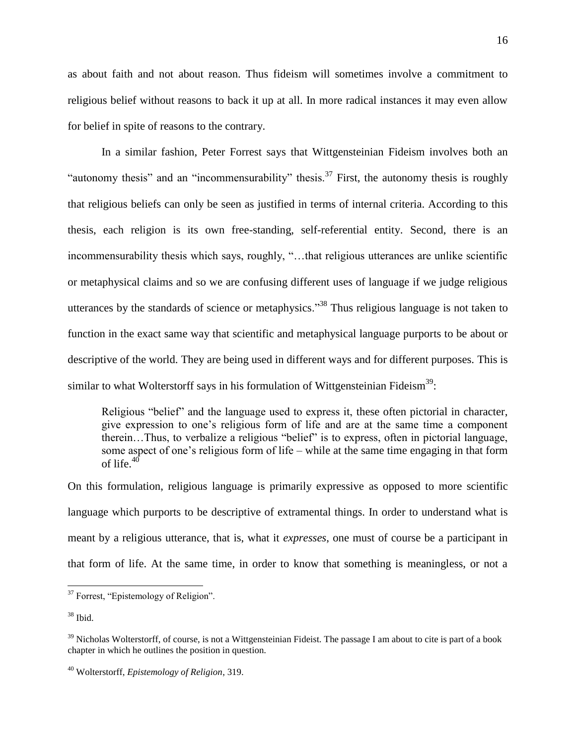as about faith and not about reason. Thus fideism will sometimes involve a commitment to religious belief without reasons to back it up at all. In more radical instances it may even allow for belief in spite of reasons to the contrary.

In a similar fashion, Peter Forrest says that Wittgensteinian Fideism involves both an "autonomy thesis" and an "incommensurability" thesis.[37] First, the autonomy thesis is roughly that religious beliefs can only be seen as justified in terms of internal criteria. According to this thesis, each religion is its own free-standing, self-referential entity. Second, there is an incommensurability thesis which says, roughly, "…that religious utterances are unlike scientific or metaphysical claims and so we are confusing different uses of language if we judge religious utterances by the standards of science or metaphysics."[38] Thus religious language is not taken to function in the exact same way that scientific and metaphysical language purports to be about or descriptive of the world. They are being used in different ways and for different purposes. This is similar to what Wolterstorff says in his formulation of Wittgensteinian Fideism[39]:

> Religious "belief" and the language used to express it, these often pictorial in character, give expression to one's religious form of life and are at the same time a component therein…Thus, to verbalize a religious "belief" is to express, often in pictorial language, some aspect of one's religious form of life – while at the same time engaging in that form of life.[40]

On this formulation, religious language is primarily expressive as opposed to more scientific language which purports to be descriptive of extramental things. In order to understand what is meant by a religious utterance, that is, what it *expresses*, one must of course be a participant in that form of life. At the same time, in order to know that something is meaningless, or not a

---

[37] Forrest, "Epistemology of Religion".

[38] Ibid.

[39] Nicholas Wolterstorff, of course, is not a Wittgensteinian Fideist. The passage I am about to cite is part of a book chapter in which he outlines the position in question.

[40] Wolterstorff, *Epistemology of Religion*, 319.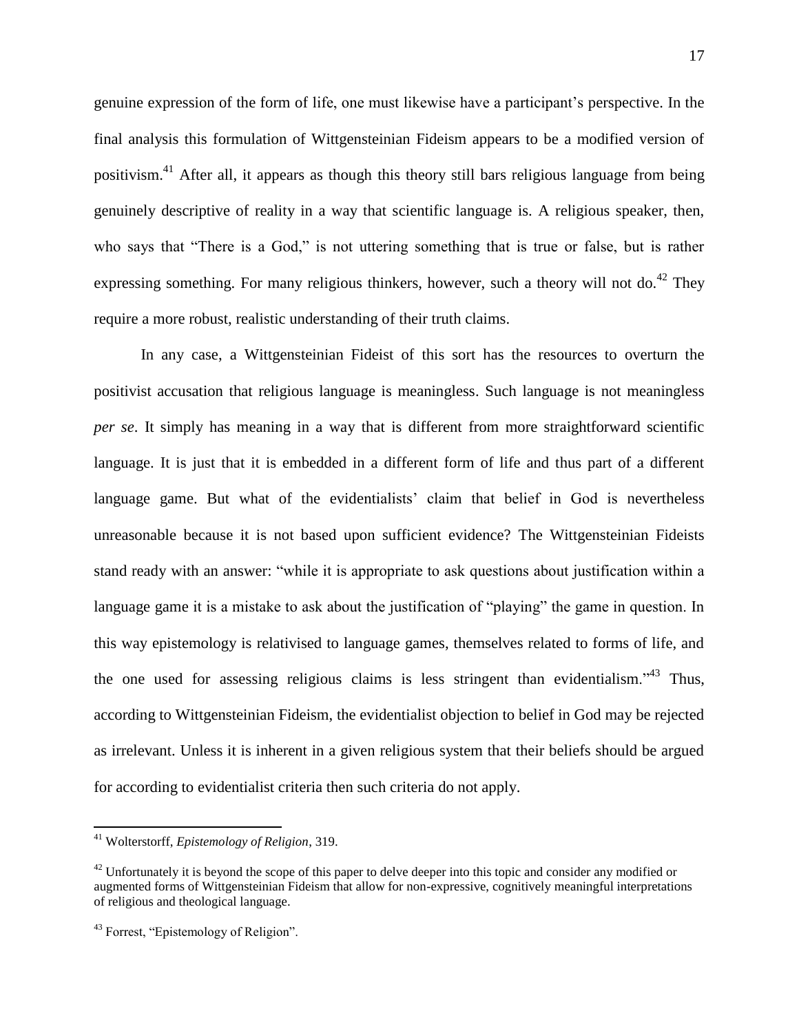genuine expression of the form of life, one must likewise have a participant's perspective. In the final analysis this formulation of Wittgensteinian Fideism appears to be a modified version of positivism.[41] After all, it appears as though this theory still bars religious language from being genuinely descriptive of reality in a way that scientific language is. A religious speaker, then, who says that "There is a God," is not uttering something that is true or false, but is rather expressing something. For many religious thinkers, however, such a theory will not do.[42] They require a more robust, realistic understanding of their truth claims.

In any case, a Wittgensteinian Fideist of this sort has the resources to overturn the positivist accusation that religious language is meaningless. Such language is not meaningless *per se*. It simply has meaning in a way that is different from more straightforward scientific language. It is just that it is embedded in a different form of life and thus part of a different language game. But what of the evidentialists' claim that belief in God is nevertheless unreasonable because it is not based upon sufficient evidence? The Wittgensteinian Fideists stand ready with an answer: "while it is appropriate to ask questions about justification within a language game it is a mistake to ask about the justification of "playing" the game in question. In this way epistemology is relativised to language games, themselves related to forms of life, and the one used for assessing religious claims is less stringent than evidentialism."[43] Thus, according to Wittgensteinian Fideism, the evidentialist objection to belief in God may be rejected as irrelevant. Unless it is inherent in a given religious system that their beliefs should be argued for according to evidentialist criteria then such criteria do not apply.

---

[41] Wolterstorff, *Epistemology of Religion*, 319.

[42] Unfortunately it is beyond the scope of this paper to delve deeper into this topic and consider any modified or augmented forms of Wittgensteinian Fideism that allow for non-expressive, cognitively meaningful interpretations of religious and theological language.

[43] Forrest, "Epistemology of Religion".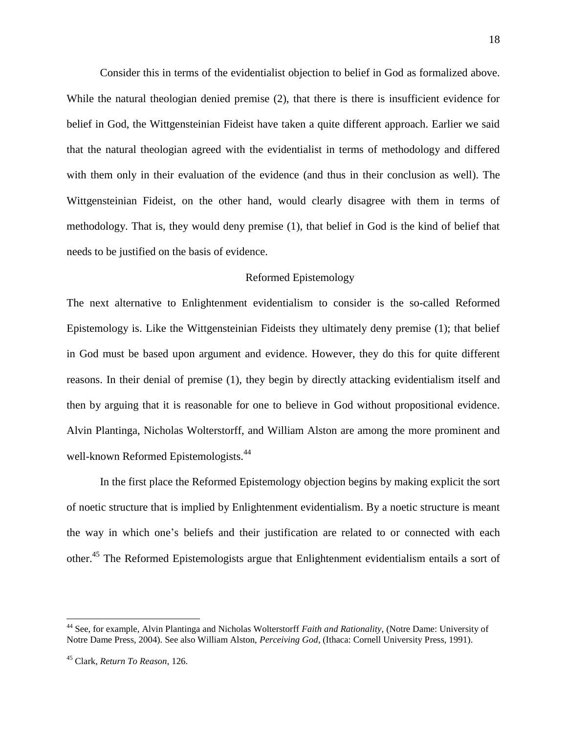Consider this in terms of the evidentialist objection to belief in God as formalized above. While the natural theologian denied premise (2), that there is there is insufficient evidence for belief in God, the Wittgensteinian Fideist have taken a quite different approach. Earlier we said that the natural theologian agreed with the evidentialist in terms of methodology and differed with them only in their evaluation of the evidence (and thus in their conclusion as well). The Wittgensteinian Fideist, on the other hand, would clearly disagree with them in terms of methodology. That is, they would deny premise (1), that belief in God is the kind of belief that needs to be justified on the basis of evidence.

## Reformed Epistemology

The next alternative to Enlightenment evidentialism to consider is the so-called Reformed Epistemology is. Like the Wittgensteinian Fideists they ultimately deny premise (1); that belief in God must be based upon argument and evidence. However, they do this for quite different reasons. In their denial of premise (1), they begin by directly attacking evidentialism itself and then by arguing that it is reasonable for one to believe in God without propositional evidence. Alvin Plantinga, Nicholas Wolterstorff, and William Alston are among the more prominent and well-known Reformed Epistemologists.[44]

In the first place the Reformed Epistemology objection begins by making explicit the sort of noetic structure that is implied by Enlightenment evidentialism. By a noetic structure is meant the way in which one's beliefs and their justification are related to or connected with each other.[45] The Reformed Epistemologists argue that Enlightenment evidentialism entails a sort of

---

[44] See, for example, Alvin Plantinga and Nicholas Wolterstorff *Faith and Rationality,* (Notre Dame: University of Notre Dame Press, 2004). See also William Alston, *Perceiving God*, (Ithaca: Cornell University Press, 1991).

[45] Clark, *Return To Reason*, 126.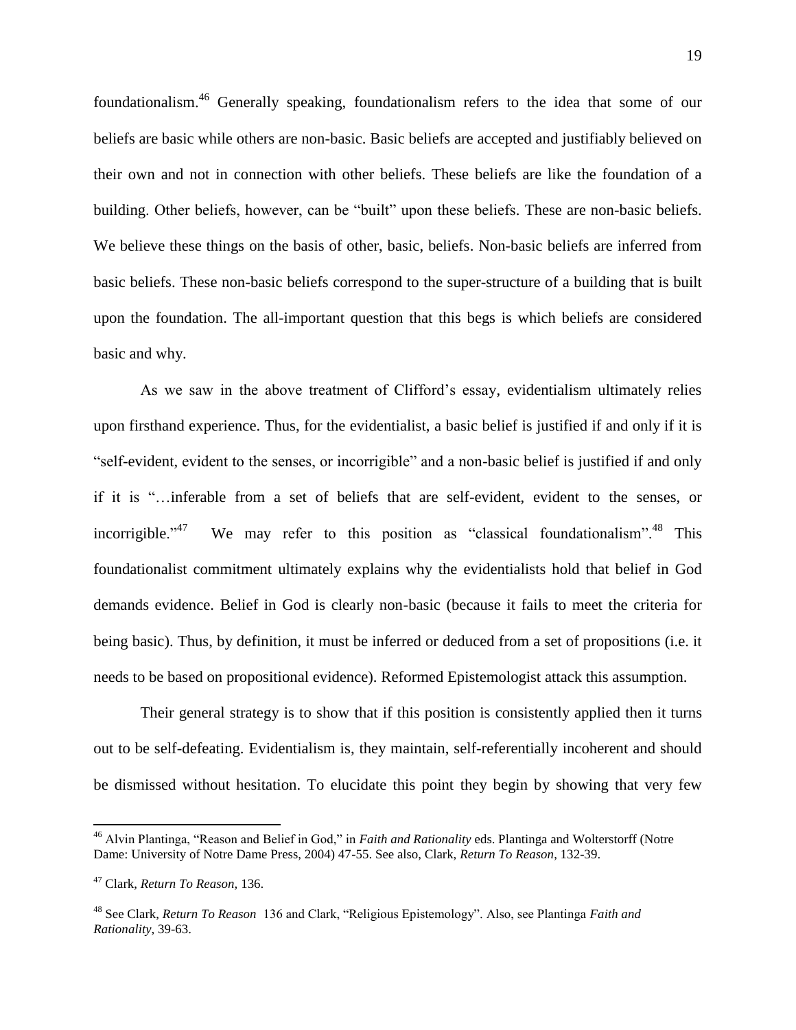foundationalism.[46] Generally speaking, foundationalism refers to the idea that some of our beliefs are basic while others are non-basic. Basic beliefs are accepted and justifiably believed on their own and not in connection with other beliefs. These beliefs are like the foundation of a building. Other beliefs, however, can be "built" upon these beliefs. These are non-basic beliefs. We believe these things on the basis of other, basic, beliefs. Non-basic beliefs are inferred from basic beliefs. These non-basic beliefs correspond to the super-structure of a building that is built upon the foundation. The all-important question that this begs is which beliefs are considered basic and why.

As we saw in the above treatment of Clifford's essay, evidentialism ultimately relies upon firsthand experience. Thus, for the evidentialist, a basic belief is justified if and only if it is "self-evident, evident to the senses, or incorrigible" and a non-basic belief is justified if and only if it is "…inferable from a set of beliefs that are self-evident, evident to the senses, or incorrigible."[47] We may refer to this position as "classical foundationalism".[48] This foundationalist commitment ultimately explains why the evidentialists hold that belief in God demands evidence. Belief in God is clearly non-basic (because it fails to meet the criteria for being basic). Thus, by definition, it must be inferred or deduced from a set of propositions (i.e. it needs to be based on propositional evidence). Reformed Epistemologist attack this assumption.

Their general strategy is to show that if this position is consistently applied then it turns out to be self-defeating. Evidentialism is, they maintain, self-referentially incoherent and should be dismissed without hesitation. To elucidate this point they begin by showing that very few

---

[46] Alvin Plantinga, "Reason and Belief in God," in *Faith and Rationality* eds. Plantinga and Wolterstorff (Notre Dame: University of Notre Dame Press, 2004) 47-55. See also, Clark, *Return To Reason*, 132-39.

[47] Clark, *Return To Reason*, 136.

[48] See Clark, *Return To Reason* 136 and Clark, "Religious Epistemology". Also, see Plantinga *Faith and Rationality*, 39-63.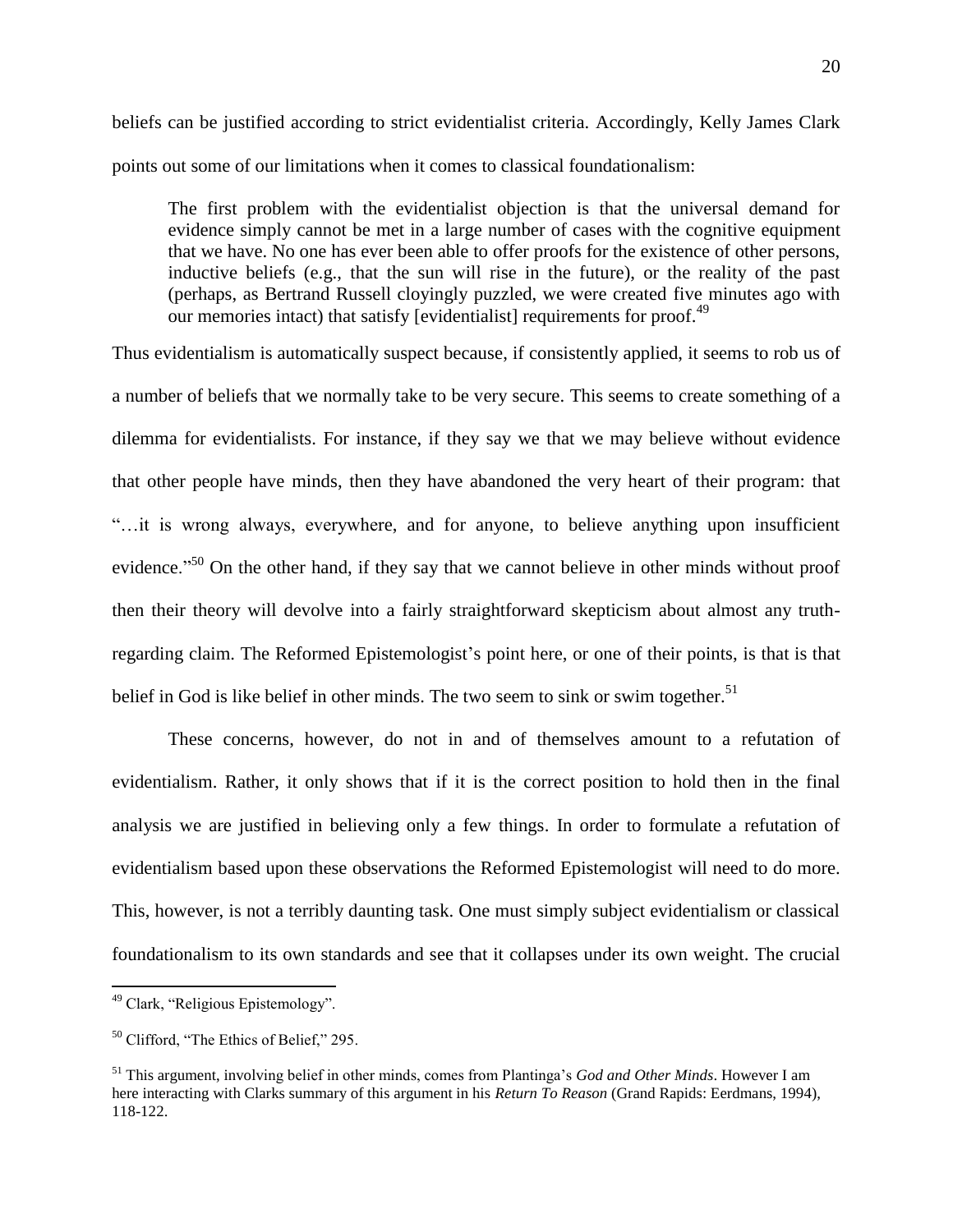beliefs can be justified according to strict evidentialist criteria. Accordingly, Kelly James Clark points out some of our limitations when it comes to classical foundationalism:

> The first problem with the evidentialist objection is that the universal demand for evidence simply cannot be met in a large number of cases with the cognitive equipment that we have. No one has ever been able to offer proofs for the existence of other persons, inductive beliefs (e.g., that the sun will rise in the future), or the reality of the past (perhaps, as Bertrand Russell cloyingly puzzled, we were created five minutes ago with our memories intact) that satisfy [evidentialist] requirements for proof.[49]

Thus evidentialism is automatically suspect because, if consistently applied, it seems to rob us of a number of beliefs that we normally take to be very secure. This seems to create something of a dilemma for evidentialists. For instance, if they say we that we may believe without evidence that other people have minds, then they have abandoned the very heart of their program: that "…it is wrong always, everywhere, and for anyone, to believe anything upon insufficient evidence."[50] On the other hand, if they say that we cannot believe in other minds without proof then their theory will devolve into a fairly straightforward skepticism about almost any truth-regarding claim. The Reformed Epistemologist's point here, or one of their points, is that is that belief in God is like belief in other minds. The two seem to sink or swim together.[51]

These concerns, however, do not in and of themselves amount to a refutation of evidentialism. Rather, it only shows that if it is the correct position to hold then in the final analysis we are justified in believing only a few things. In order to formulate a refutation of evidentialism based upon these observations the Reformed Epistemologist will need to do more. This, however, is not a terribly daunting task. One must simply subject evidentialism or classical foundationalism to its own standards and see that it collapses under its own weight. The crucial

---

[49] Clark, "Religious Epistemology".

[50] Clifford, "The Ethics of Belief," 295.

[51] This argument, involving belief in other minds, comes from Plantinga's *God and Other Minds*. However I am here interacting with Clarks summary of this argument in his *Return To Reason* (Grand Rapids: Eerdmans, 1994), 118-122.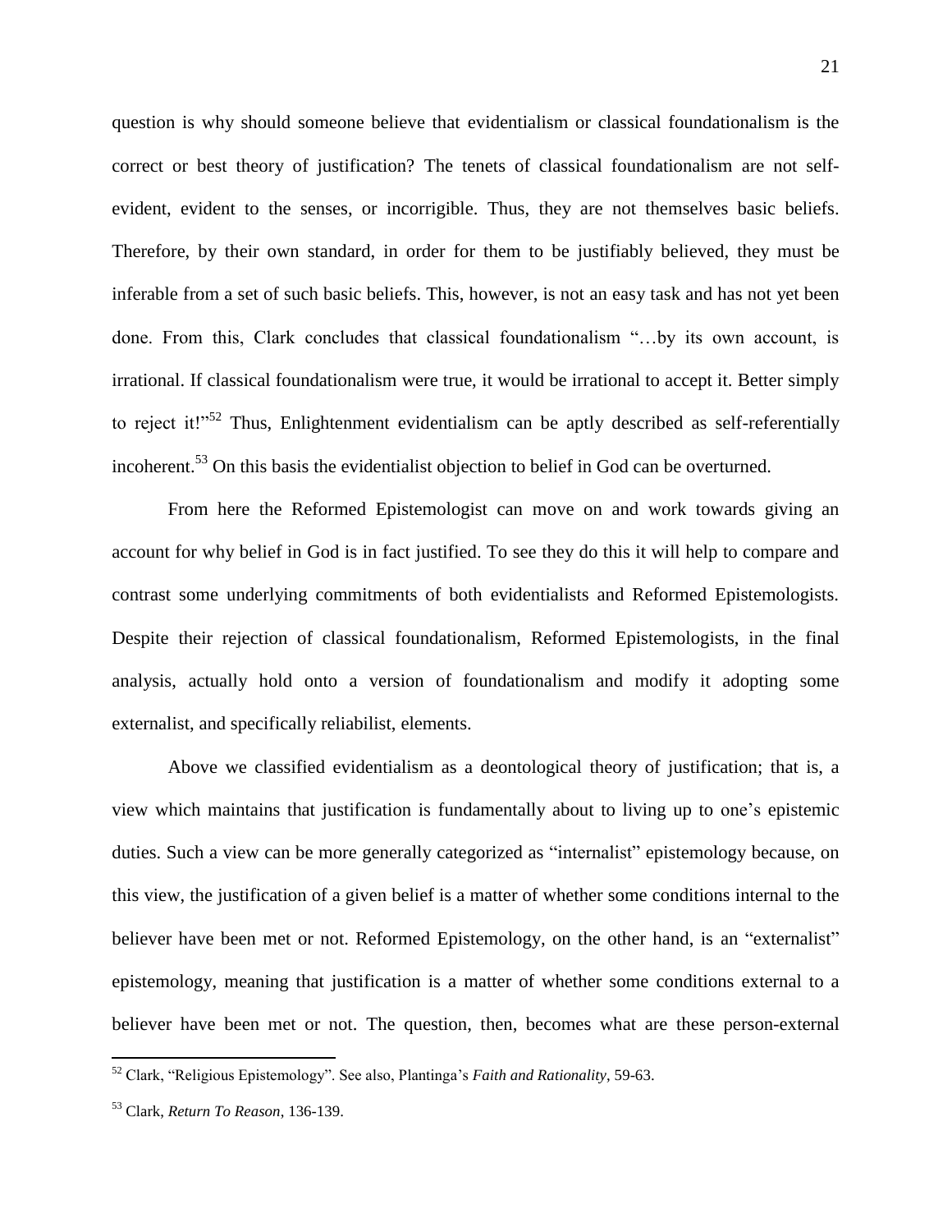question is why should someone believe that evidentialism or classical foundationalism is the correct or best theory of justification? The tenets of classical foundationalism are not self-evident, evident to the senses, or incorrigible. Thus, they are not themselves basic beliefs. Therefore, by their own standard, in order for them to be justifiably believed, they must be inferable from a set of such basic beliefs. This, however, is not an easy task and has not yet been done. From this, Clark concludes that classical foundationalism "…by its own account, is irrational. If classical foundationalism were true, it would be irrational to accept it. Better simply to reject it!"[52] Thus, Enlightenment evidentialism can be aptly described as self-referentially incoherent.[53] On this basis the evidentialist objection to belief in God can be overturned.

From here the Reformed Epistemologist can move on and work towards giving an account for why belief in God is in fact justified. To see they do this it will help to compare and contrast some underlying commitments of both evidentialists and Reformed Epistemologists. Despite their rejection of classical foundationalism, Reformed Epistemologists, in the final analysis, actually hold onto a version of foundationalism and modify it adopting some externalist, and specifically reliabilist, elements.

Above we classified evidentialism as a deontological theory of justification; that is, a view which maintains that justification is fundamentally about to living up to one's epistemic duties. Such a view can be more generally categorized as "internalist" epistemology because, on this view, the justification of a given belief is a matter of whether some conditions internal to the believer have been met or not. Reformed Epistemology, on the other hand, is an "externalist" epistemology, meaning that justification is a matter of whether some conditions external to a believer have been met or not. The question, then, becomes what are these person-external

---

[52] Clark, "Religious Epistemology". See also, Plantinga's *Faith and Rationality*, 59-63.

[53] Clark, *Return To Reason*, 136-139.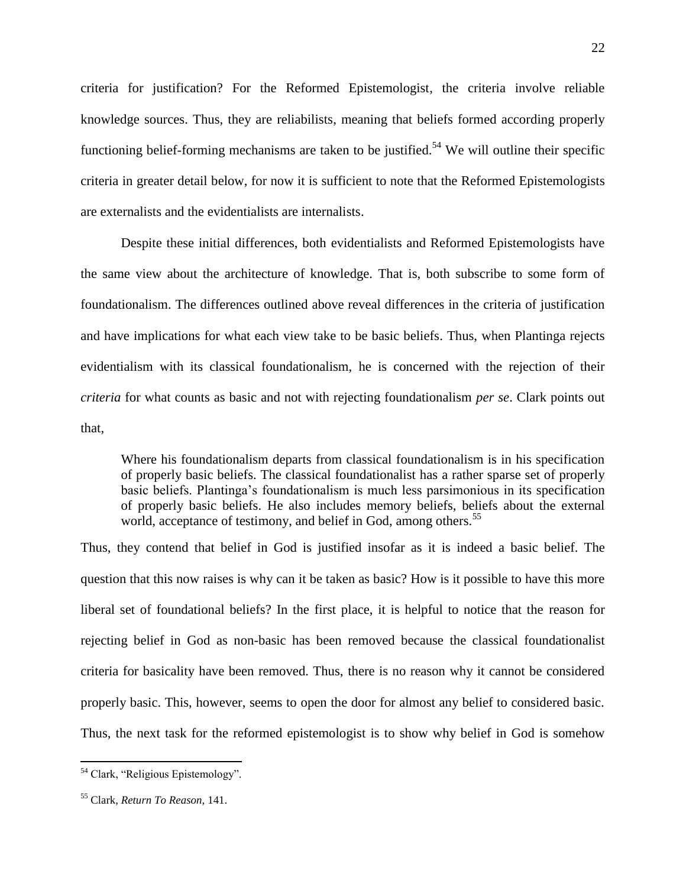criteria for justification? For the Reformed Epistemologist, the criteria involve reliable knowledge sources. Thus, they are reliabilists, meaning that beliefs formed according properly functioning belief-forming mechanisms are taken to be justified.[54] We will outline their specific criteria in greater detail below, for now it is sufficient to note that the Reformed Epistemologists are externalists and the evidentialists are internalists.

Despite these initial differences, both evidentialists and Reformed Epistemologists have the same view about the architecture of knowledge. That is, both subscribe to some form of foundationalism. The differences outlined above reveal differences in the criteria of justification and have implications for what each view take to be basic beliefs. Thus, when Plantinga rejects evidentialism with its classical foundationalism, he is concerned with the rejection of their *criteria* for what counts as basic and not with rejecting foundationalism *per se*. Clark points out that,

> Where his foundationalism departs from classical foundationalism is in his specification of properly basic beliefs. The classical foundationalist has a rather sparse set of properly basic beliefs. Plantinga's foundationalism is much less parsimonious in its specification of properly basic beliefs. He also includes memory beliefs, beliefs about the external world, acceptance of testimony, and belief in God, among others.[55]

Thus, they contend that belief in God is justified insofar as it is indeed a basic belief. The question that this now raises is why can it be taken as basic? How is it possible to have this more liberal set of foundational beliefs? In the first place, it is helpful to notice that the reason for rejecting belief in God as non-basic has been removed because the classical foundationalist criteria for basicality have been removed. Thus, there is no reason why it cannot be considered properly basic. This, however, seems to open the door for almost any belief to considered basic. Thus, the next task for the reformed epistemologist is to show why belief in God is somehow

---

[54] Clark, "Religious Epistemology".

[55] Clark, *Return To Reason*, 141.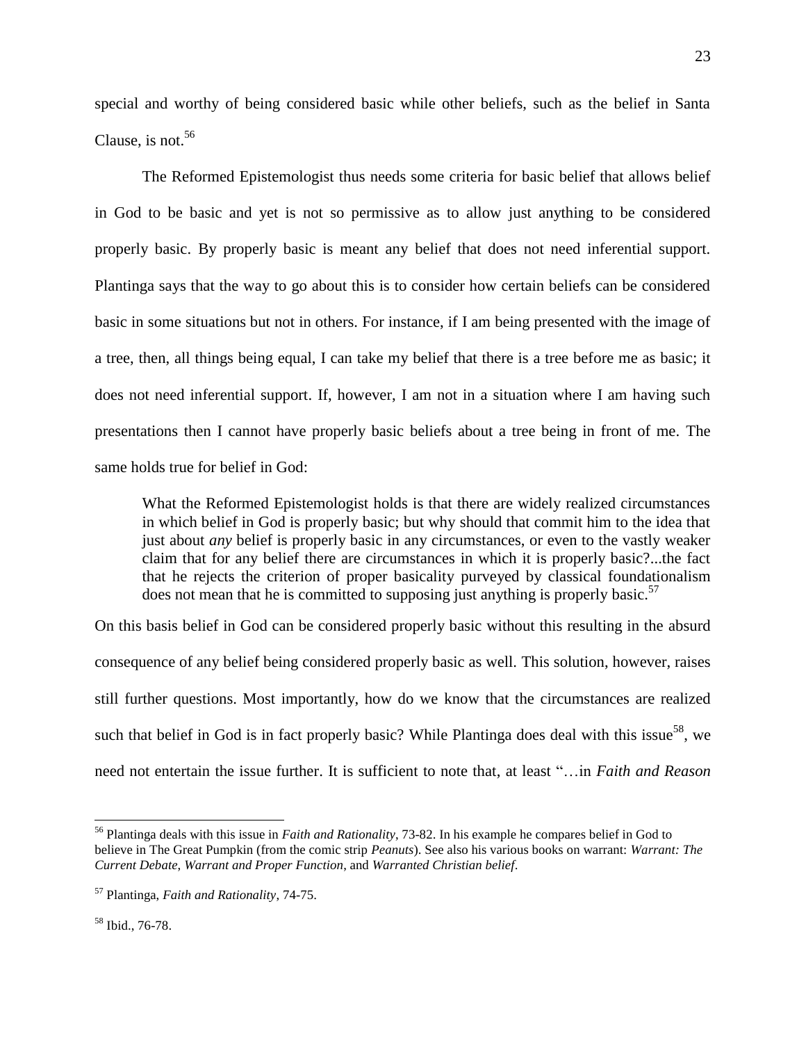special and worthy of being considered basic while other beliefs, such as the belief in Santa Clause, is not.[56]

The Reformed Epistemologist thus needs some criteria for basic belief that allows belief in God to be basic and yet is not so permissive as to allow just anything to be considered properly basic. By properly basic is meant any belief that does not need inferential support. Plantinga says that the way to go about this is to consider how certain beliefs can be considered basic in some situations but not in others. For instance, if I am being presented with the image of a tree, then, all things being equal, I can take my belief that there is a tree before me as basic; it does not need inferential support. If, however, I am not in a situation where I am having such presentations then I cannot have properly basic beliefs about a tree being in front of me. The same holds true for belief in God:

> What the Reformed Epistemologist holds is that there are widely realized circumstances in which belief in God is properly basic; but why should that commit him to the idea that just about *any* belief is properly basic in any circumstances, or even to the vastly weaker claim that for any belief there are circumstances in which it is properly basic?...the fact that he rejects the criterion of proper basicality purveyed by classical foundationalism does not mean that he is committed to supposing just anything is properly basic.[57]

On this basis belief in God can be considered properly basic without this resulting in the absurd consequence of any belief being considered properly basic as well. This solution, however, raises still further questions. Most importantly, how do we know that the circumstances are realized such that belief in God is in fact properly basic? While Plantinga does deal with this issue[58], we need not entertain the issue further. It is sufficient to note that, at least "…in *Faith and Reason*

---

[56] Plantinga deals with this issue in *Faith and Rationality*, 73-82. In his example he compares belief in God to believe in The Great Pumpkin (from the comic strip *Peanuts*). See also his various books on warrant: *Warrant: The Current Debate*, *Warrant and Proper Function*, and *Warranted Christian belief*.

[57] Plantinga, *Faith and Rationality*, 74-75.

[58] Ibid., 76-78.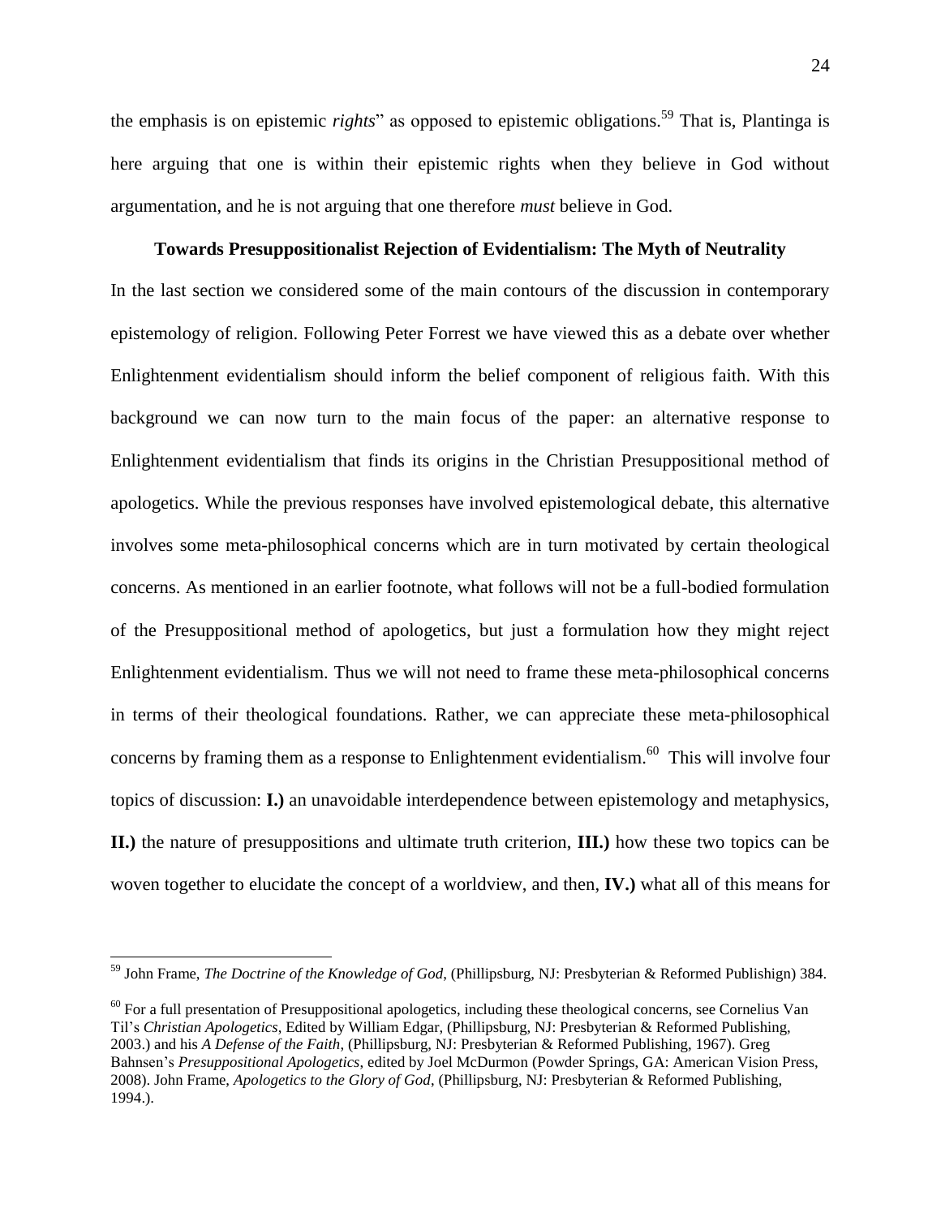the emphasis is on epistemic *rights*" as opposed to epistemic obligations.[59] That is, Plantinga is here arguing that one is within their epistemic rights when they believe in God without argumentation, and he is not arguing that one therefore *must* believe in God.

## Towards Presuppositionalist Rejection of Evidentialism: The Myth of Neutrality

In the last section we considered some of the main contours of the discussion in contemporary epistemology of religion. Following Peter Forrest we have viewed this as a debate over whether Enlightenment evidentialism should inform the belief component of religious faith. With this background we can now turn to the main focus of the paper: an alternative response to Enlightenment evidentialism that finds its origins in the Christian Presuppositional method of apologetics. While the previous responses have involved epistemological debate, this alternative involves some meta-philosophical concerns which are in turn motivated by certain theological concerns. As mentioned in an earlier footnote, what follows will not be a full-bodied formulation of the Presuppositional method of apologetics, but just a formulation how they might reject Enlightenment evidentialism. Thus we will not need to frame these meta-philosophical concerns in terms of their theological foundations. Rather, we can appreciate these meta-philosophical concerns by framing them as a response to Enlightenment evidentialism.[60] This will involve four topics of discussion: **I.)** an unavoidable interdependence between epistemology and metaphysics, **II.)** the nature of presuppositions and ultimate truth criterion, **III.)** how these two topics can be woven together to elucidate the concept of a worldview, and then, **IV.)** what all of this means for

---

[59] John Frame, *The Doctrine of the Knowledge of God*, (Phillipsburg, NJ: Presbyterian & Reformed Publishign) 384.

[60] For a full presentation of Presuppositional apologetics, including these theological concerns, see Cornelius Van Til's *Christian Apologetics*, Edited by William Edgar, (Phillipsburg, NJ: Presbyterian & Reformed Publishing, 2003.) and his *A Defense of the Faith*, (Phillipsburg, NJ: Presbyterian & Reformed Publishing, 1967). Greg Bahnsen's *Presuppositional Apologetics*, edited by Joel McDurmon (Powder Springs, GA: American Vision Press, 2008). John Frame, *Apologetics to the Glory of God*, (Phillipsburg, NJ: Presbyterian & Reformed Publishing, 1994.).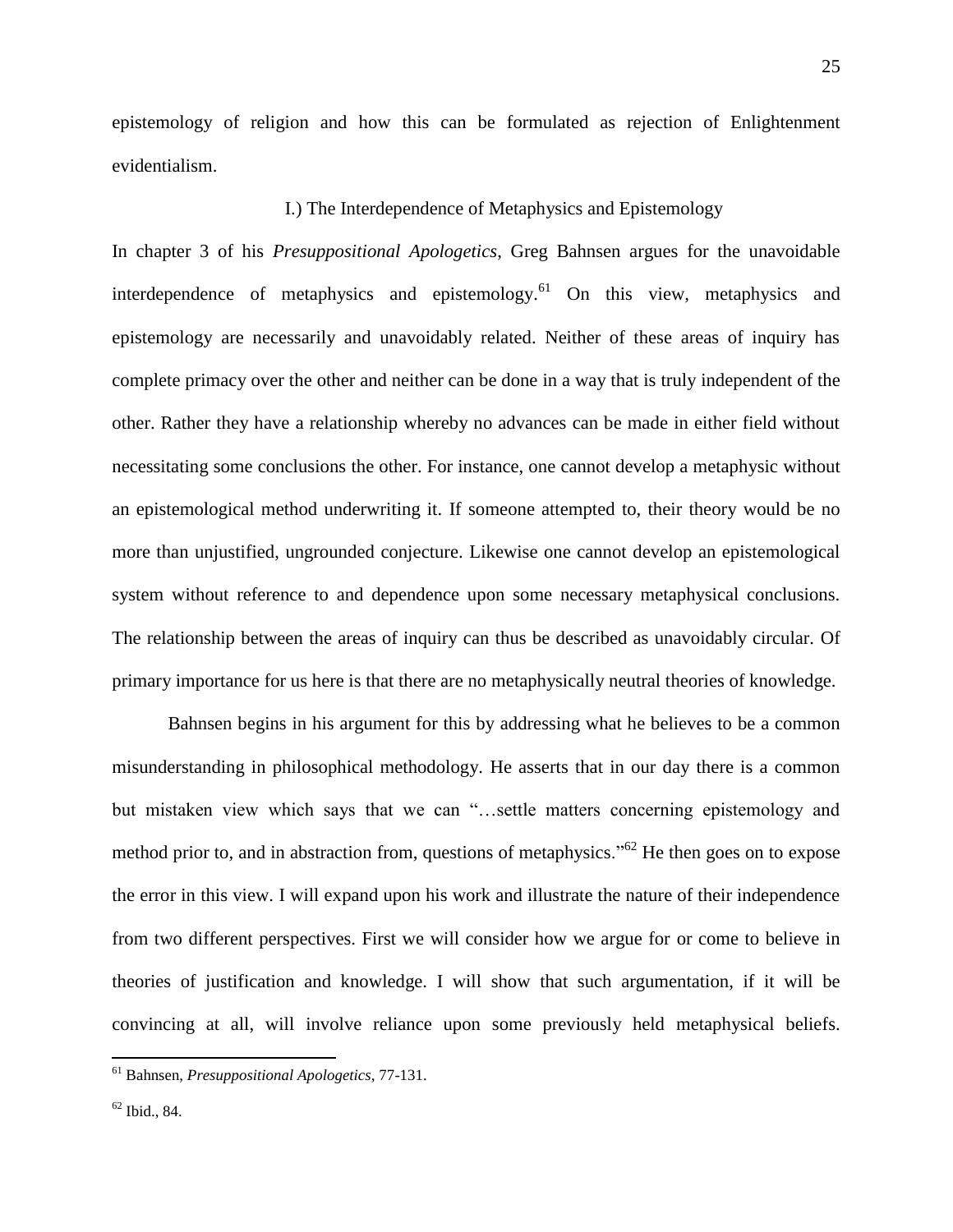epistemology of religion and how this can be formulated as rejection of Enlightenment evidentialism.

## I.) The Interdependence of Metaphysics and Epistemology

In chapter 3 of his *Presuppositional Apologetics*, Greg Bahnsen argues for the unavoidable interdependence of metaphysics and epistemology.[61] On this view, metaphysics and epistemology are necessarily and unavoidably related. Neither of these areas of inquiry has complete primacy over the other and neither can be done in a way that is truly independent of the other. Rather they have a relationship whereby no advances can be made in either field without necessitating some conclusions the other. For instance, one cannot develop a metaphysic without an epistemological method underwriting it. If someone attempted to, their theory would be no more than unjustified, ungrounded conjecture. Likewise one cannot develop an epistemological system without reference to and dependence upon some necessary metaphysical conclusions. The relationship between the areas of inquiry can thus be described as unavoidably circular. Of primary importance for us here is that there are no metaphysically neutral theories of knowledge.

Bahnsen begins in his argument for this by addressing what he believes to be a common misunderstanding in philosophical methodology. He asserts that in our day there is a common but mistaken view which says that we can "…settle matters concerning epistemology and method prior to, and in abstraction from, questions of metaphysics."[62] He then goes on to expose the error in this view. I will expand upon his work and illustrate the nature of their independence from two different perspectives. First we will consider how we argue for or come to believe in theories of justification and knowledge. I will show that such argumentation, if it will be convincing at all, will involve reliance upon some previously held metaphysical beliefs.

---

[61] Bahnsen, *Presuppositional Apologetics*, 77-131.

[62] Ibid., 84.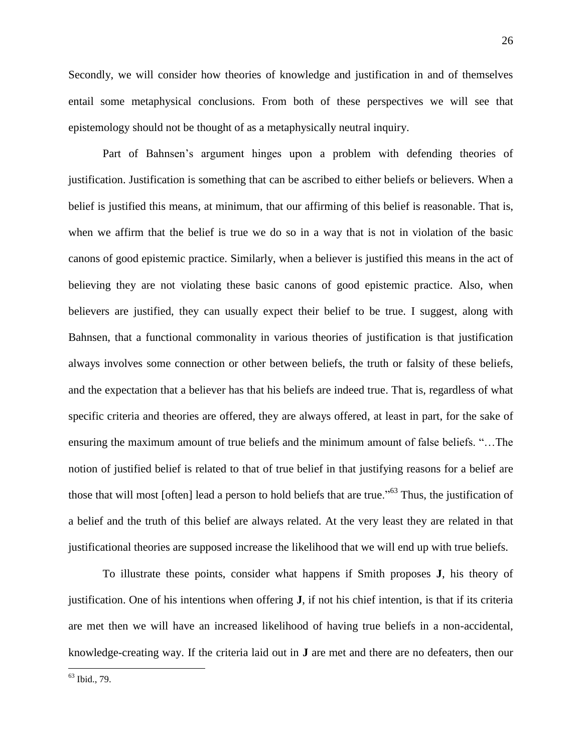Secondly, we will consider how theories of knowledge and justification in and of themselves entail some metaphysical conclusions. From both of these perspectives we will see that epistemology should not be thought of as a metaphysically neutral inquiry.

Part of Bahnsen's argument hinges upon a problem with defending theories of justification. Justification is something that can be ascribed to either beliefs or believers. When a belief is justified this means, at minimum, that our affirming of this belief is reasonable. That is, when we affirm that the belief is true we do so in a way that is not in violation of the basic canons of good epistemic practice. Similarly, when a believer is justified this means in the act of believing they are not violating these basic canons of good epistemic practice. Also, when believers are justified, they can usually expect their belief to be true. I suggest, along with Bahnsen, that a functional commonality in various theories of justification is that justification always involves some connection or other between beliefs, the truth or falsity of these beliefs, and the expectation that a believer has that his beliefs are indeed true. That is, regardless of what specific criteria and theories are offered, they are always offered, at least in part, for the sake of ensuring the maximum amount of true beliefs and the minimum amount of false beliefs. "…The notion of justified belief is related to that of true belief in that justifying reasons for a belief are those that will most [often] lead a person to hold beliefs that are true."[63] Thus, the justification of a belief and the truth of this belief are always related. At the very least they are related in that justificational theories are supposed increase the likelihood that we will end up with true beliefs.

To illustrate these points, consider what happens if Smith proposes **J**, his theory of justification. One of his intentions when offering **J**, if not his chief intention, is that if its criteria are met then we will have an increased likelihood of having true beliefs in a non-accidental, knowledge-creating way. If the criteria laid out in **J** are met and there are no defeaters, then our

[63] Ibid., 79.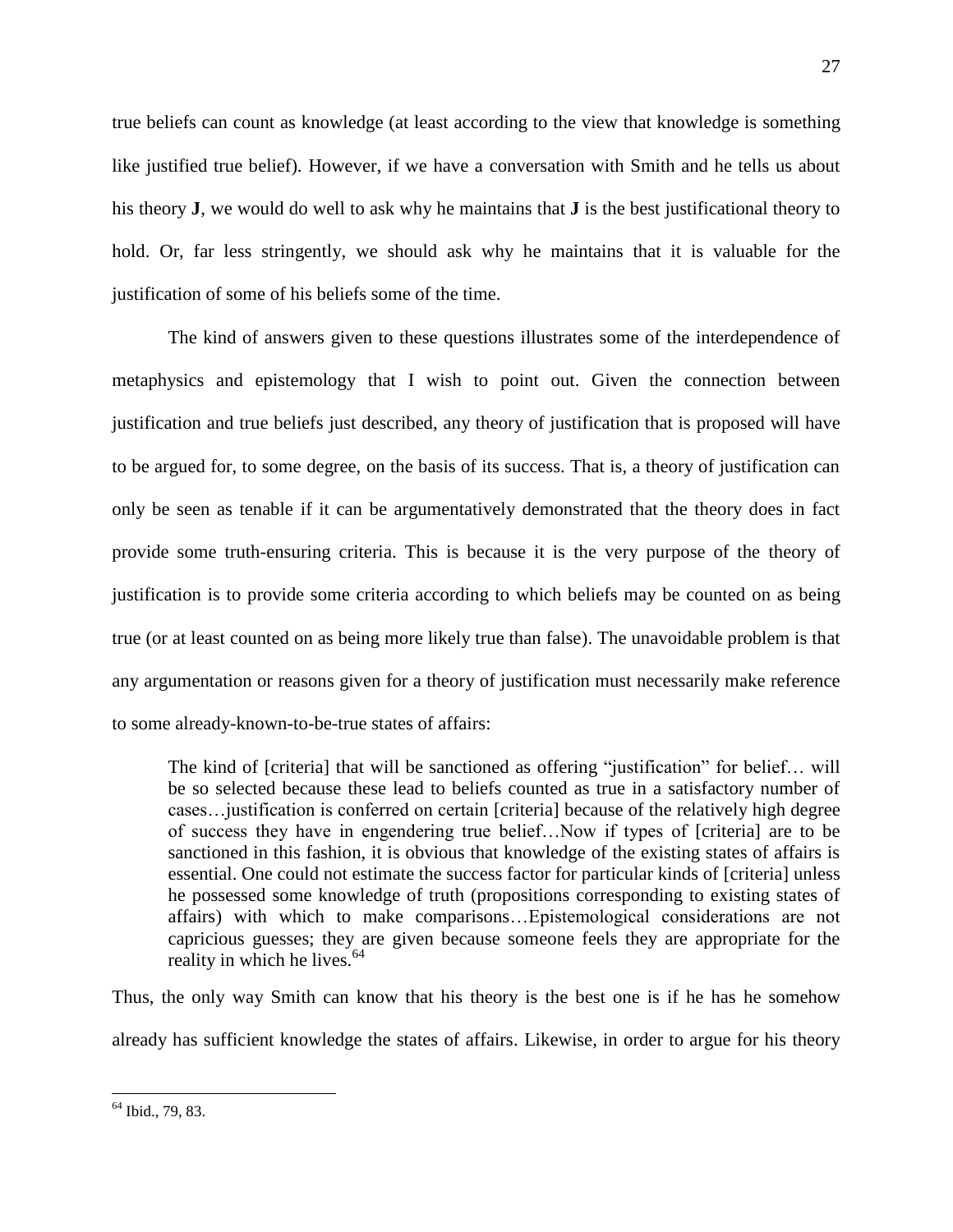true beliefs can count as knowledge (at least according to the view that knowledge is something like justified true belief). However, if we have a conversation with Smith and he tells us about his theory **J**, we would do well to ask why he maintains that **J** is the best justificational theory to hold. Or, far less stringently, we should ask why he maintains that it is valuable for the justification of some of his beliefs some of the time.

The kind of answers given to these questions illustrates some of the interdependence of metaphysics and epistemology that I wish to point out. Given the connection between justification and true beliefs just described, any theory of justification that is proposed will have to be argued for, to some degree, on the basis of its success. That is, a theory of justification can only be seen as tenable if it can be argumentatively demonstrated that the theory does in fact provide some truth-ensuring criteria. This is because it is the very purpose of the theory of justification is to provide some criteria according to which beliefs may be counted on as being true (or at least counted on as being more likely true than false). The unavoidable problem is that any argumentation or reasons given for a theory of justification must necessarily make reference to some already-known-to-be-true states of affairs:

> The kind of [criteria] that will be sanctioned as offering "justification" for belief… will be so selected because these lead to beliefs counted as true in a satisfactory number of cases…justification is conferred on certain [criteria] because of the relatively high degree of success they have in engendering true belief…Now if types of [criteria] are to be sanctioned in this fashion, it is obvious that knowledge of the existing states of affairs is essential. One could not estimate the success factor for particular kinds of [criteria] unless he possessed some knowledge of truth (propositions corresponding to existing states of affairs) with which to make comparisons…Epistemological considerations are not capricious guesses; they are given because someone feels they are appropriate for the reality in which he lives.[64]

Thus, the only way Smith can know that his theory is the best one is if he has he somehow already has sufficient knowledge the states of affairs. Likewise, in order to argue for his theory

[64] Ibid., 79, 83.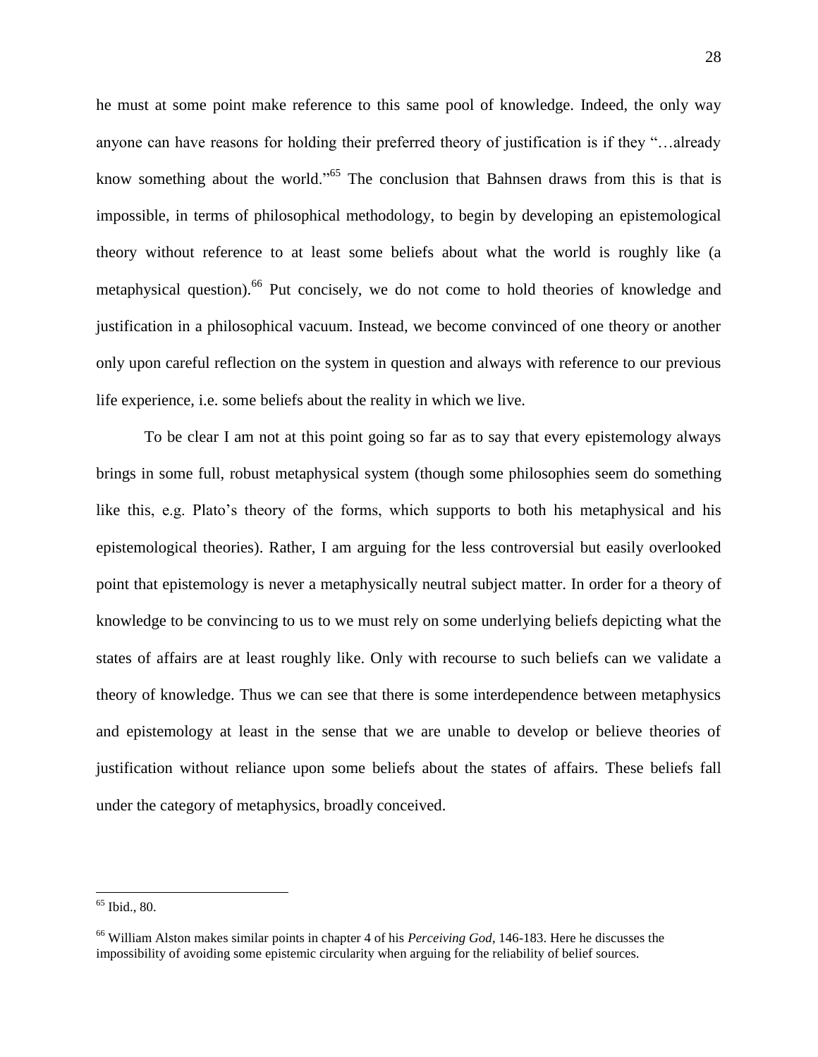he must at some point make reference to this same pool of knowledge. Indeed, the only way anyone can have reasons for holding their preferred theory of justification is if they "…already know something about the world."[65] The conclusion that Bahnsen draws from this is that is impossible, in terms of philosophical methodology, to begin by developing an epistemological theory without reference to at least some beliefs about what the world is roughly like (a metaphysical question).[66] Put concisely, we do not come to hold theories of knowledge and justification in a philosophical vacuum. Instead, we become convinced of one theory or another only upon careful reflection on the system in question and always with reference to our previous life experience, i.e. some beliefs about the reality in which we live.

To be clear I am not at this point going so far as to say that every epistemology always brings in some full, robust metaphysical system (though some philosophies seem do something like this, e.g. Plato's theory of the forms, which supports to both his metaphysical and his epistemological theories). Rather, I am arguing for the less controversial but easily overlooked point that epistemology is never a metaphysically neutral subject matter. In order for a theory of knowledge to be convincing to us to we must rely on some underlying beliefs depicting what the states of affairs are at least roughly like. Only with recourse to such beliefs can we validate a theory of knowledge. Thus we can see that there is some interdependence between metaphysics and epistemology at least in the sense that we are unable to develop or believe theories of justification without reliance upon some beliefs about the states of affairs. These beliefs fall under the category of metaphysics, broadly conceived.

---

[65] Ibid., 80.

[66] William Alston makes similar points in chapter 4 of his *Perceiving God*, 146-183. Here he discusses the impossibility of avoiding some epistemic circularity when arguing for the reliability of belief sources.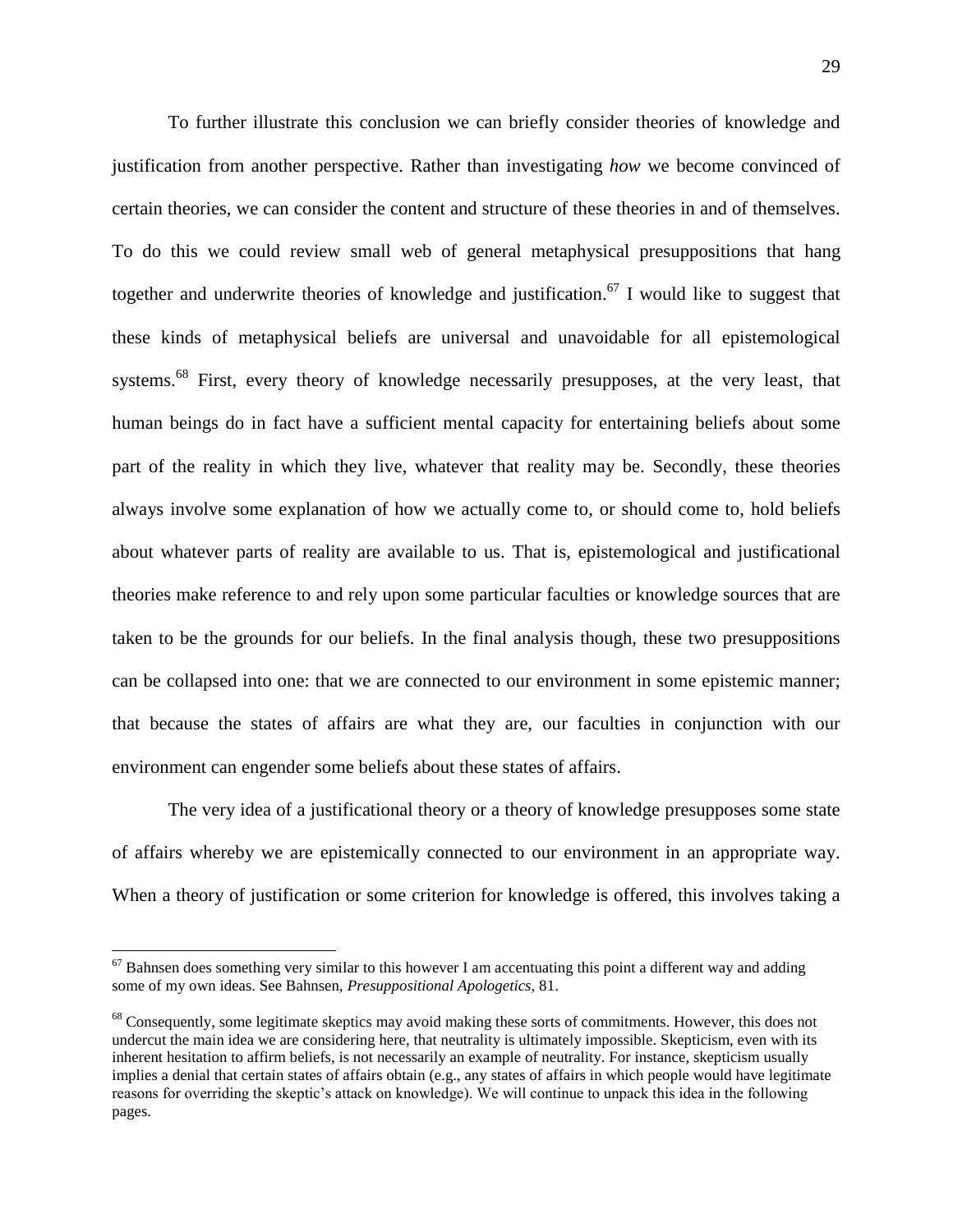To further illustrate this conclusion we can briefly consider theories of knowledge and justification from another perspective. Rather than investigating *how* we become convinced of certain theories, we can consider the content and structure of these theories in and of themselves. To do this we could review small web of general metaphysical presuppositions that hang together and underwrite theories of knowledge and justification.[67] I would like to suggest that these kinds of metaphysical beliefs are universal and unavoidable for all epistemological systems.[68] First, every theory of knowledge necessarily presupposes, at the very least, that human beings do in fact have a sufficient mental capacity for entertaining beliefs about some part of the reality in which they live, whatever that reality may be. Secondly, these theories always involve some explanation of how we actually come to, or should come to, hold beliefs about whatever parts of reality are available to us. That is, epistemological and justificational theories make reference to and rely upon some particular faculties or knowledge sources that are taken to be the grounds for our beliefs. In the final analysis though, these two presuppositions can be collapsed into one: that we are connected to our environment in some epistemic manner; that because the states of affairs are what they are, our faculties in conjunction with our environment can engender some beliefs about these states of affairs.

The very idea of a justificational theory or a theory of knowledge presupposes some state of affairs whereby we are epistemically connected to our environment in an appropriate way. When a theory of justification or some criterion for knowledge is offered, this involves taking a

---

[67] Bahnsen does something very similar to this however I am accentuating this point a different way and adding some of my own ideas. See Bahnsen, *Presuppositional Apologetics*, 81.

[68] Consequently, some legitimate skeptics may avoid making these sorts of commitments. However, this does not undercut the main idea we are considering here, that neutrality is ultimately impossible. Skepticism, even with its inherent hesitation to affirm beliefs, is not necessarily an example of neutrality. For instance, skepticism usually implies a denial that certain states of affairs obtain (e.g., any states of affairs in which people would have legitimate reasons for overriding the skeptic's attack on knowledge). We will continue to unpack this idea in the following pages.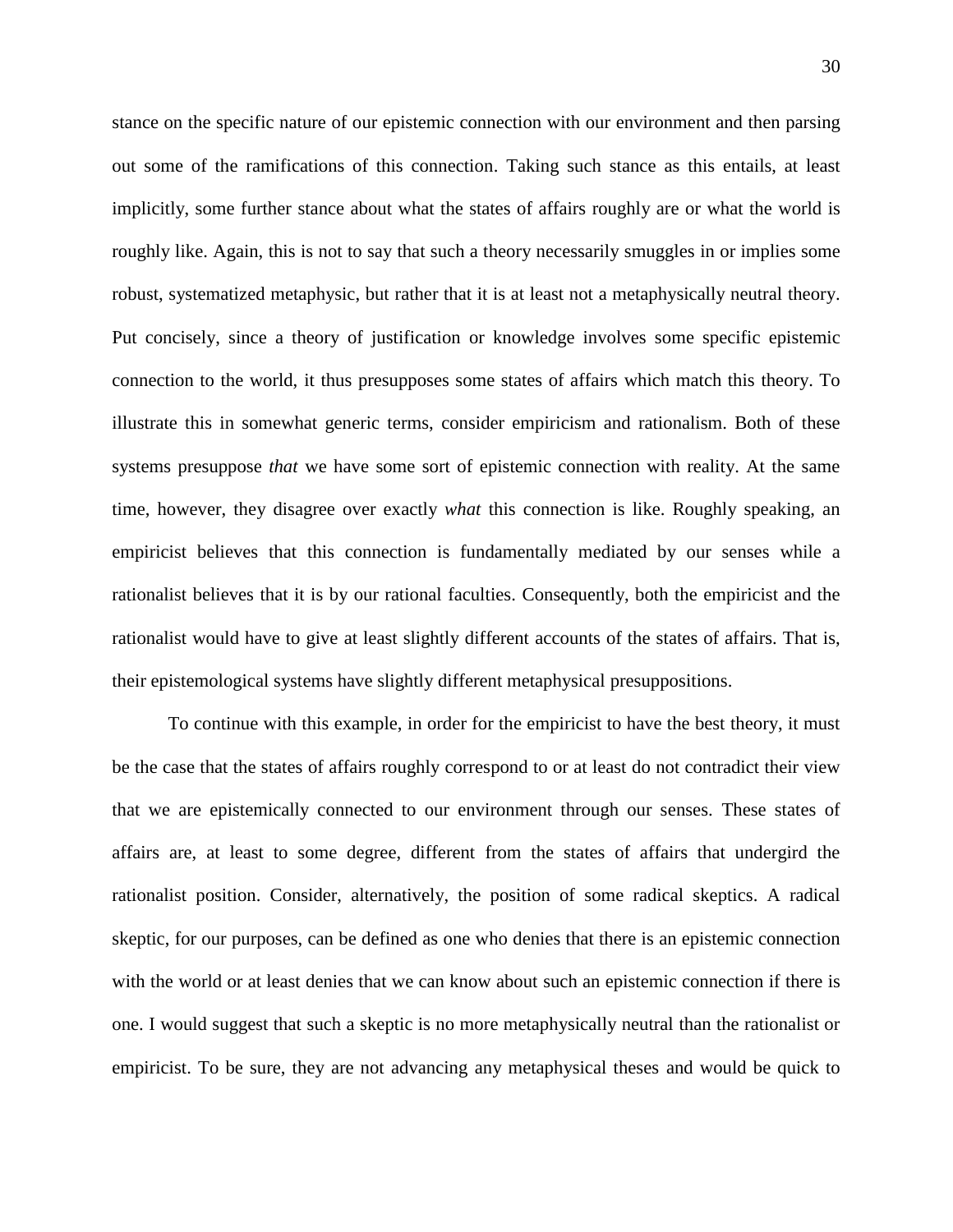stance on the specific nature of our epistemic connection with our environment and then parsing out some of the ramifications of this connection. Taking such stance as this entails, at least implicitly, some further stance about what the states of affairs roughly are or what the world is roughly like. Again, this is not to say that such a theory necessarily smuggles in or implies some robust, systematized metaphysic, but rather that it is at least not a metaphysically neutral theory. Put concisely, since a theory of justification or knowledge involves some specific epistemic connection to the world, it thus presupposes some states of affairs which match this theory. To illustrate this in somewhat generic terms, consider empiricism and rationalism. Both of these systems presuppose *that* we have some sort of epistemic connection with reality. At the same time, however, they disagree over exactly *what* this connection is like. Roughly speaking, an empiricist believes that this connection is fundamentally mediated by our senses while a rationalist believes that it is by our rational faculties. Consequently, both the empiricist and the rationalist would have to give at least slightly different accounts of the states of affairs. That is, their epistemological systems have slightly different metaphysical presuppositions.

To continue with this example, in order for the empiricist to have the best theory, it must be the case that the states of affairs roughly correspond to or at least do not contradict their view that we are epistemically connected to our environment through our senses. These states of affairs are, at least to some degree, different from the states of affairs that undergird the rationalist position. Consider, alternatively, the position of some radical skeptics. A radical skeptic, for our purposes, can be defined as one who denies that there is an epistemic connection with the world or at least denies that we can know about such an epistemic connection if there is one. I would suggest that such a skeptic is no more metaphysically neutral than the rationalist or empiricist. To be sure, they are not advancing any metaphysical theses and would be quick to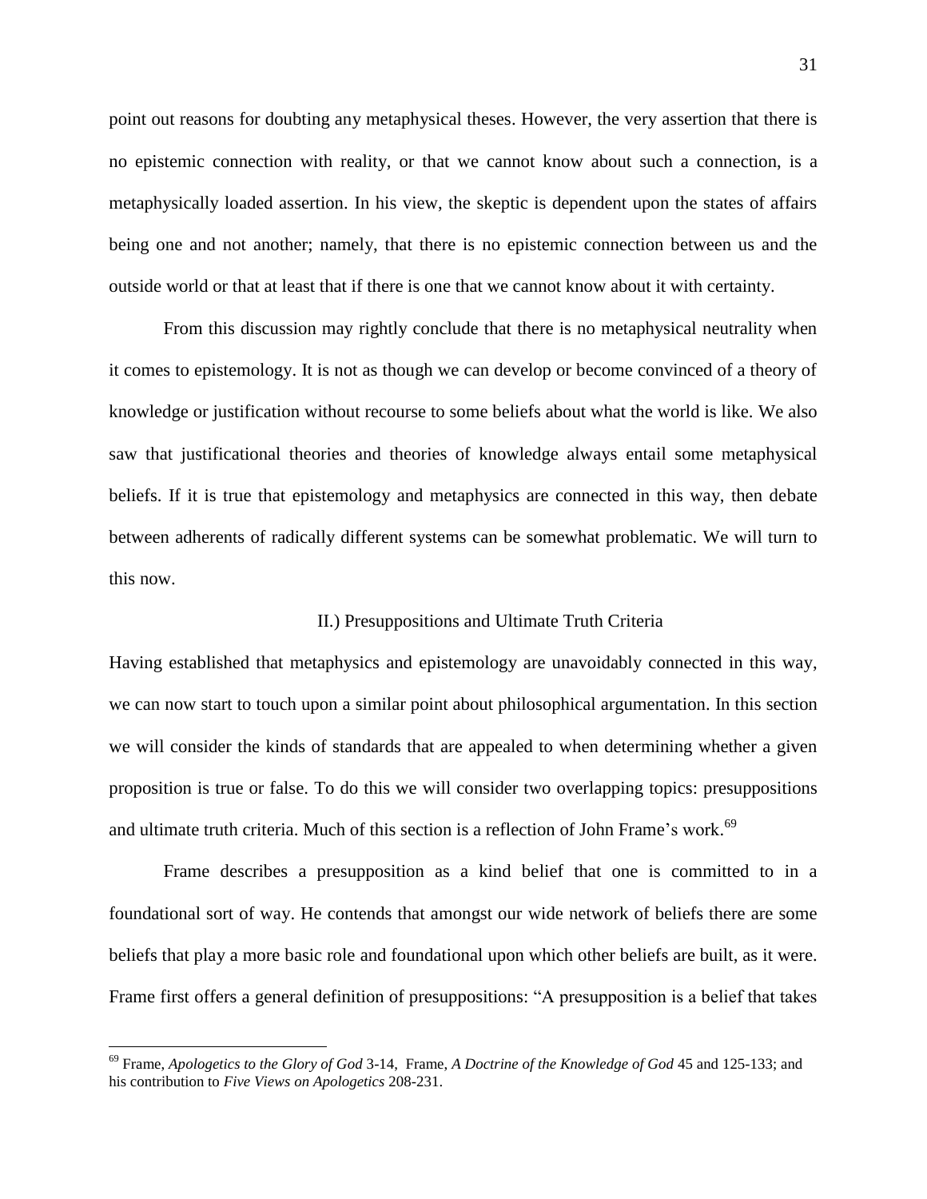point out reasons for doubting any metaphysical theses. However, the very assertion that there is no epistemic connection with reality, or that we cannot know about such a connection, is a metaphysically loaded assertion. In his view, the skeptic is dependent upon the states of affairs being one and not another; namely, that there is no epistemic connection between us and the outside world or that at least that if there is one that we cannot know about it with certainty.

From this discussion may rightly conclude that there is no metaphysical neutrality when it comes to epistemology. It is not as though we can develop or become convinced of a theory of knowledge or justification without recourse to some beliefs about what the world is like. We also saw that justificational theories and theories of knowledge always entail some metaphysical beliefs. If it is true that epistemology and metaphysics are connected in this way, then debate between adherents of radically different systems can be somewhat problematic. We will turn to this now.

## II.) Presuppositions and Ultimate Truth Criteria

Having established that metaphysics and epistemology are unavoidably connected in this way, we can now start to touch upon a similar point about philosophical argumentation. In this section we will consider the kinds of standards that are appealed to when determining whether a given proposition is true or false. To do this we will consider two overlapping topics: presuppositions and ultimate truth criteria. Much of this section is a reflection of John Frame's work.[69]

Frame describes a presupposition as a kind belief that one is committed to in a foundational sort of way. He contends that amongst our wide network of beliefs there are some beliefs that play a more basic role and foundational upon which other beliefs are built, as it were. Frame first offers a general definition of presuppositions: "A presupposition is a belief that takes

[69] Frame, *Apologetics to the Glory of God* 3-14, Frame, *A Doctrine of the Knowledge of God* 45 and 125-133; and his contribution to *Five Views on Apologetics* 208-231.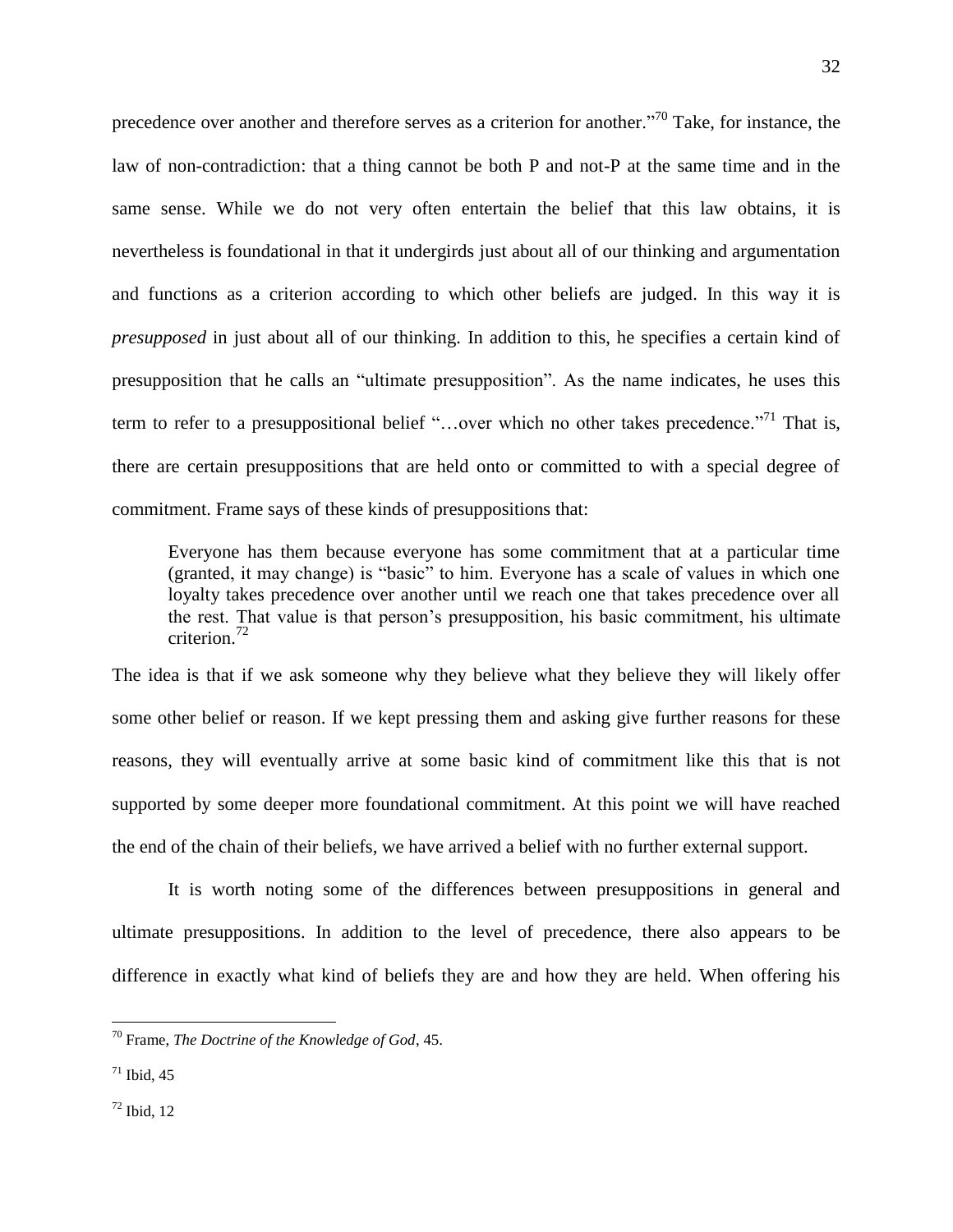precedence over another and therefore serves as a criterion for another."[70] Take, for instance, the law of non-contradiction: that a thing cannot be both P and not-P at the same time and in the same sense. While we do not very often entertain the belief that this law obtains, it is nevertheless is foundational in that it undergirds just about all of our thinking and argumentation and functions as a criterion according to which other beliefs are judged. In this way it is *presupposed* in just about all of our thinking. In addition to this, he specifies a certain kind of presupposition that he calls an "ultimate presupposition". As the name indicates, he uses this term to refer to a presuppositional belief "…over which no other takes precedence."[71] That is, there are certain presuppositions that are held onto or committed to with a special degree of commitment. Frame says of these kinds of presuppositions that:

> Everyone has them because everyone has some commitment that at a particular time (granted, it may change) is "basic" to him. Everyone has a scale of values in which one loyalty takes precedence over another until we reach one that takes precedence over all the rest. That value is that person's presupposition, his basic commitment, his ultimate criterion.[72]

The idea is that if we ask someone why they believe what they believe they will likely offer some other belief or reason. If we kept pressing them and asking give further reasons for these reasons, they will eventually arrive at some basic kind of commitment like this that is not supported by some deeper more foundational commitment. At this point we will have reached the end of the chain of their beliefs, we have arrived a belief with no further external support.

It is worth noting some of the differences between presuppositions in general and ultimate presuppositions. In addition to the level of precedence, there also appears to be difference in exactly what kind of beliefs they are and how they are held. When offering his

---

[70] Frame, *The Doctrine of the Knowledge of God*, 45.

[71] Ibid, 45

[72] Ibid, 12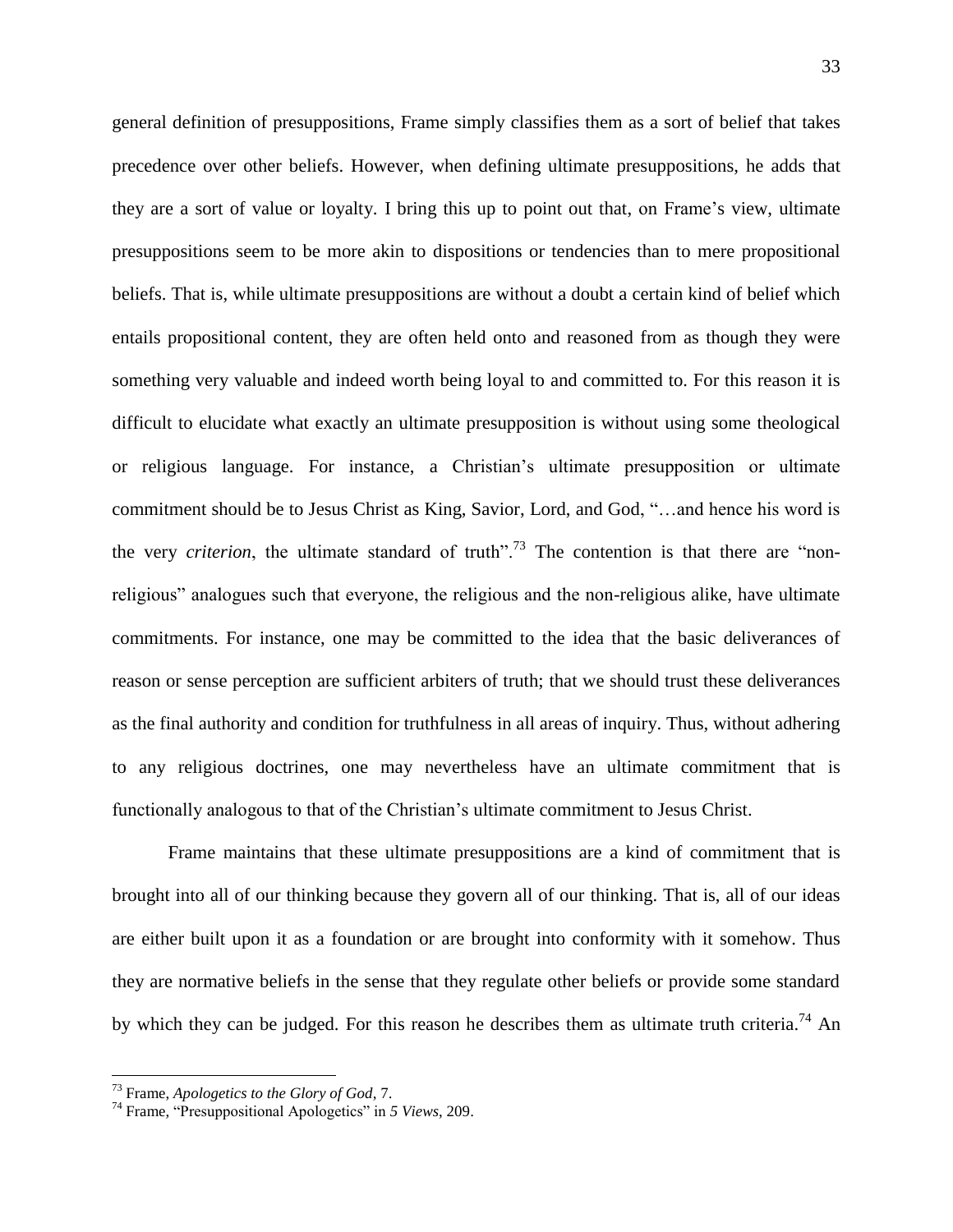general definition of presuppositions, Frame simply classifies them as a sort of belief that takes precedence over other beliefs. However, when defining ultimate presuppositions, he adds that they are a sort of value or loyalty. I bring this up to point out that, on Frame's view, ultimate presuppositions seem to be more akin to dispositions or tendencies than to mere propositional beliefs. That is, while ultimate presuppositions are without a doubt a certain kind of belief which entails propositional content, they are often held onto and reasoned from as though they were something very valuable and indeed worth being loyal to and committed to. For this reason it is difficult to elucidate what exactly an ultimate presupposition is without using some theological or religious language. For instance, a Christian's ultimate presupposition or ultimate commitment should be to Jesus Christ as King, Savior, Lord, and God, "…and hence his word is the very *criterion*, the ultimate standard of truth".[73] The contention is that there are "non-religious" analogues such that everyone, the religious and the non-religious alike, have ultimate commitments. For instance, one may be committed to the idea that the basic deliverances of reason or sense perception are sufficient arbiters of truth; that we should trust these deliverances as the final authority and condition for truthfulness in all areas of inquiry. Thus, without adhering to any religious doctrines, one may nevertheless have an ultimate commitment that is functionally analogous to that of the Christian's ultimate commitment to Jesus Christ.

Frame maintains that these ultimate presuppositions are a kind of commitment that is brought into all of our thinking because they govern all of our thinking. That is, all of our ideas are either built upon it as a foundation or are brought into conformity with it somehow. Thus they are normative beliefs in the sense that they regulate other beliefs or provide some standard by which they can be judged. For this reason he describes them as ultimate truth criteria.[74] An

---

[73] Frame, *Apologetics to the Glory of God*, 7.

[74] Frame, "Presuppositional Apologetics" in *5 Views*, 209.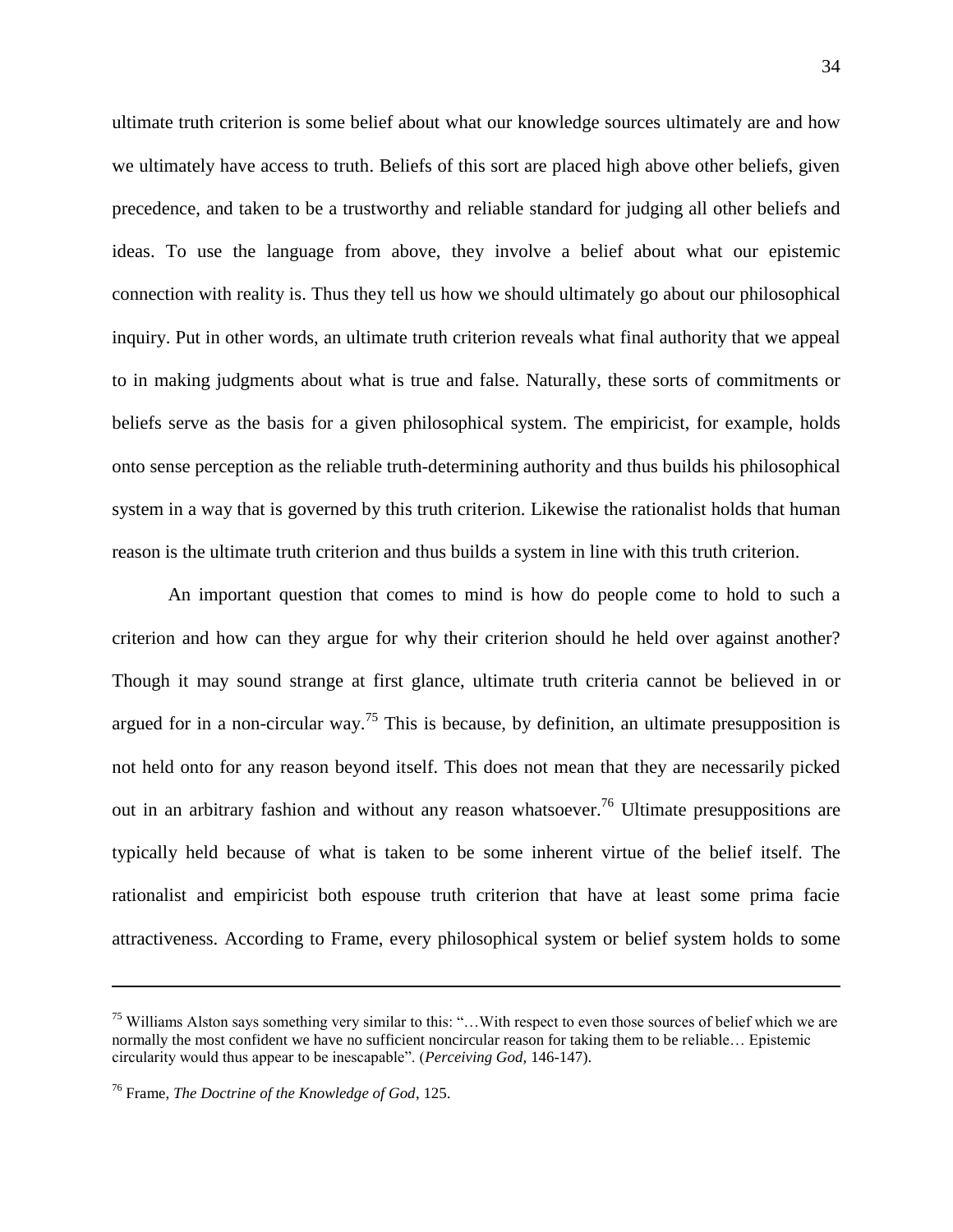ultimate truth criterion is some belief about what our knowledge sources ultimately are and how we ultimately have access to truth. Beliefs of this sort are placed high above other beliefs, given precedence, and taken to be a trustworthy and reliable standard for judging all other beliefs and ideas. To use the language from above, they involve a belief about what our epistemic connection with reality is. Thus they tell us how we should ultimately go about our philosophical inquiry. Put in other words, an ultimate truth criterion reveals what final authority that we appeal to in making judgments about what is true and false. Naturally, these sorts of commitments or beliefs serve as the basis for a given philosophical system. The empiricist, for example, holds onto sense perception as the reliable truth-determining authority and thus builds his philosophical system in a way that is governed by this truth criterion. Likewise the rationalist holds that human reason is the ultimate truth criterion and thus builds a system in line with this truth criterion.

An important question that comes to mind is how do people come to hold to such a criterion and how can they argue for why their criterion should he held over against another? Though it may sound strange at first glance, ultimate truth criteria cannot be believed in or argued for in a non-circular way.[75] This is because, by definition, an ultimate presupposition is not held onto for any reason beyond itself. This does not mean that they are necessarily picked out in an arbitrary fashion and without any reason whatsoever.[76] Ultimate presuppositions are typically held because of what is taken to be some inherent virtue of the belief itself. The rationalist and empiricist both espouse truth criterion that have at least some prima facie attractiveness. According to Frame, every philosophical system or belief system holds to some

---

[75] Williams Alston says something very similar to this: "…With respect to even those sources of belief which we are normally the most confident we have no sufficient noncircular reason for taking them to be reliable… Epistemic circularity would thus appear to be inescapable". (*Perceiving God*, 146-147).

[76] Frame, *The Doctrine of the Knowledge of God*, 125.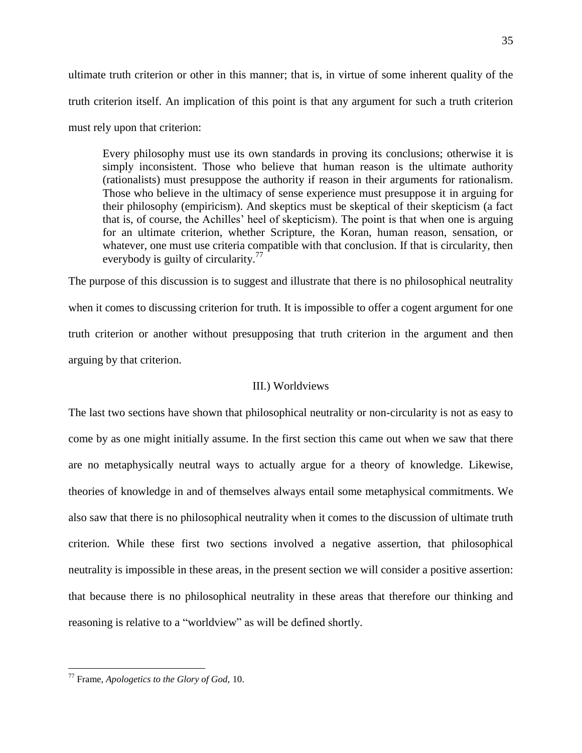ultimate truth criterion or other in this manner; that is, in virtue of some inherent quality of the truth criterion itself. An implication of this point is that any argument for such a truth criterion must rely upon that criterion:

> Every philosophy must use its own standards in proving its conclusions; otherwise it is simply inconsistent. Those who believe that human reason is the ultimate authority (rationalists) must presuppose the authority if reason in their arguments for rationalism. Those who believe in the ultimacy of sense experience must presuppose it in arguing for their philosophy (empiricism). And skeptics must be skeptical of their skepticism (a fact that is, of course, the Achilles' heel of skepticism). The point is that when one is arguing for an ultimate criterion, whether Scripture, the Koran, human reason, sensation, or whatever, one must use criteria compatible with that conclusion. If that is circularity, then everybody is guilty of circularity.[77]

The purpose of this discussion is to suggest and illustrate that there is no philosophical neutrality when it comes to discussing criterion for truth. It is impossible to offer a cogent argument for one truth criterion or another without presupposing that truth criterion in the argument and then arguing by that criterion.

### III.) Worldviews

The last two sections have shown that philosophical neutrality or non-circularity is not as easy to come by as one might initially assume. In the first section this came out when we saw that there are no metaphysically neutral ways to actually argue for a theory of knowledge. Likewise, theories of knowledge in and of themselves always entail some metaphysical commitments. We also saw that there is no philosophical neutrality when it comes to the discussion of ultimate truth criterion. While these first two sections involved a negative assertion, that philosophical neutrality is impossible in these areas, in the present section we will consider a positive assertion: that because there is no philosophical neutrality in these areas that therefore our thinking and reasoning is relative to a "worldview" as will be defined shortly.

---

[77] Frame, *Apologetics to the Glory of God*, 10.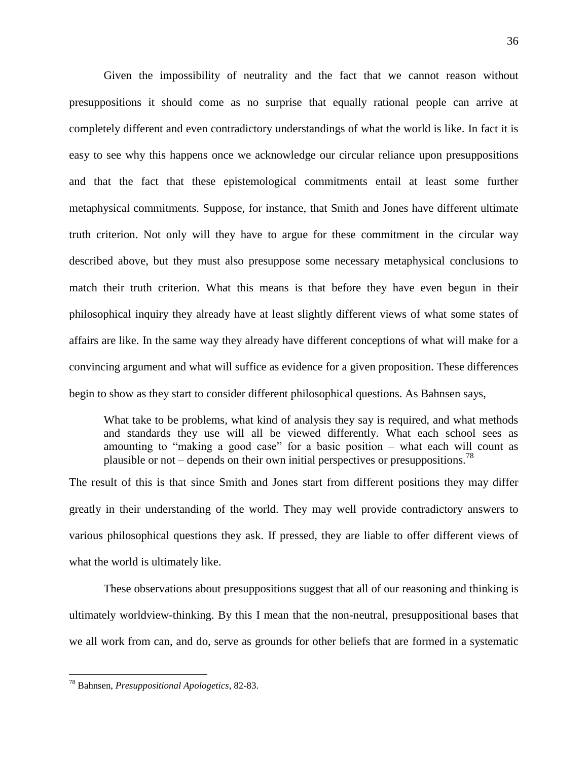Given the impossibility of neutrality and the fact that we cannot reason without presuppositions it should come as no surprise that equally rational people can arrive at completely different and even contradictory understandings of what the world is like. In fact it is easy to see why this happens once we acknowledge our circular reliance upon presuppositions and that the fact that these epistemological commitments entail at least some further metaphysical commitments. Suppose, for instance, that Smith and Jones have different ultimate truth criterion. Not only will they have to argue for these commitment in the circular way described above, but they must also presuppose some necessary metaphysical conclusions to match their truth criterion. What this means is that before they have even begun in their philosophical inquiry they already have at least slightly different views of what some states of affairs are like. In the same way they already have different conceptions of what will make for a convincing argument and what will suffice as evidence for a given proposition. These differences begin to show as they start to consider different philosophical questions. As Bahnsen says,

> What take to be problems, what kind of analysis they say is required, and what methods and standards they use will all be viewed differently. What each school sees as amounting to "making a good case" for a basic position – what each will count as plausible or not – depends on their own initial perspectives or presuppositions.[78]

The result of this is that since Smith and Jones start from different positions they may differ greatly in their understanding of the world. They may well provide contradictory answers to various philosophical questions they ask. If pressed, they are liable to offer different views of what the world is ultimately like.

These observations about presuppositions suggest that all of our reasoning and thinking is ultimately worldview-thinking. By this I mean that the non-neutral, presuppositional bases that we all work from can, and do, serve as grounds for other beliefs that are formed in a systematic

---

[78] Bahnsen, *Presuppositional Apologetics*, 82-83.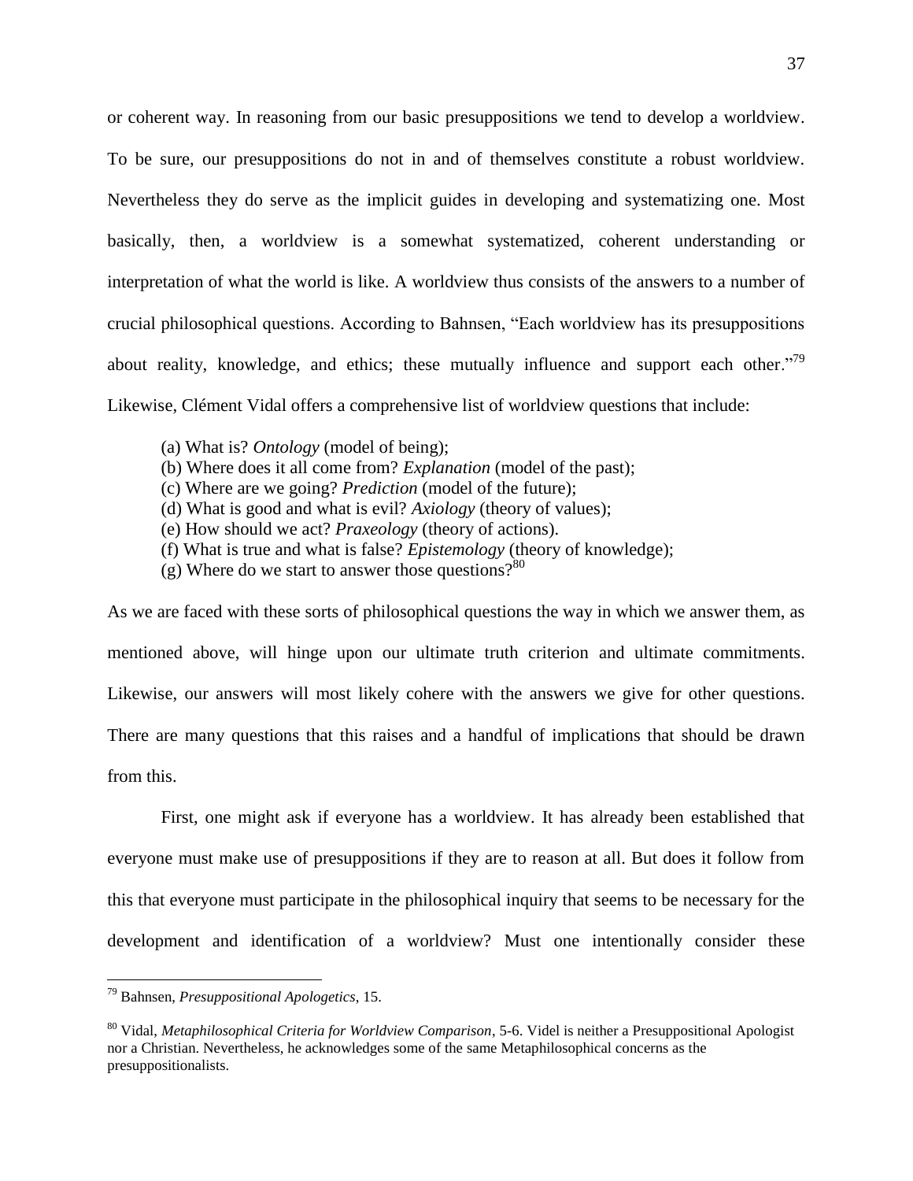or coherent way. In reasoning from our basic presuppositions we tend to develop a worldview. To be sure, our presuppositions do not in and of themselves constitute a robust worldview. Nevertheless they do serve as the implicit guides in developing and systematizing one. Most basically, then, a worldview is a somewhat systematized, coherent understanding or interpretation of what the world is like. A worldview thus consists of the answers to a number of crucial philosophical questions. According to Bahnsen, "Each worldview has its presuppositions about reality, knowledge, and ethics; these mutually influence and support each other."[79] Likewise, Clément Vidal offers a comprehensive list of worldview questions that include:

> (a) What is? *Ontology* (model of being);
> (b) Where does it all come from? *Explanation* (model of the past);
> (c) Where are we going? *Prediction* (model of the future);
> (d) What is good and what is evil? *Axiology* (theory of values);
> (e) How should we act? *Praxeology* (theory of actions).
> (f) What is true and what is false? *Epistemology* (theory of knowledge);
> (g) Where do we start to answer those questions?[80]

As we are faced with these sorts of philosophical questions the way in which we answer them, as mentioned above, will hinge upon our ultimate truth criterion and ultimate commitments. Likewise, our answers will most likely cohere with the answers we give for other questions. There are many questions that this raises and a handful of implications that should be drawn from this.

First, one might ask if everyone has a worldview. It has already been established that everyone must make use of presuppositions if they are to reason at all. But does it follow from this that everyone must participate in the philosophical inquiry that seems to be necessary for the development and identification of a worldview? Must one intentionally consider these

---

[79] Bahnsen, *Presuppositional Apologetics*, 15.

[80] Vidal, *Metaphilosophical Criteria for Worldview Comparison*, 5-6. Videl is neither a Presuppositional Apologist nor a Christian. Nevertheless, he acknowledges some of the same Metaphilosophical concerns as the presuppositionalists.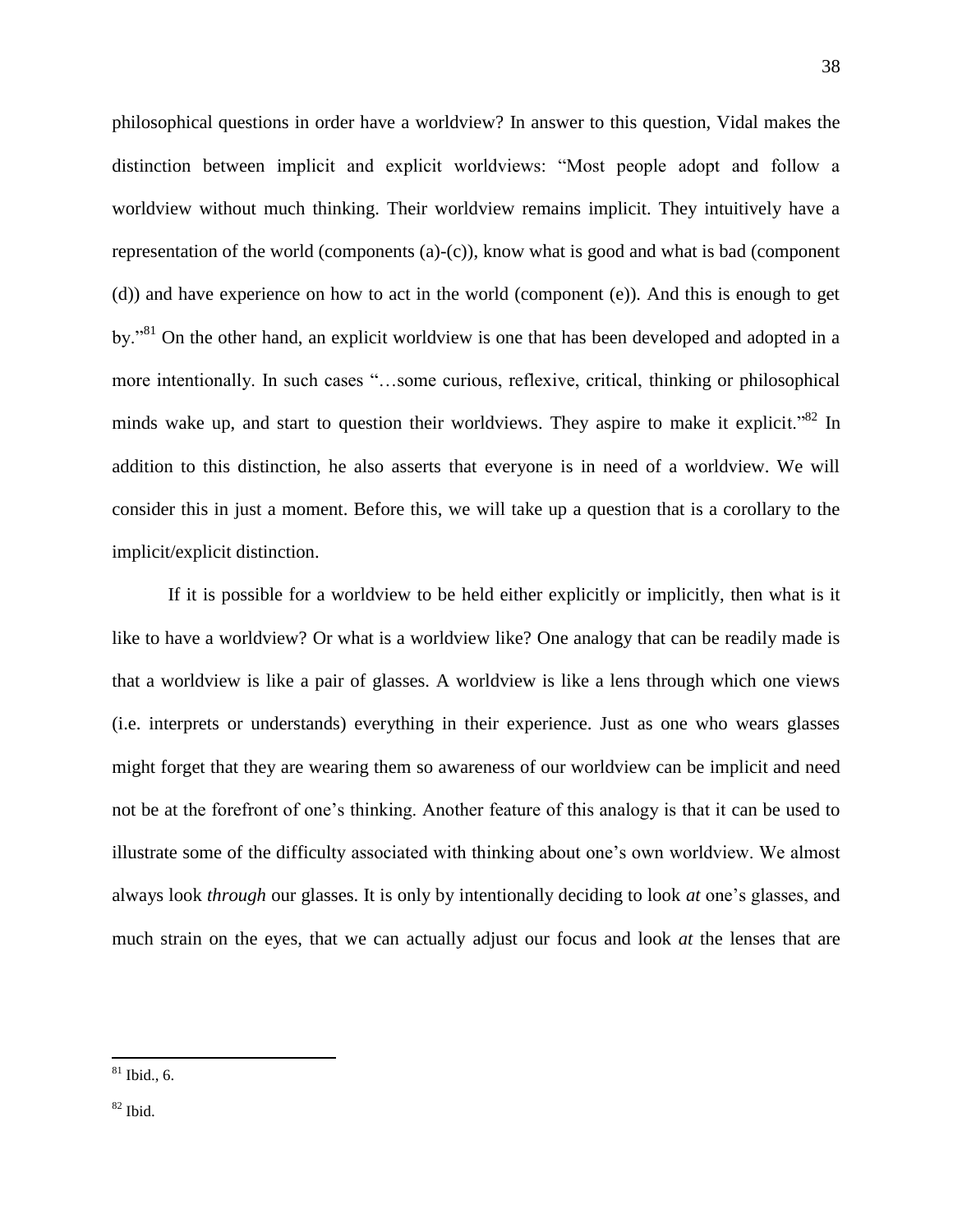philosophical questions in order have a worldview? In answer to this question, Vidal makes the distinction between implicit and explicit worldviews: "Most people adopt and follow a worldview without much thinking. Their worldview remains implicit. They intuitively have a representation of the world (components (a)-(c)), know what is good and what is bad (component (d)) and have experience on how to act in the world (component (e)). And this is enough to get by."[81] On the other hand, an explicit worldview is one that has been developed and adopted in a more intentionally. In such cases "…some curious, reflexive, critical, thinking or philosophical minds wake up, and start to question their worldviews. They aspire to make it explicit."[82] In addition to this distinction, he also asserts that everyone is in need of a worldview. We will consider this in just a moment. Before this, we will take up a question that is a corollary to the implicit/explicit distinction.

If it is possible for a worldview to be held either explicitly or implicitly, then what is it like to have a worldview? Or what is a worldview like? One analogy that can be readily made is that a worldview is like a pair of glasses. A worldview is like a lens through which one views (i.e. interprets or understands) everything in their experience. Just as one who wears glasses might forget that they are wearing them so awareness of our worldview can be implicit and need not be at the forefront of one's thinking. Another feature of this analogy is that it can be used to illustrate some of the difficulty associated with thinking about one's own worldview. We almost always look *through* our glasses. It is only by intentionally deciding to look *at* one's glasses, and much strain on the eyes, that we can actually adjust our focus and look *at* the lenses that are

---

[81] Ibid., 6.

[82] Ibid.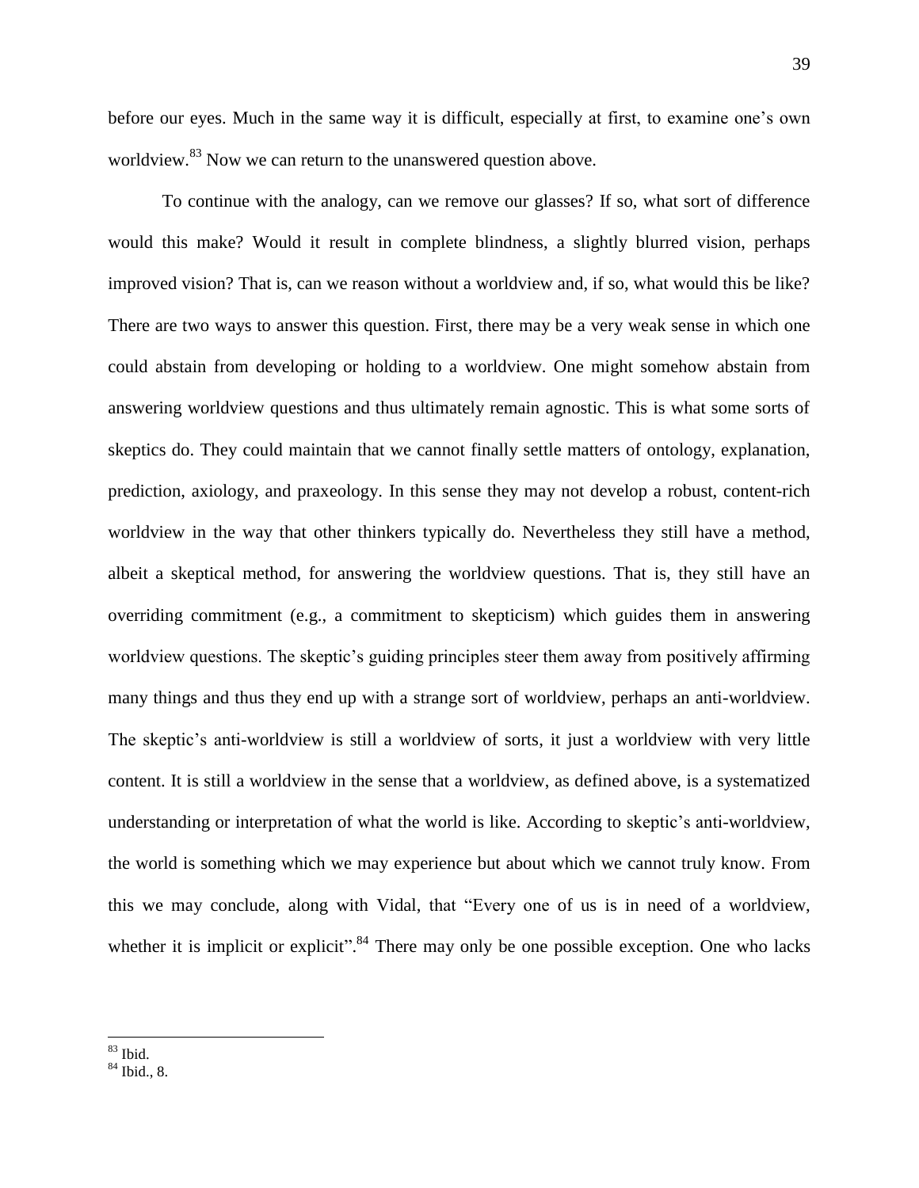before our eyes. Much in the same way it is difficult, especially at first, to examine one's own worldview.[83] Now we can return to the unanswered question above.

To continue with the analogy, can we remove our glasses? If so, what sort of difference would this make? Would it result in complete blindness, a slightly blurred vision, perhaps improved vision? That is, can we reason without a worldview and, if so, what would this be like? There are two ways to answer this question. First, there may be a very weak sense in which one could abstain from developing or holding to a worldview. One might somehow abstain from answering worldview questions and thus ultimately remain agnostic. This is what some sorts of skeptics do. They could maintain that we cannot finally settle matters of ontology, explanation, prediction, axiology, and praxeology. In this sense they may not develop a robust, content-rich worldview in the way that other thinkers typically do. Nevertheless they still have a method, albeit a skeptical method, for answering the worldview questions. That is, they still have an overriding commitment (e.g., a commitment to skepticism) which guides them in answering worldview questions. The skeptic's guiding principles steer them away from positively affirming many things and thus they end up with a strange sort of worldview, perhaps an anti-worldview. The skeptic's anti-worldview is still a worldview of sorts, it just a worldview with very little content. It is still a worldview in the sense that a worldview, as defined above, is a systematized understanding or interpretation of what the world is like. According to skeptic's anti-worldview, the world is something which we may experience but about which we cannot truly know. From this we may conclude, along with Vidal, that "Every one of us is in need of a worldview, whether it is implicit or explicit".[84] There may only be one possible exception. One who lacks

---

[83] Ibid.

[84] Ibid., 8.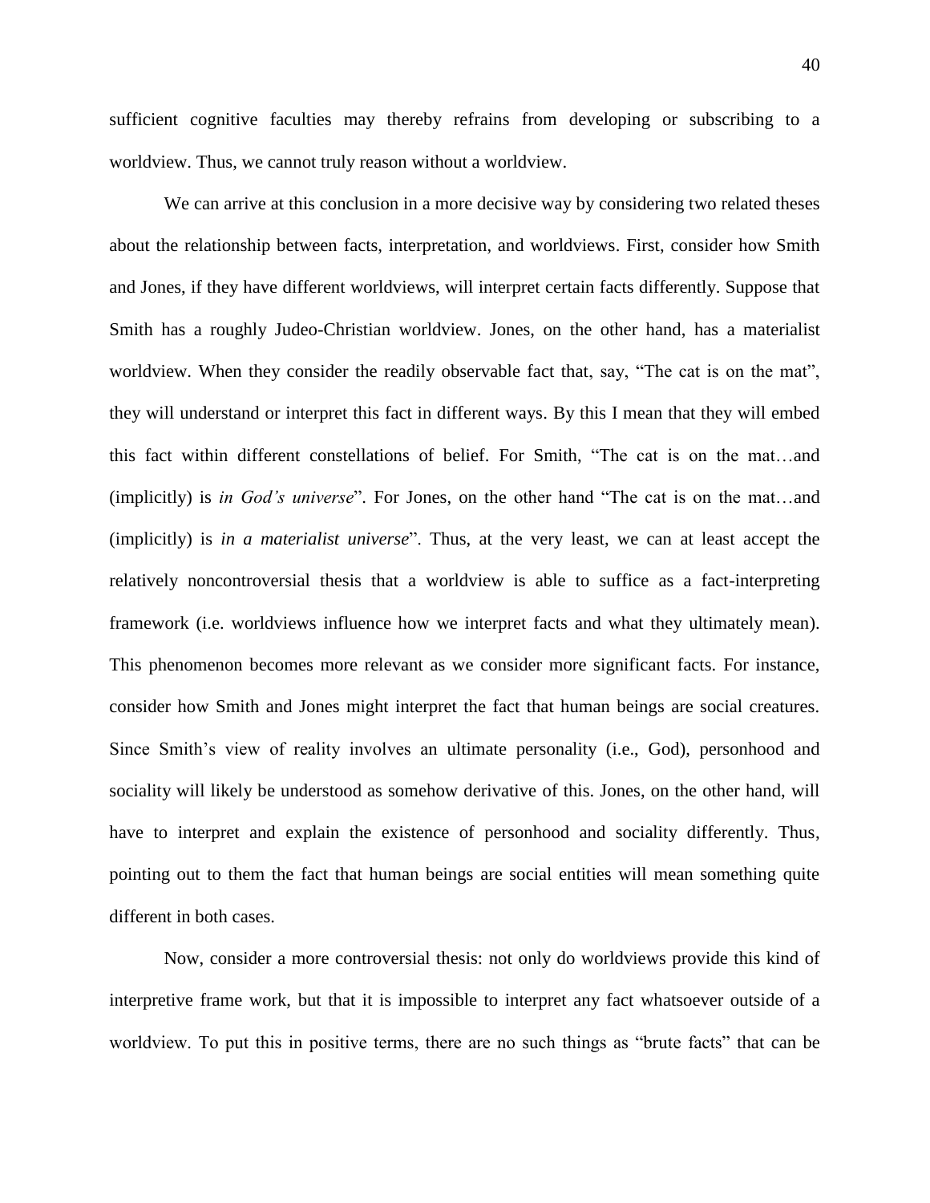sufficient cognitive faculties may thereby refrains from developing or subscribing to a worldview. Thus, we cannot truly reason without a worldview.

We can arrive at this conclusion in a more decisive way by considering two related theses about the relationship between facts, interpretation, and worldviews. First, consider how Smith and Jones, if they have different worldviews, will interpret certain facts differently. Suppose that Smith has a roughly Judeo-Christian worldview. Jones, on the other hand, has a materialist worldview. When they consider the readily observable fact that, say, "The cat is on the mat", they will understand or interpret this fact in different ways. By this I mean that they will embed this fact within different constellations of belief. For Smith, "The cat is on the mat…and (implicitly) is *in God's universe*". For Jones, on the other hand "The cat is on the mat…and (implicitly) is *in a materialist universe*". Thus, at the very least, we can at least accept the relatively noncontroversial thesis that a worldview is able to suffice as a fact-interpreting framework (i.e. worldviews influence how we interpret facts and what they ultimately mean). This phenomenon becomes more relevant as we consider more significant facts. For instance, consider how Smith and Jones might interpret the fact that human beings are social creatures. Since Smith's view of reality involves an ultimate personality (i.e., God), personhood and sociality will likely be understood as somehow derivative of this. Jones, on the other hand, will have to interpret and explain the existence of personhood and sociality differently. Thus, pointing out to them the fact that human beings are social entities will mean something quite different in both cases.

Now, consider a more controversial thesis: not only do worldviews provide this kind of interpretive frame work, but that it is impossible to interpret any fact whatsoever outside of a worldview. To put this in positive terms, there are no such things as "brute facts" that can be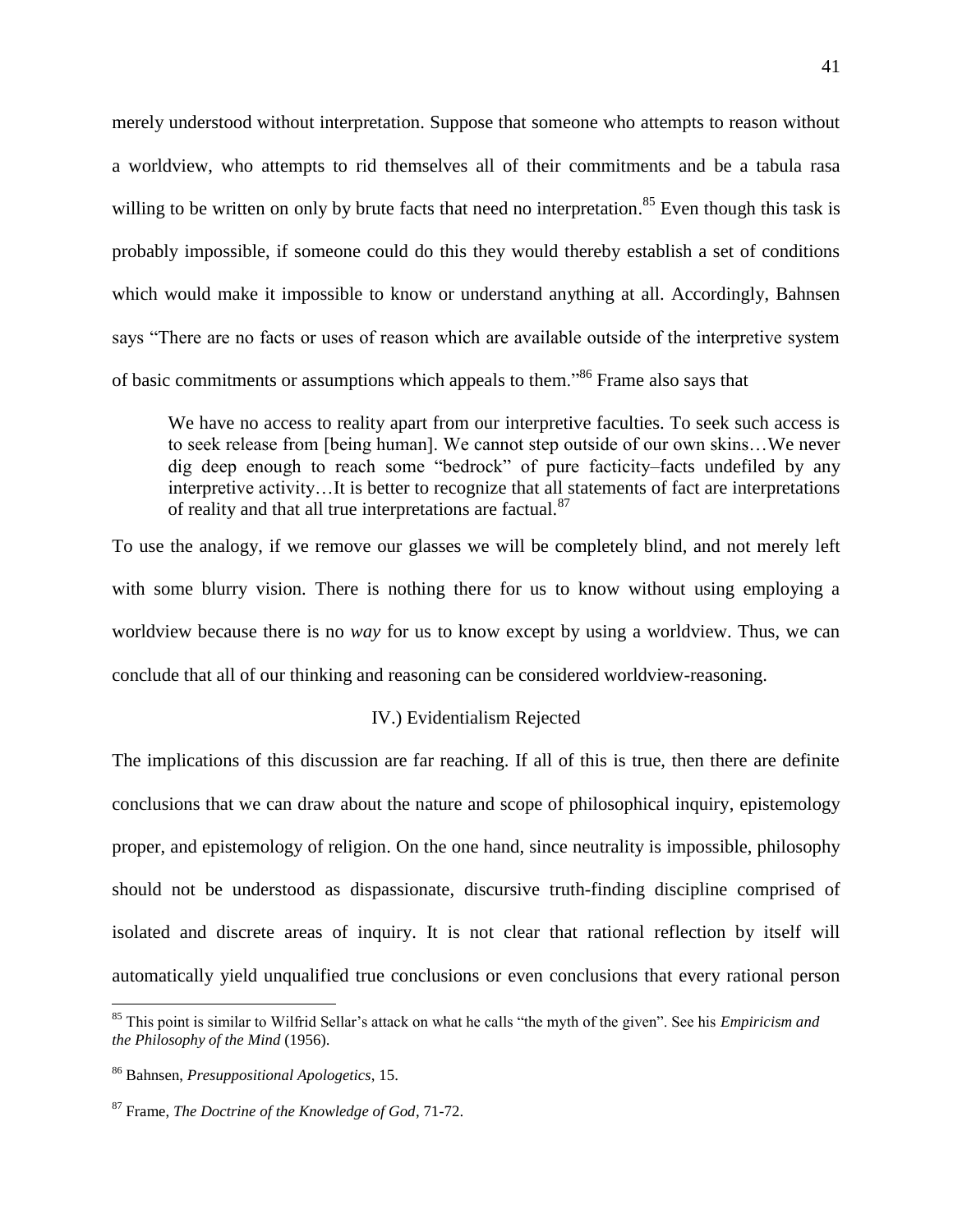merely understood without interpretation. Suppose that someone who attempts to reason without a worldview, who attempts to rid themselves all of their commitments and be a tabula rasa willing to be written on only by brute facts that need no interpretation.[85] Even though this task is probably impossible, if someone could do this they would thereby establish a set of conditions which would make it impossible to know or understand anything at all. Accordingly, Bahnsen says "There are no facts or uses of reason which are available outside of the interpretive system of basic commitments or assumptions which appeals to them."[86] Frame also says that

> We have no access to reality apart from our interpretive faculties. To seek such access is to seek release from [being human]. We cannot step outside of our own skins…We never dig deep enough to reach some "bedrock" of pure facticity–facts undefiled by any interpretive activity…It is better to recognize that all statements of fact are interpretations of reality and that all true interpretations are factual.[87]

To use the analogy, if we remove our glasses we will be completely blind, and not merely left with some blurry vision. There is nothing there for us to know without using employing a worldview because there is no *way* for us to know except by using a worldview. Thus, we can conclude that all of our thinking and reasoning can be considered worldview-reasoning.

## IV.) Evidentialism Rejected

The implications of this discussion are far reaching. If all of this is true, then there are definite conclusions that we can draw about the nature and scope of philosophical inquiry, epistemology proper, and epistemology of religion. On the one hand, since neutrality is impossible, philosophy should not be understood as dispassionate, discursive truth-finding discipline comprised of isolated and discrete areas of inquiry. It is not clear that rational reflection by itself will automatically yield unqualified true conclusions or even conclusions that every rational person

---

[85] This point is similar to Wilfrid Sellar's attack on what he calls "the myth of the given". See his *Empiricism and the Philosophy of the Mind* (1956).

[86] Bahnsen, *Presuppositional Apologetics*, 15.

[87] Frame, *The Doctrine of the Knowledge of God*, 71-72.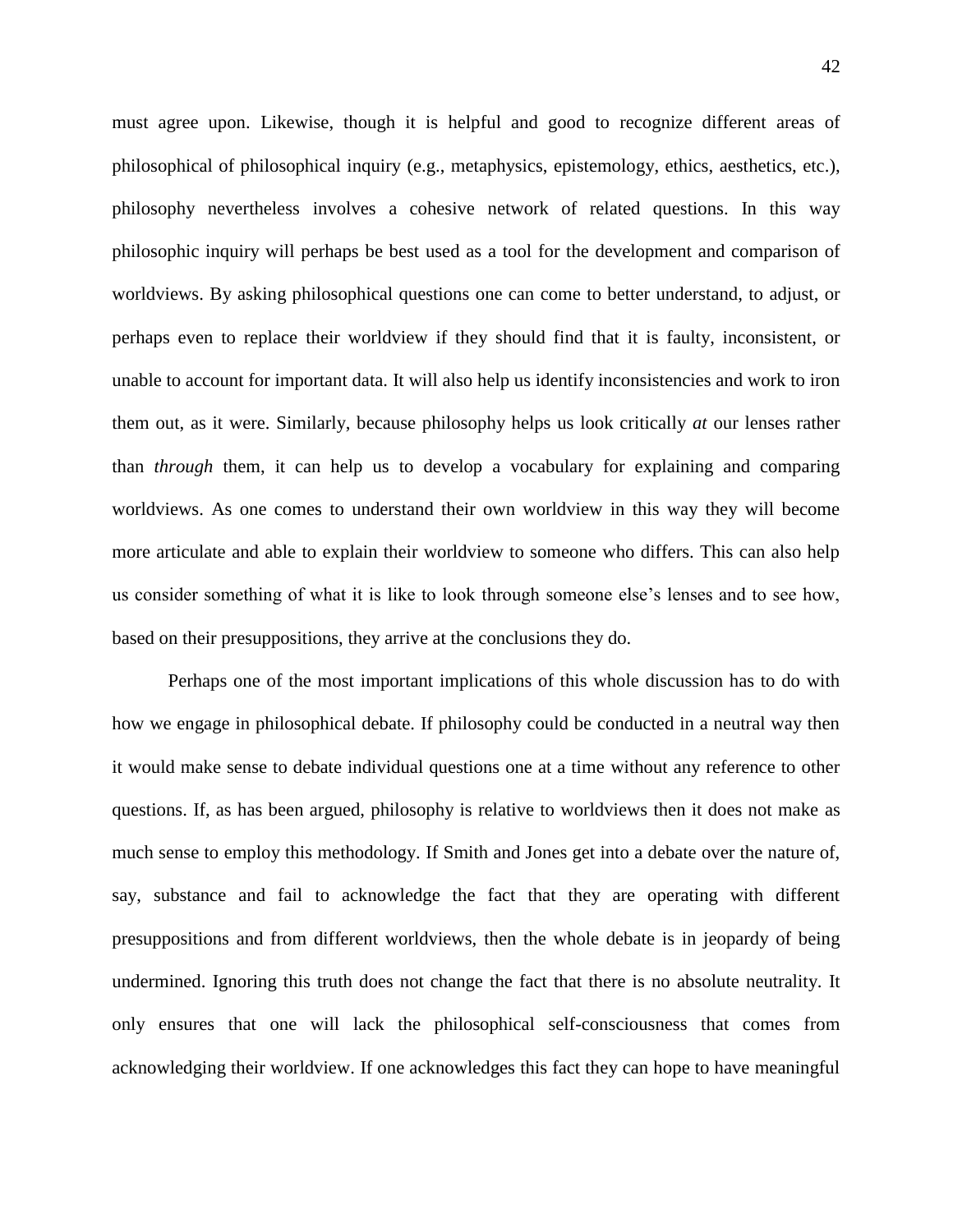must agree upon. Likewise, though it is helpful and good to recognize different areas of philosophical of philosophical inquiry (e.g., metaphysics, epistemology, ethics, aesthetics, etc.), philosophy nevertheless involves a cohesive network of related questions. In this way philosophic inquiry will perhaps be best used as a tool for the development and comparison of worldviews. By asking philosophical questions one can come to better understand, to adjust, or perhaps even to replace their worldview if they should find that it is faulty, inconsistent, or unable to account for important data. It will also help us identify inconsistencies and work to iron them out, as it were. Similarly, because philosophy helps us look critically *at* our lenses rather than *through* them, it can help us to develop a vocabulary for explaining and comparing worldviews. As one comes to understand their own worldview in this way they will become more articulate and able to explain their worldview to someone who differs. This can also help us consider something of what it is like to look through someone else's lenses and to see how, based on their presuppositions, they arrive at the conclusions they do.

Perhaps one of the most important implications of this whole discussion has to do with how we engage in philosophical debate. If philosophy could be conducted in a neutral way then it would make sense to debate individual questions one at a time without any reference to other questions. If, as has been argued, philosophy is relative to worldviews then it does not make as much sense to employ this methodology. If Smith and Jones get into a debate over the nature of, say, substance and fail to acknowledge the fact that they are operating with different presuppositions and from different worldviews, then the whole debate is in jeopardy of being undermined. Ignoring this truth does not change the fact that there is no absolute neutrality. It only ensures that one will lack the philosophical self-consciousness that comes from acknowledging their worldview. If one acknowledges this fact they can hope to have meaningful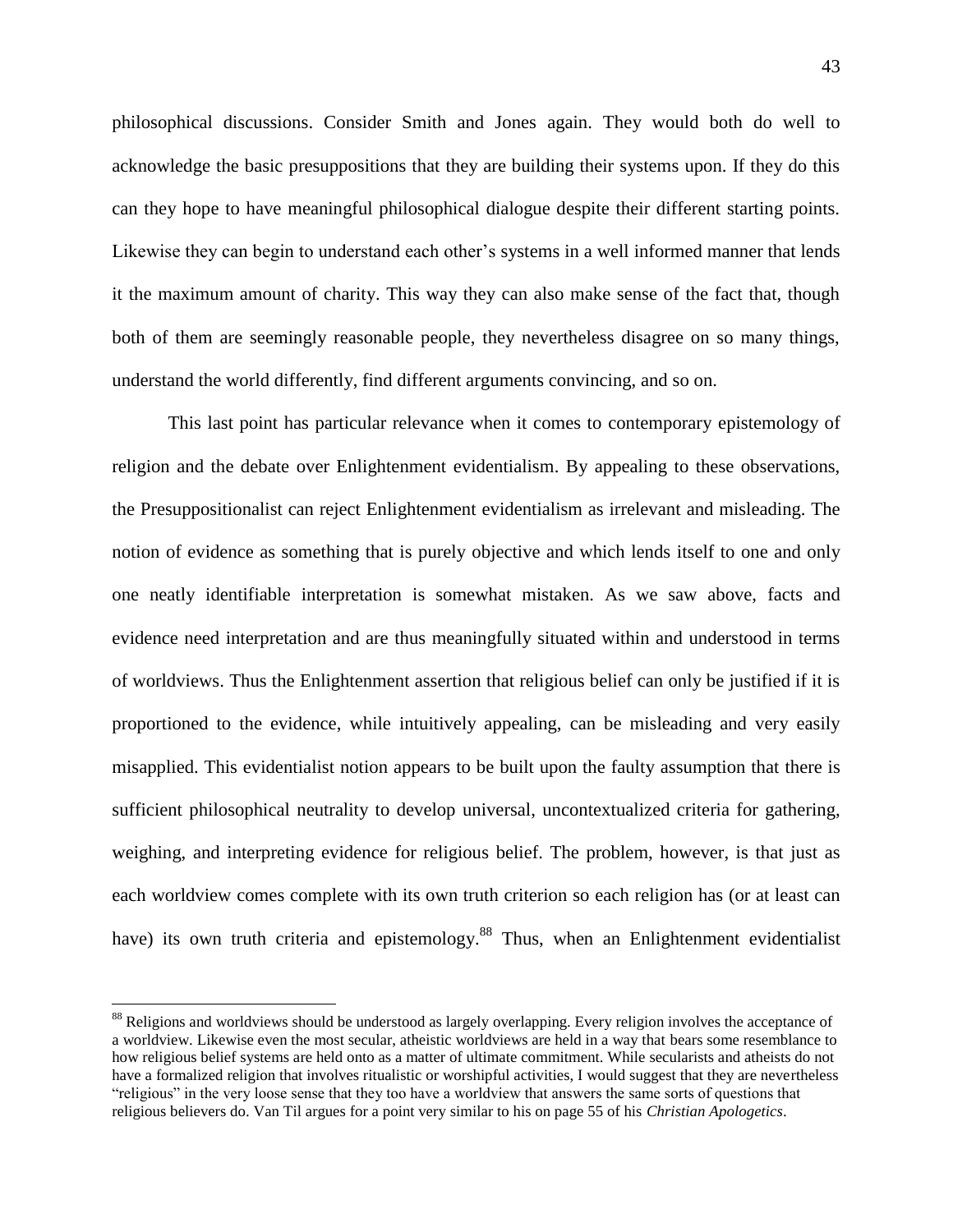philosophical discussions. Consider Smith and Jones again. They would both do well to acknowledge the basic presuppositions that they are building their systems upon. If they do this can they hope to have meaningful philosophical dialogue despite their different starting points. Likewise they can begin to understand each other's systems in a well informed manner that lends it the maximum amount of charity. This way they can also make sense of the fact that, though both of them are seemingly reasonable people, they nevertheless disagree on so many things, understand the world differently, find different arguments convincing, and so on.

This last point has particular relevance when it comes to contemporary epistemology of religion and the debate over Enlightenment evidentialism. By appealing to these observations, the Presuppositionalist can reject Enlightenment evidentialism as irrelevant and misleading. The notion of evidence as something that is purely objective and which lends itself to one and only one neatly identifiable interpretation is somewhat mistaken. As we saw above, facts and evidence need interpretation and are thus meaningfully situated within and understood in terms of worldviews. Thus the Enlightenment assertion that religious belief can only be justified if it is proportioned to the evidence, while intuitively appealing, can be misleading and very easily misapplied. This evidentialist notion appears to be built upon the faulty assumption that there is sufficient philosophical neutrality to develop universal, uncontextualized criteria for gathering, weighing, and interpreting evidence for religious belief. The problem, however, is that just as each worldview comes complete with its own truth criterion so each religion has (or at least can have) its own truth criteria and epistemology.[88] Thus, when an Enlightenment evidentialist

[88] Religions and worldviews should be understood as largely overlapping. Every religion involves the acceptance of a worldview. Likewise even the most secular, atheistic worldviews are held in a way that bears some resemblance to how religious belief systems are held onto as a matter of ultimate commitment. While secularists and atheists do not have a formalized religion that involves ritualistic or worshipful activities, I would suggest that they are nevertheless "religious" in the very loose sense that they too have a worldview that answers the same sorts of questions that religious believers do. Van Til argues for a point very similar to his on page 55 of his *Christian Apologetics*.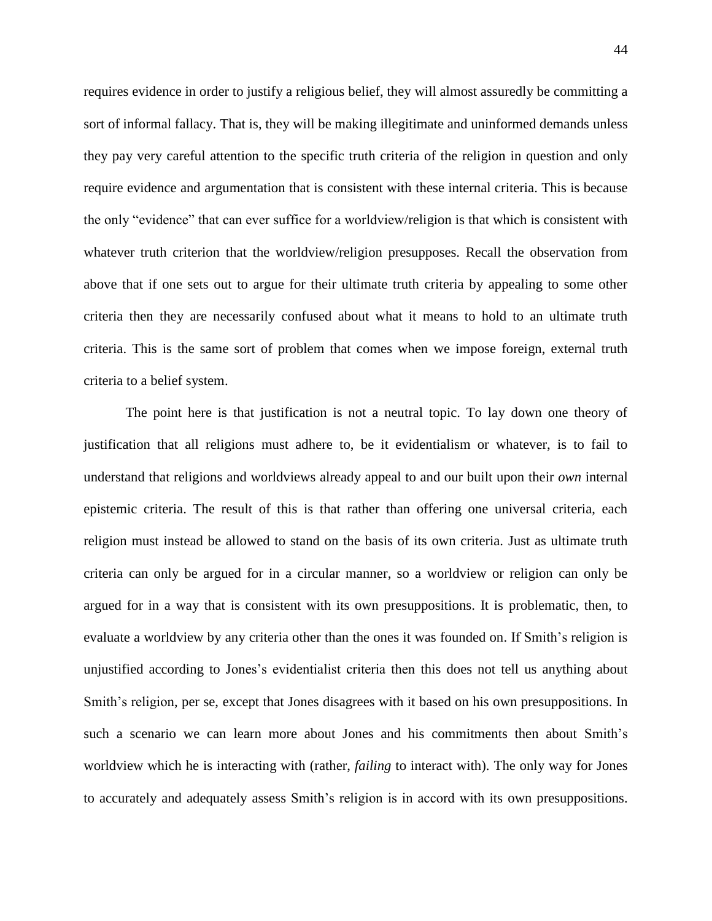requires evidence in order to justify a religious belief, they will almost assuredly be committing a sort of informal fallacy. That is, they will be making illegitimate and uninformed demands unless they pay very careful attention to the specific truth criteria of the religion in question and only require evidence and argumentation that is consistent with these internal criteria. This is because the only "evidence" that can ever suffice for a worldview/religion is that which is consistent with whatever truth criterion that the worldview/religion presupposes. Recall the observation from above that if one sets out to argue for their ultimate truth criteria by appealing to some other criteria then they are necessarily confused about what it means to hold to an ultimate truth criteria. This is the same sort of problem that comes when we impose foreign, external truth criteria to a belief system.

The point here is that justification is not a neutral topic. To lay down one theory of justification that all religions must adhere to, be it evidentialism or whatever, is to fail to understand that religions and worldviews already appeal to and our built upon their *own* internal epistemic criteria. The result of this is that rather than offering one universal criteria, each religion must instead be allowed to stand on the basis of its own criteria. Just as ultimate truth criteria can only be argued for in a circular manner, so a worldview or religion can only be argued for in a way that is consistent with its own presuppositions. It is problematic, then, to evaluate a worldview by any criteria other than the ones it was founded on. If Smith's religion is unjustified according to Jones's evidentialist criteria then this does not tell us anything about Smith's religion, per se, except that Jones disagrees with it based on his own presuppositions. In such a scenario we can learn more about Jones and his commitments then about Smith's worldview which he is interacting with (rather, *failing* to interact with). The only way for Jones to accurately and adequately assess Smith's religion is in accord with its own presuppositions.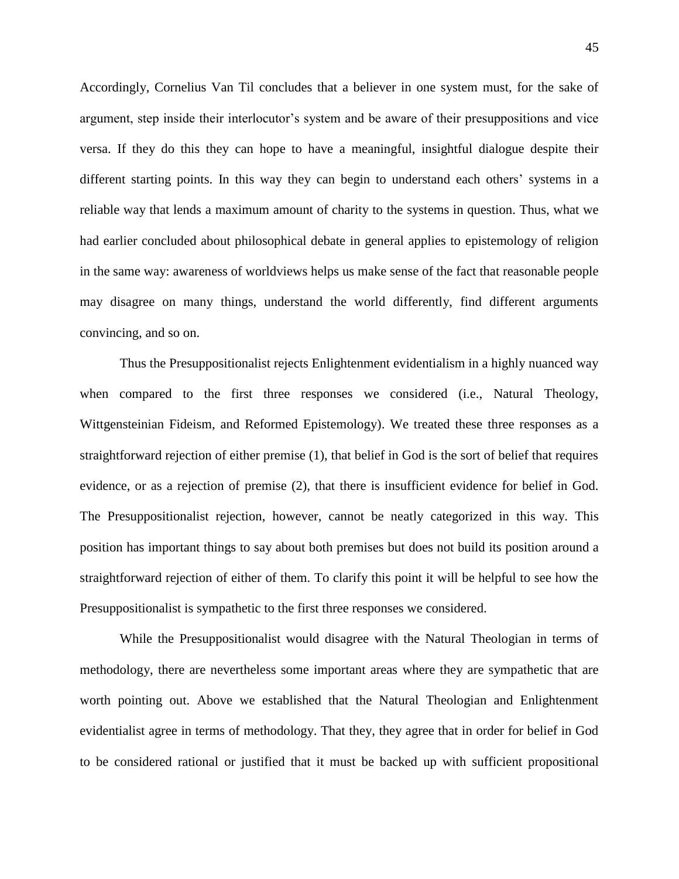Accordingly, Cornelius Van Til concludes that a believer in one system must, for the sake of argument, step inside their interlocutor's system and be aware of their presuppositions and vice versa. If they do this they can hope to have a meaningful, insightful dialogue despite their different starting points. In this way they can begin to understand each others' systems in a reliable way that lends a maximum amount of charity to the systems in question. Thus, what we had earlier concluded about philosophical debate in general applies to epistemology of religion in the same way: awareness of worldviews helps us make sense of the fact that reasonable people may disagree on many things, understand the world differently, find different arguments convincing, and so on.

Thus the Presuppositionalist rejects Enlightenment evidentialism in a highly nuanced way when compared to the first three responses we considered (i.e., Natural Theology, Wittgensteinian Fideism, and Reformed Epistemology). We treated these three responses as a straightforward rejection of either premise (1), that belief in God is the sort of belief that requires evidence, or as a rejection of premise (2), that there is insufficient evidence for belief in God. The Presuppositionalist rejection, however, cannot be neatly categorized in this way. This position has important things to say about both premises but does not build its position around a straightforward rejection of either of them. To clarify this point it will be helpful to see how the Presuppositionalist is sympathetic to the first three responses we considered.

While the Presuppositionalist would disagree with the Natural Theologian in terms of methodology, there are nevertheless some important areas where they are sympathetic that are worth pointing out. Above we established that the Natural Theologian and Enlightenment evidentialist agree in terms of methodology. That they, they agree that in order for belief in God to be considered rational or justified that it must be backed up with sufficient propositional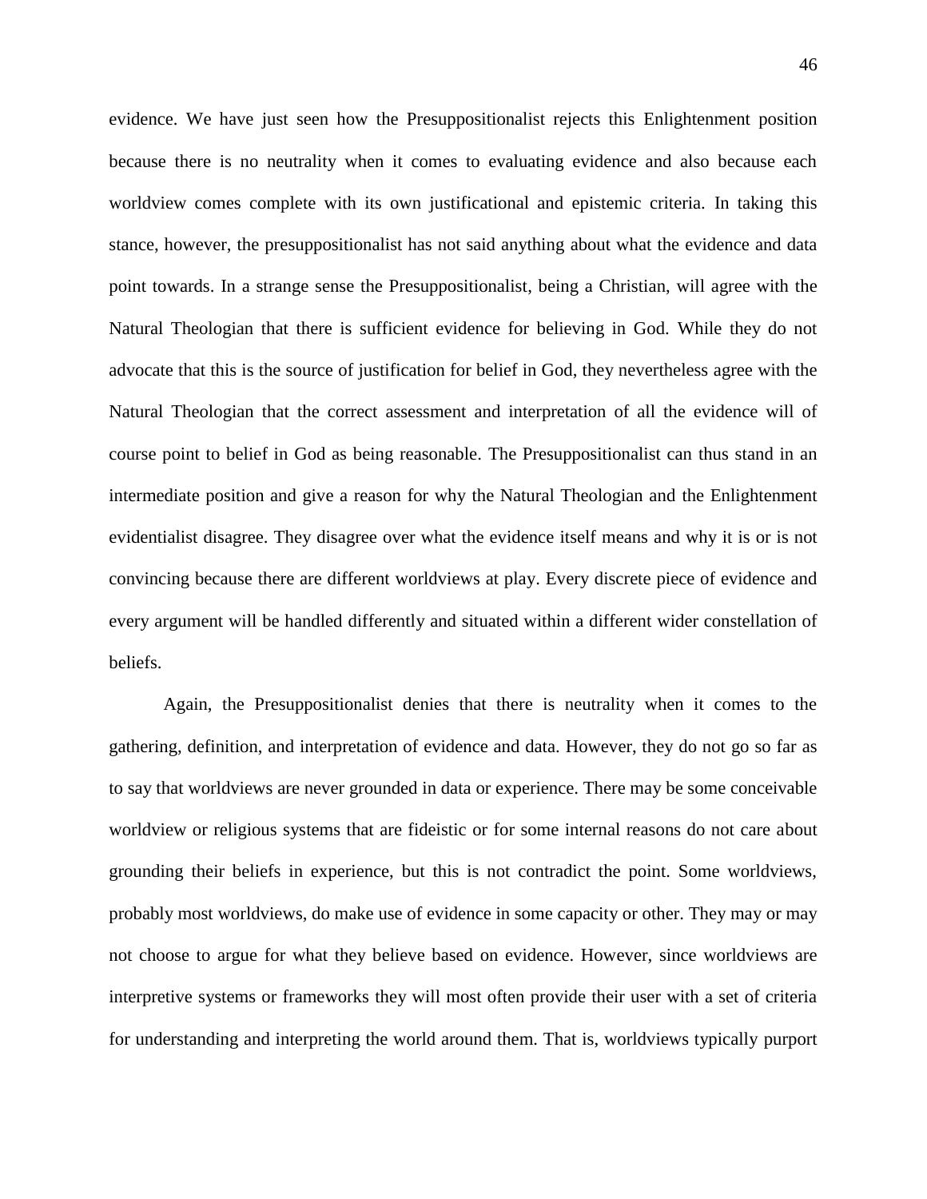evidence. We have just seen how the Presuppositionalist rejects this Enlightenment position because there is no neutrality when it comes to evaluating evidence and also because each worldview comes complete with its own justificational and epistemic criteria. In taking this stance, however, the presuppositionalist has not said anything about what the evidence and data point towards. In a strange sense the Presuppositionalist, being a Christian, will agree with the Natural Theologian that there is sufficient evidence for believing in God. While they do not advocate that this is the source of justification for belief in God, they nevertheless agree with the Natural Theologian that the correct assessment and interpretation of all the evidence will of course point to belief in God as being reasonable. The Presuppositionalist can thus stand in an intermediate position and give a reason for why the Natural Theologian and the Enlightenment evidentialist disagree. They disagree over what the evidence itself means and why it is or is not convincing because there are different worldviews at play. Every discrete piece of evidence and every argument will be handled differently and situated within a different wider constellation of beliefs.

Again, the Presuppositionalist denies that there is neutrality when it comes to the gathering, definition, and interpretation of evidence and data. However, they do not go so far as to say that worldviews are never grounded in data or experience. There may be some conceivable worldview or religious systems that are fideistic or for some internal reasons do not care about grounding their beliefs in experience, but this is not contradict the point. Some worldviews, probably most worldviews, do make use of evidence in some capacity or other. They may or may not choose to argue for what they believe based on evidence. However, since worldviews are interpretive systems or frameworks they will most often provide their user with a set of criteria for understanding and interpreting the world around them. That is, worldviews typically purport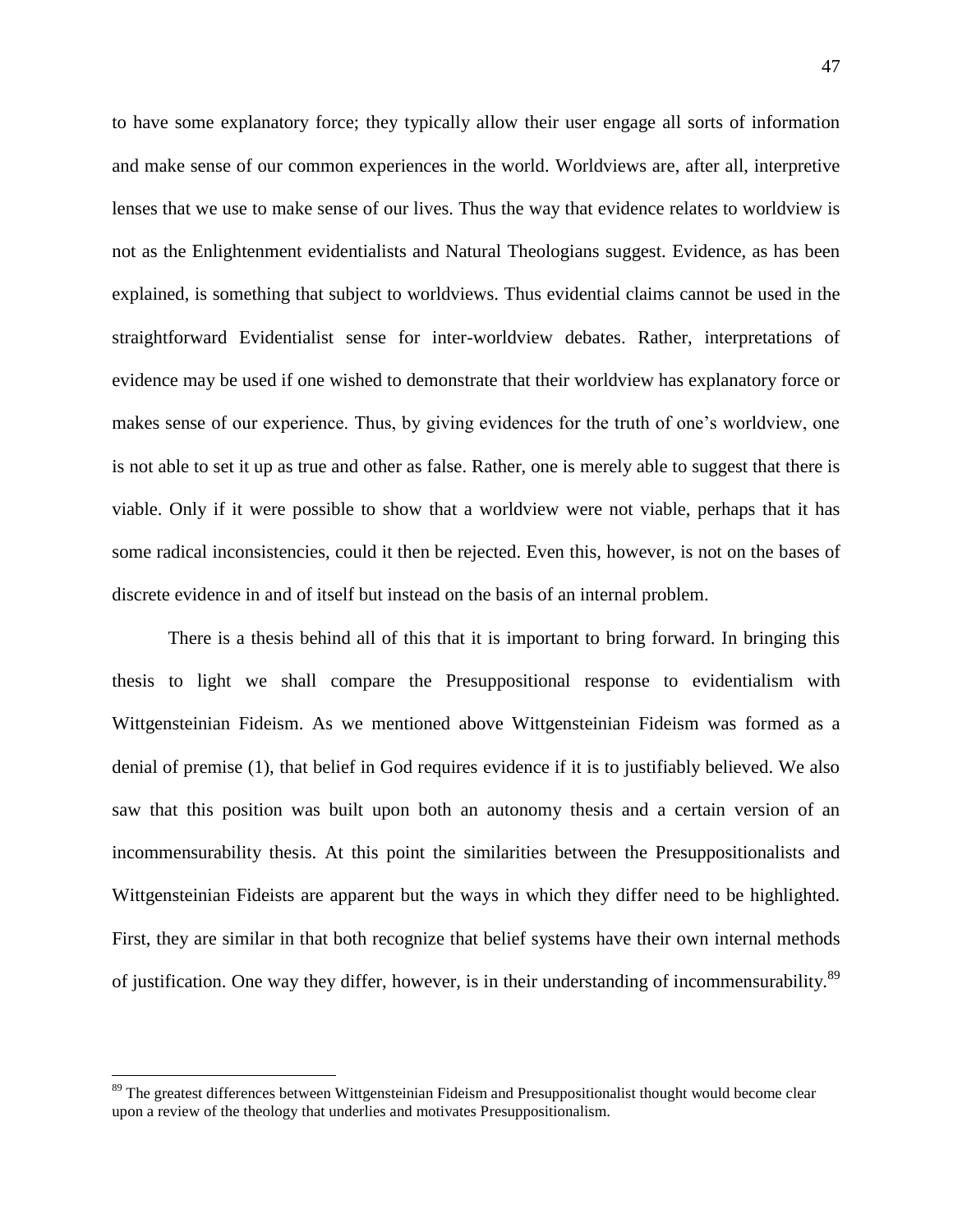to have some explanatory force; they typically allow their user engage all sorts of information and make sense of our common experiences in the world. Worldviews are, after all, interpretive lenses that we use to make sense of our lives. Thus the way that evidence relates to worldview is not as the Enlightenment evidentialists and Natural Theologians suggest. Evidence, as has been explained, is something that subject to worldviews. Thus evidential claims cannot be used in the straightforward Evidentialist sense for inter-worldview debates. Rather, interpretations of evidence may be used if one wished to demonstrate that their worldview has explanatory force or makes sense of our experience. Thus, by giving evidences for the truth of one's worldview, one is not able to set it up as true and other as false. Rather, one is merely able to suggest that there is viable. Only if it were possible to show that a worldview were not viable, perhaps that it has some radical inconsistencies, could it then be rejected. Even this, however, is not on the bases of discrete evidence in and of itself but instead on the basis of an internal problem.

There is a thesis behind all of this that it is important to bring forward. In bringing this thesis to light we shall compare the Presuppositional response to evidentialism with Wittgensteinian Fideism. As we mentioned above Wittgensteinian Fideism was formed as a denial of premise (1), that belief in God requires evidence if it is to justifiably believed. We also saw that this position was built upon both an autonomy thesis and a certain version of an incommensurability thesis. At this point the similarities between the Presuppositionalists and Wittgensteinian Fideists are apparent but the ways in which they differ need to be highlighted. First, they are similar in that both recognize that belief systems have their own internal methods of justification. One way they differ, however, is in their understanding of incommensurability.[89]

[89] The greatest differences between Wittgensteinian Fideism and Presuppositionalist thought would become clear upon a review of the theology that underlies and motivates Presuppositionalism.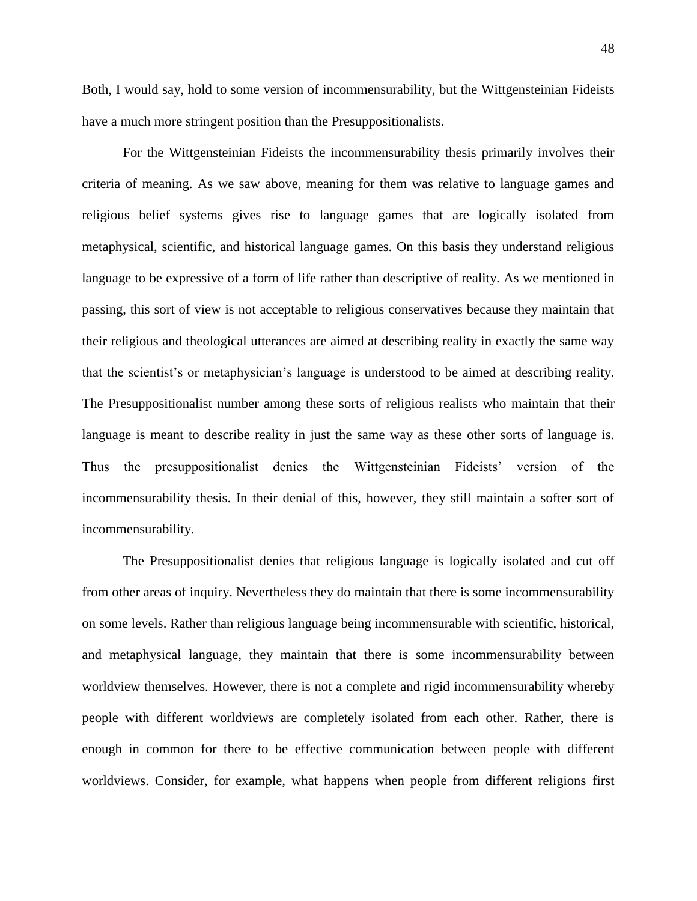Both, I would say, hold to some version of incommensurability, but the Wittgensteinian Fideists have a much more stringent position than the Presuppositionalists.

For the Wittgensteinian Fideists the incommensurability thesis primarily involves their criteria of meaning. As we saw above, meaning for them was relative to language games and religious belief systems gives rise to language games that are logically isolated from metaphysical, scientific, and historical language games. On this basis they understand religious language to be expressive of a form of life rather than descriptive of reality. As we mentioned in passing, this sort of view is not acceptable to religious conservatives because they maintain that their religious and theological utterances are aimed at describing reality in exactly the same way that the scientist's or metaphysician's language is understood to be aimed at describing reality. The Presuppositionalist number among these sorts of religious realists who maintain that their language is meant to describe reality in just the same way as these other sorts of language is. Thus the presuppositionalist denies the Wittgensteinian Fideists' version of the incommensurability thesis. In their denial of this, however, they still maintain a softer sort of incommensurability.

The Presuppositionalist denies that religious language is logically isolated and cut off from other areas of inquiry. Nevertheless they do maintain that there is some incommensurability on some levels. Rather than religious language being incommensurable with scientific, historical, and metaphysical language, they maintain that there is some incommensurability between worldview themselves. However, there is not a complete and rigid incommensurability whereby people with different worldviews are completely isolated from each other. Rather, there is enough in common for there to be effective communication between people with different worldviews. Consider, for example, what happens when people from different religions first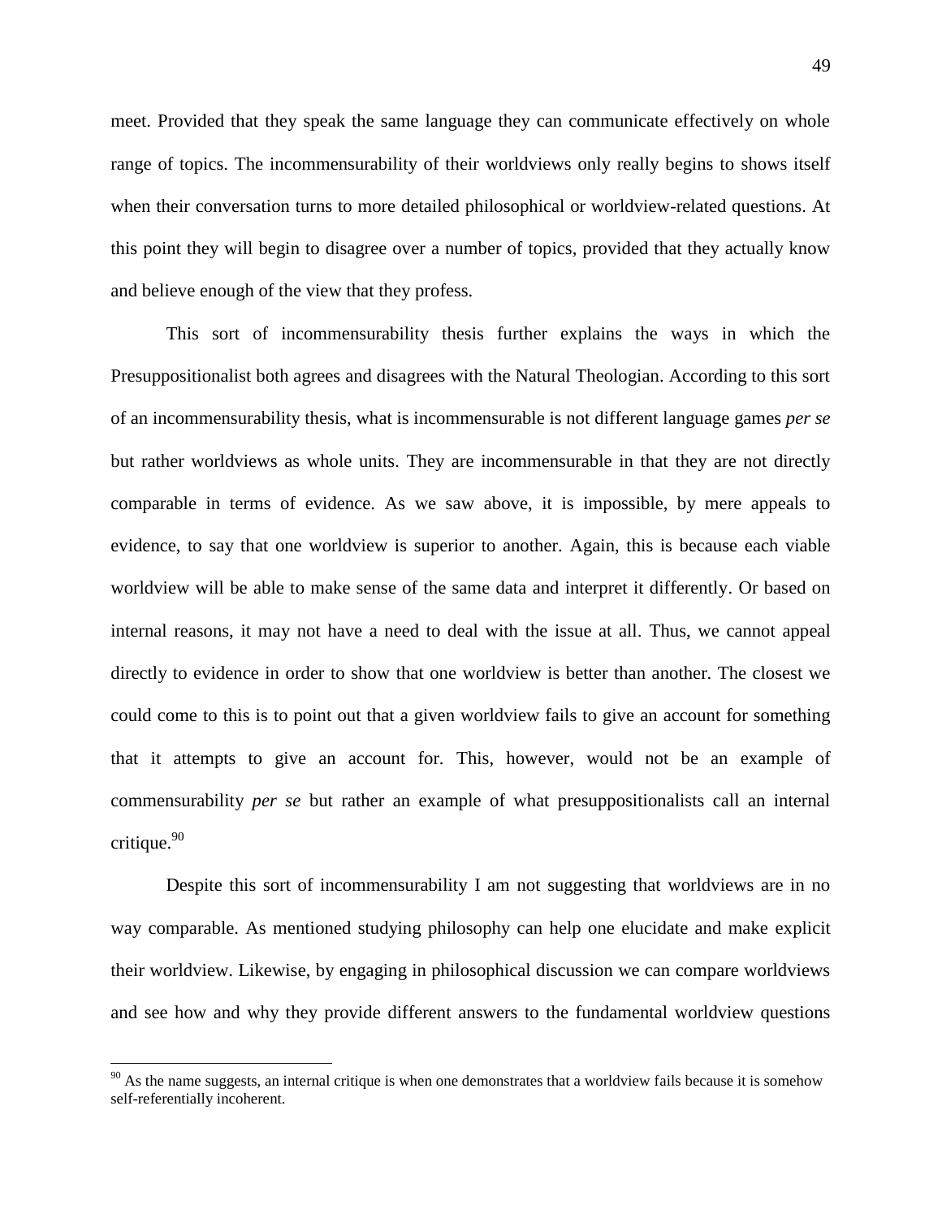meet. Provided that they speak the same language they can communicate effectively on whole range of topics. The incommensurability of their worldviews only really begins to shows itself when their conversation turns to more detailed philosophical or worldview-related questions. At this point they will begin to disagree over a number of topics, provided that they actually know and believe enough of the view that they profess.

This sort of incommensurability thesis further explains the ways in which the Presuppositionalist both agrees and disagrees with the Natural Theologian. According to this sort of an incommensurability thesis, what is incommensurable is not different language games *per se* but rather worldviews as whole units. They are incommensurable in that they are not directly comparable in terms of evidence. As we saw above, it is impossible, by mere appeals to evidence, to say that one worldview is superior to another. Again, this is because each viable worldview will be able to make sense of the same data and interpret it differently. Or based on internal reasons, it may not have a need to deal with the issue at all. Thus, we cannot appeal directly to evidence in order to show that one worldview is better than another. The closest we could come to this is to point out that a given worldview fails to give an account for something that it attempts to give an account for. This, however, would not be an example of commensurability *per se* but rather an example of what presuppositionalists call an internal critique.[90]

Despite this sort of incommensurability I am not suggesting that worldviews are in no way comparable. As mentioned studying philosophy can help one elucidate and make explicit their worldview. Likewise, by engaging in philosophical discussion we can compare worldviews and see how and why they provide different answers to the fundamental worldview questions

---

[90] As the name suggests, an internal critique is when one demonstrates that a worldview fails because it is somehow self-referentially incoherent.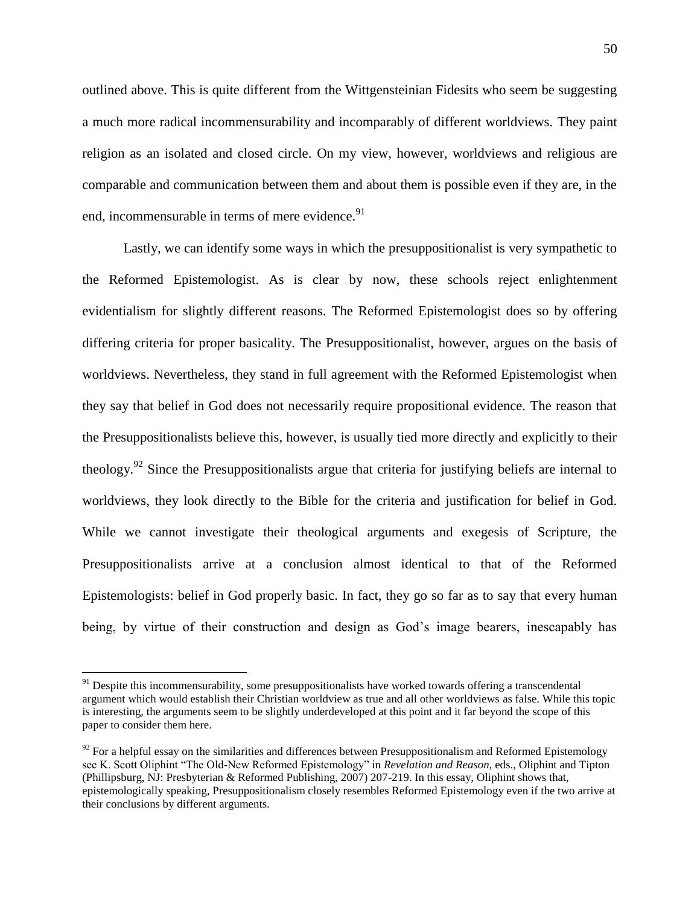outlined above. This is quite different from the Wittgensteinian Fidesits who seem be suggesting a much more radical incommensurability and incomparably of different worldviews. They paint religion as an isolated and closed circle. On my view, however, worldviews and religious are comparable and communication between them and about them is possible even if they are, in the end, incommensurable in terms of mere evidence.[91]

Lastly, we can identify some ways in which the presuppositionalist is very sympathetic to the Reformed Epistemologist. As is clear by now, these schools reject enlightenment evidentialism for slightly different reasons. The Reformed Epistemologist does so by offering differing criteria for proper basicality. The Presuppositionalist, however, argues on the basis of worldviews. Nevertheless, they stand in full agreement with the Reformed Epistemologist when they say that belief in God does not necessarily require propositional evidence. The reason that the Presuppositionalists believe this, however, is usually tied more directly and explicitly to their theology.[92] Since the Presuppositionalists argue that criteria for justifying beliefs are internal to worldviews, they look directly to the Bible for the criteria and justification for belief in God. While we cannot investigate their theological arguments and exegesis of Scripture, the Presuppositionalists arrive at a conclusion almost identical to that of the Reformed Epistemologists: belief in God properly basic. In fact, they go so far as to say that every human being, by virtue of their construction and design as God's image bearers, inescapably has

---

[91] Despite this incommensurability, some presuppositionalists have worked towards offering a transcendental argument which would establish their Christian worldview as true and all other worldviews as false. While this topic is interesting, the arguments seem to be slightly underdeveloped at this point and it far beyond the scope of this paper to consider them here.

[92] For a helpful essay on the similarities and differences between Presuppositionalism and Reformed Epistemology see K. Scott Oliphint "The Old-New Reformed Epistemology" in *Revelation and Reason*, eds., Oliphint and Tipton (Phillipsburg, NJ: Presbyterian & Reformed Publishing, 2007) 207-219. In this essay, Oliphint shows that, epistemologically speaking, Presuppositionalism closely resembles Reformed Epistemology even if the two arrive at their conclusions by different arguments.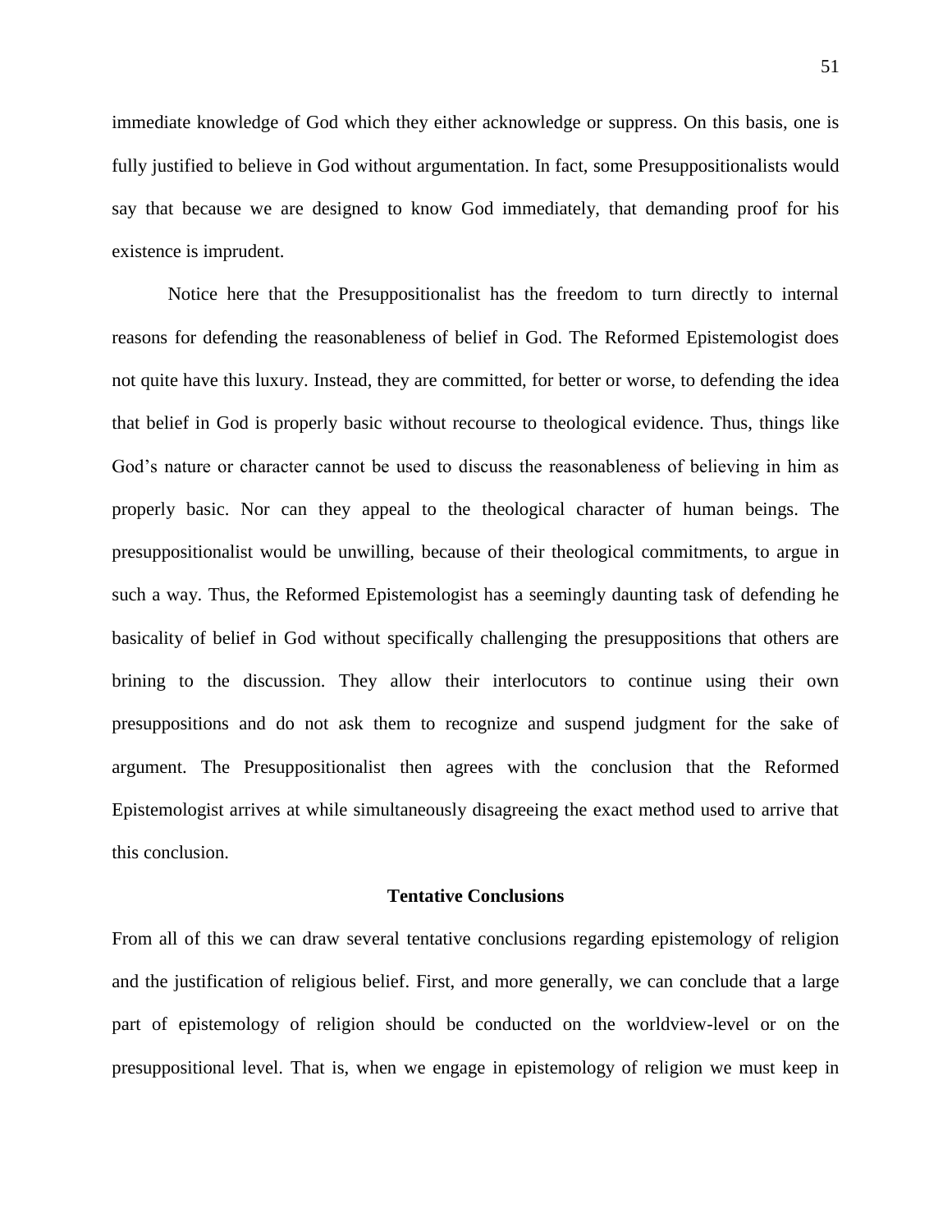immediate knowledge of God which they either acknowledge or suppress. On this basis, one is fully justified to believe in God without argumentation. In fact, some Presuppositionalists would say that because we are designed to know God immediately, that demanding proof for his existence is imprudent.

Notice here that the Presuppositionalist has the freedom to turn directly to internal reasons for defending the reasonableness of belief in God. The Reformed Epistemologist does not quite have this luxury. Instead, they are committed, for better or worse, to defending the idea that belief in God is properly basic without recourse to theological evidence. Thus, things like God's nature or character cannot be used to discuss the reasonableness of believing in him as properly basic. Nor can they appeal to the theological character of human beings. The presuppositionalist would be unwilling, because of their theological commitments, to argue in such a way. Thus, the Reformed Epistemologist has a seemingly daunting task of defending he basicality of belief in God without specifically challenging the presuppositions that others are brining to the discussion. They allow their interlocutors to continue using their own presuppositions and do not ask them to recognize and suspend judgment for the sake of argument. The Presuppositionalist then agrees with the conclusion that the Reformed Epistemologist arrives at while simultaneously disagreeing the exact method used to arrive that this conclusion.

## Tentative Conclusions

From all of this we can draw several tentative conclusions regarding epistemology of religion and the justification of religious belief. First, and more generally, we can conclude that a large part of epistemology of religion should be conducted on the worldview-level or on the presuppositional level. That is, when we engage in epistemology of religion we must keep in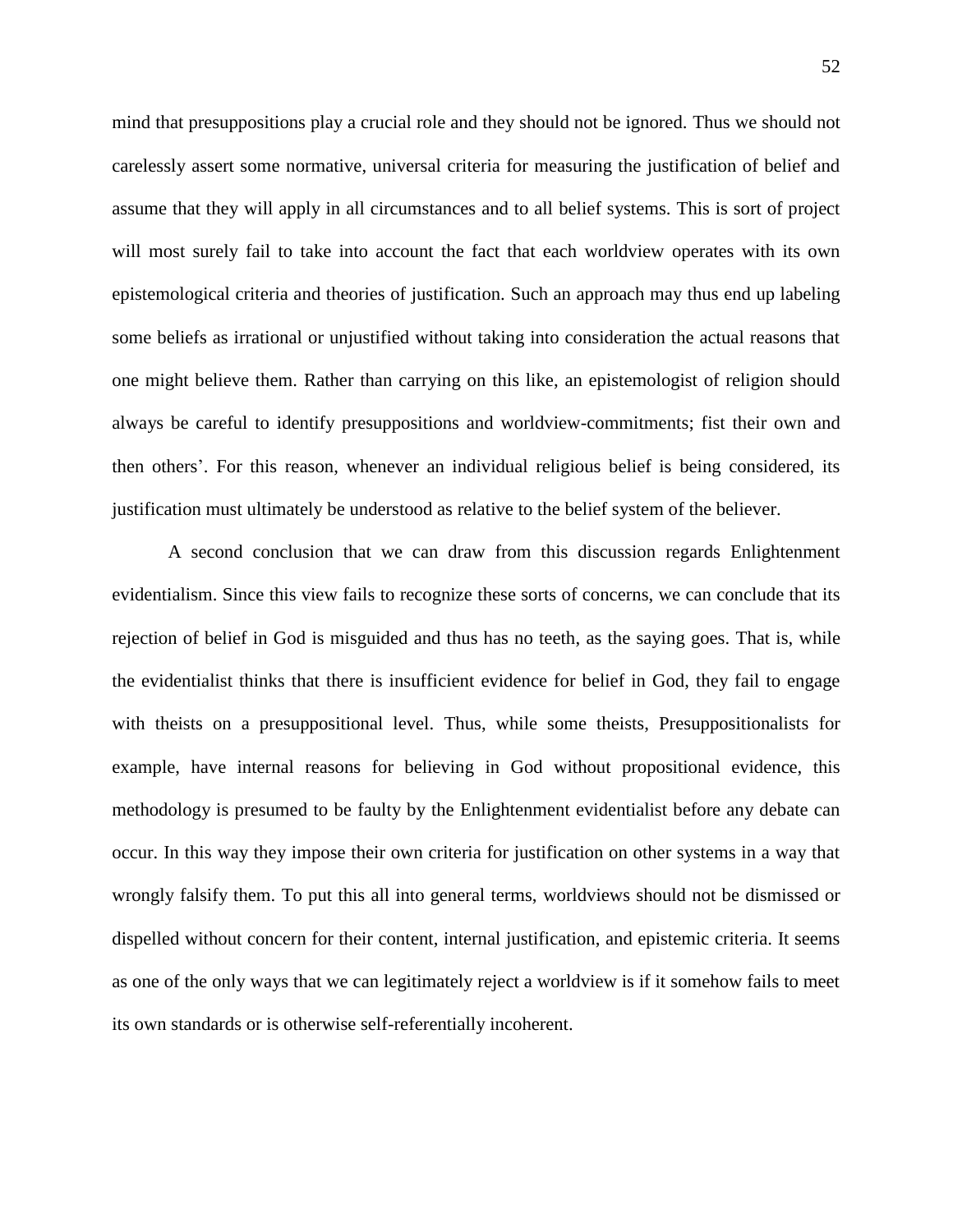mind that presuppositions play a crucial role and they should not be ignored. Thus we should not carelessly assert some normative, universal criteria for measuring the justification of belief and assume that they will apply in all circumstances and to all belief systems. This is sort of project will most surely fail to take into account the fact that each worldview operates with its own epistemological criteria and theories of justification. Such an approach may thus end up labeling some beliefs as irrational or unjustified without taking into consideration the actual reasons that one might believe them. Rather than carrying on this like, an epistemologist of religion should always be careful to identify presuppositions and worldview-commitments; fist their own and then others'. For this reason, whenever an individual religious belief is being considered, its justification must ultimately be understood as relative to the belief system of the believer.

A second conclusion that we can draw from this discussion regards Enlightenment evidentialism. Since this view fails to recognize these sorts of concerns, we can conclude that its rejection of belief in God is misguided and thus has no teeth, as the saying goes. That is, while the evidentialist thinks that there is insufficient evidence for belief in God, they fail to engage with theists on a presuppositional level. Thus, while some theists, Presuppositionalists for example, have internal reasons for believing in God without propositional evidence, this methodology is presumed to be faulty by the Enlightenment evidentialist before any debate can occur. In this way they impose their own criteria for justification on other systems in a way that wrongly falsify them. To put this all into general terms, worldviews should not be dismissed or dispelled without concern for their content, internal justification, and epistemic criteria. It seems as one of the only ways that we can legitimately reject a worldview is if it somehow fails to meet its own standards or is otherwise self-referentially incoherent.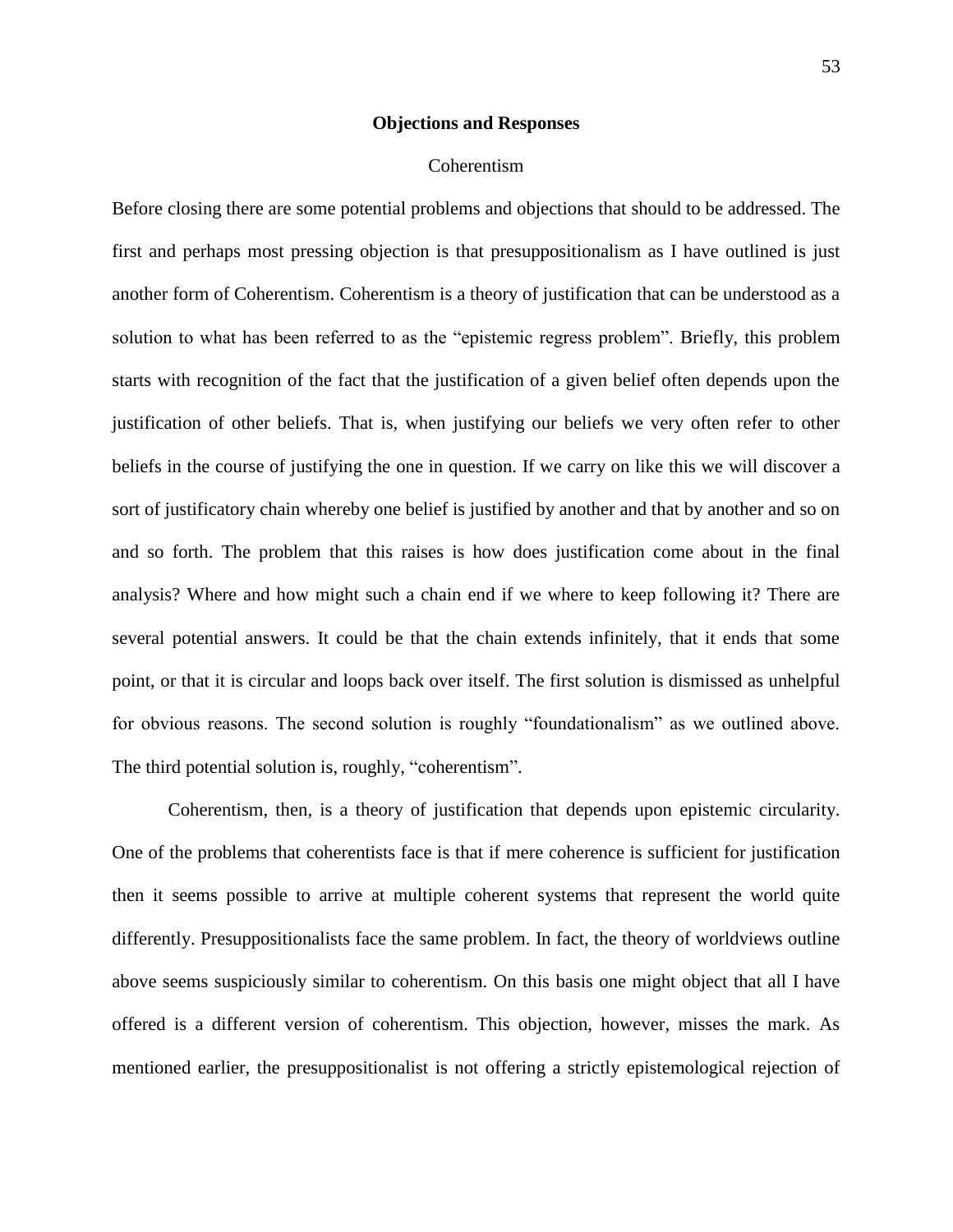## Objections and Responses

### Coherentism

Before closing there are some potential problems and objections that should to be addressed. The first and perhaps most pressing objection is that presuppositionalism as I have outlined is just another form of Coherentism. Coherentism is a theory of justification that can be understood as a solution to what has been referred to as the "epistemic regress problem". Briefly, this problem starts with recognition of the fact that the justification of a given belief often depends upon the justification of other beliefs. That is, when justifying our beliefs we very often refer to other beliefs in the course of justifying the one in question. If we carry on like this we will discover a sort of justificatory chain whereby one belief is justified by another and that by another and so on and so forth. The problem that this raises is how does justification come about in the final analysis? Where and how might such a chain end if we where to keep following it? There are several potential answers. It could be that the chain extends infinitely, that it ends that some point, or that it is circular and loops back over itself. The first solution is dismissed as unhelpful for obvious reasons. The second solution is roughly "foundationalism" as we outlined above. The third potential solution is, roughly, "coherentism".

Coherentism, then, is a theory of justification that depends upon epistemic circularity. One of the problems that coherentists face is that if mere coherence is sufficient for justification then it seems possible to arrive at multiple coherent systems that represent the world quite differently. Presuppositionalists face the same problem. In fact, the theory of worldviews outline above seems suspiciously similar to coherentism. On this basis one might object that all I have offered is a different version of coherentism. This objection, however, misses the mark. As mentioned earlier, the presuppositionalist is not offering a strictly epistemological rejection of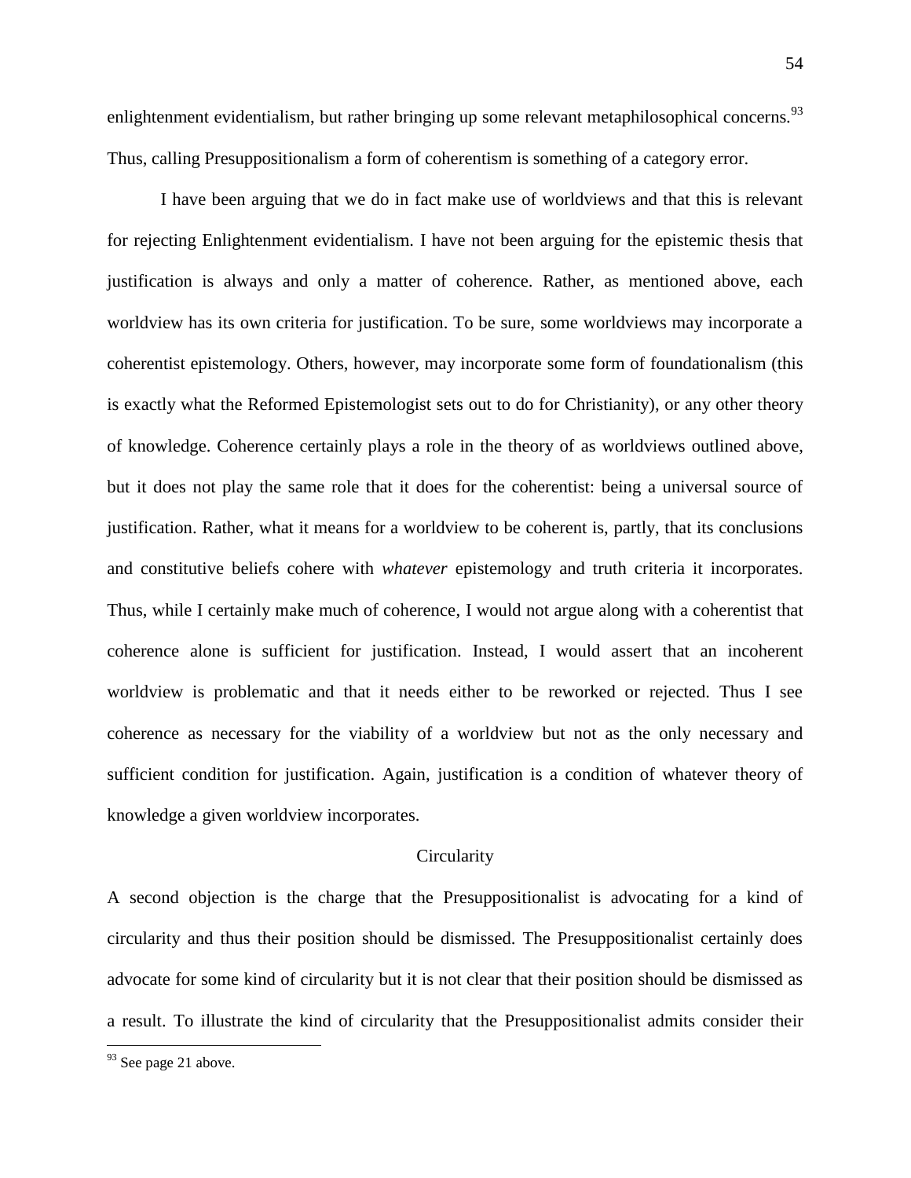enlightenment evidentialism, but rather bringing up some relevant metaphilosophical concerns.[93] Thus, calling Presuppositionalism a form of coherentism is something of a category error.

I have been arguing that we do in fact make use of worldviews and that this is relevant for rejecting Enlightenment evidentialism. I have not been arguing for the epistemic thesis that justification is always and only a matter of coherence. Rather, as mentioned above, each worldview has its own criteria for justification. To be sure, some worldviews may incorporate a coherentist epistemology. Others, however, may incorporate some form of foundationalism (this is exactly what the Reformed Epistemologist sets out to do for Christianity), or any other theory of knowledge. Coherence certainly plays a role in the theory of as worldviews outlined above, but it does not play the same role that it does for the coherentist: being a universal source of justification. Rather, what it means for a worldview to be coherent is, partly, that its conclusions and constitutive beliefs cohere with *whatever* epistemology and truth criteria it incorporates. Thus, while I certainly make much of coherence, I would not argue along with a coherentist that coherence alone is sufficient for justification. Instead, I would assert that an incoherent worldview is problematic and that it needs either to be reworked or rejected. Thus I see coherence as necessary for the viability of a worldview but not as the only necessary and sufficient condition for justification. Again, justification is a condition of whatever theory of knowledge a given worldview incorporates.

### Circularity

A second objection is the charge that the Presuppositionalist is advocating for a kind of circularity and thus their position should be dismissed. The Presuppositionalist certainly does advocate for some kind of circularity but it is not clear that their position should be dismissed as a result. To illustrate the kind of circularity that the Presuppositionalist admits consider their

---

[93] See page 21 above.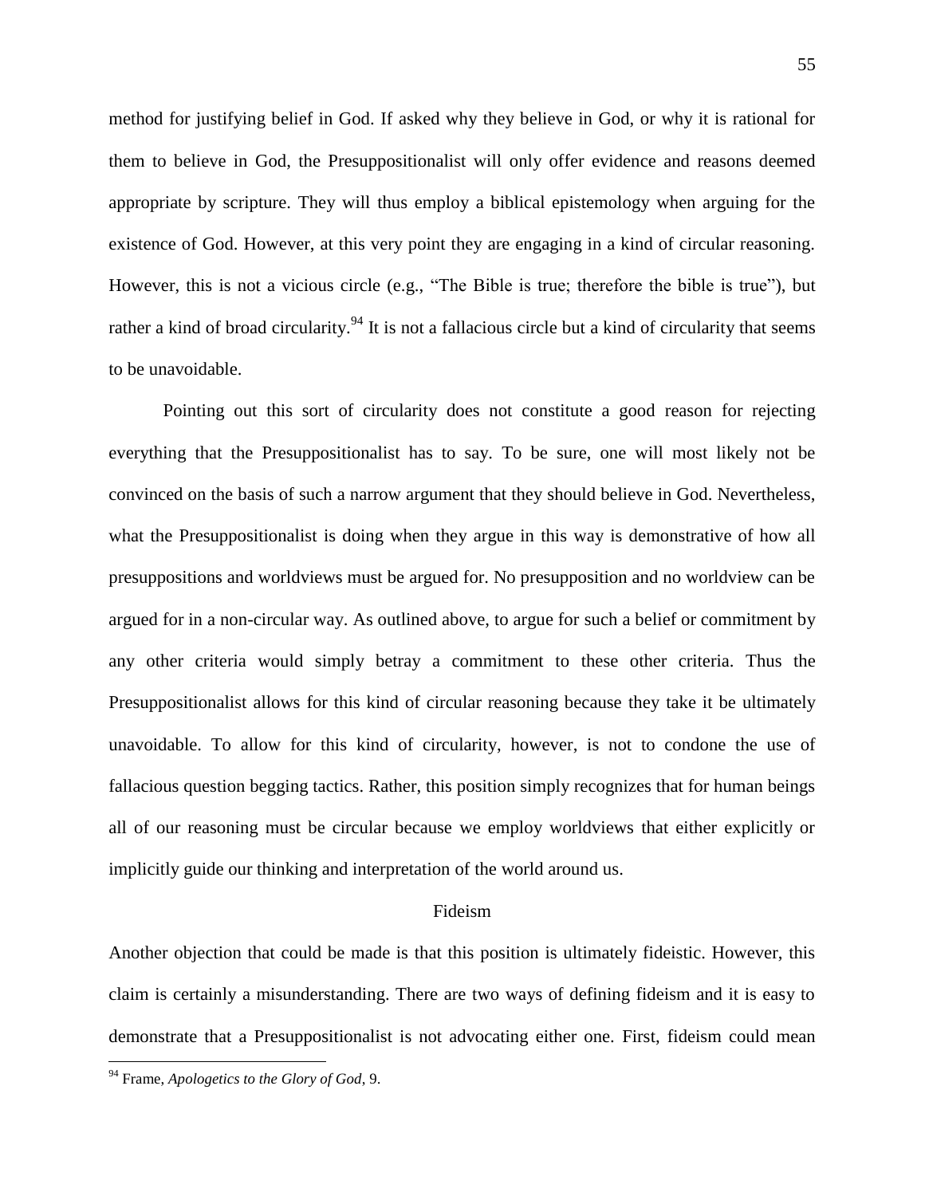method for justifying belief in God. If asked why they believe in God, or why it is rational for them to believe in God, the Presuppositionalist will only offer evidence and reasons deemed appropriate by scripture. They will thus employ a biblical epistemology when arguing for the existence of God. However, at this very point they are engaging in a kind of circular reasoning. However, this is not a vicious circle (e.g., "The Bible is true; therefore the bible is true"), but rather a kind of broad circularity.[94] It is not a fallacious circle but a kind of circularity that seems to be unavoidable.

Pointing out this sort of circularity does not constitute a good reason for rejecting everything that the Presuppositionalist has to say. To be sure, one will most likely not be convinced on the basis of such a narrow argument that they should believe in God. Nevertheless, what the Presuppositionalist is doing when they argue in this way is demonstrative of how all presuppositions and worldviews must be argued for. No presupposition and no worldview can be argued for in a non-circular way. As outlined above, to argue for such a belief or commitment by any other criteria would simply betray a commitment to these other criteria. Thus the Presuppositionalist allows for this kind of circular reasoning because they take it be ultimately unavoidable. To allow for this kind of circularity, however, is not to condone the use of fallacious question begging tactics. Rather, this position simply recognizes that for human beings all of our reasoning must be circular because we employ worldviews that either explicitly or implicitly guide our thinking and interpretation of the world around us.

## Fideism

Another objection that could be made is that this position is ultimately fideistic. However, this claim is certainly a misunderstanding. There are two ways of defining fideism and it is easy to demonstrate that a Presuppositionalist is not advocating either one. First, fideism could mean

---

[94] Frame, *Apologetics to the Glory of God*, 9.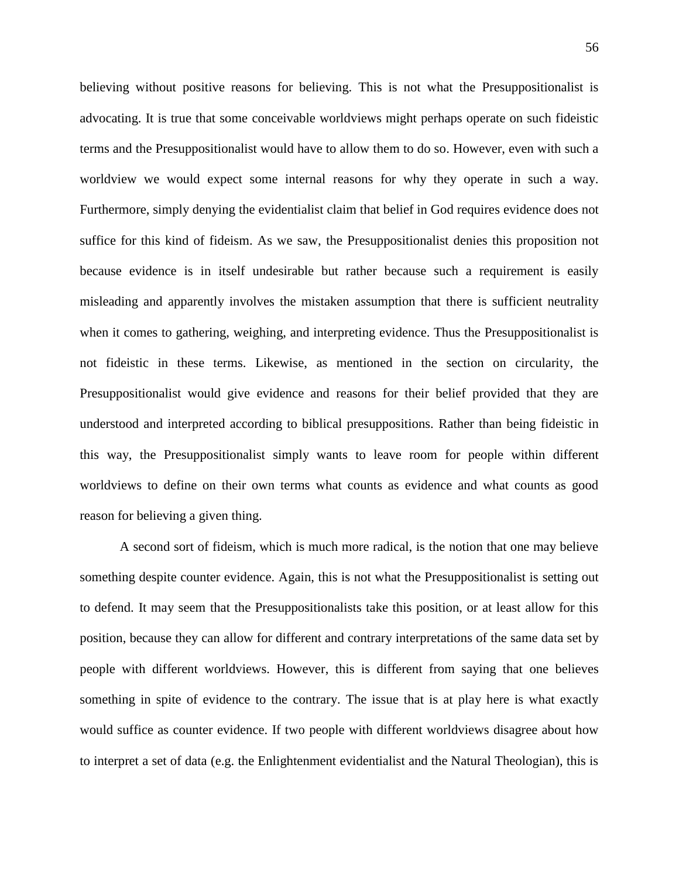believing without positive reasons for believing. This is not what the Presuppositionalist is advocating. It is true that some conceivable worldviews might perhaps operate on such fideistic terms and the Presuppositionalist would have to allow them to do so. However, even with such a worldview we would expect some internal reasons for why they operate in such a way. Furthermore, simply denying the evidentialist claim that belief in God requires evidence does not suffice for this kind of fideism. As we saw, the Presuppositionalist denies this proposition not because evidence is in itself undesirable but rather because such a requirement is easily misleading and apparently involves the mistaken assumption that there is sufficient neutrality when it comes to gathering, weighing, and interpreting evidence. Thus the Presuppositionalist is not fideistic in these terms. Likewise, as mentioned in the section on circularity, the Presuppositionalist would give evidence and reasons for their belief provided that they are understood and interpreted according to biblical presuppositions. Rather than being fideistic in this way, the Presuppositionalist simply wants to leave room for people within different worldviews to define on their own terms what counts as evidence and what counts as good reason for believing a given thing.

A second sort of fideism, which is much more radical, is the notion that one may believe something despite counter evidence. Again, this is not what the Presuppositionalist is setting out to defend. It may seem that the Presuppositionalists take this position, or at least allow for this position, because they can allow for different and contrary interpretations of the same data set by people with different worldviews. However, this is different from saying that one believes something in spite of evidence to the contrary. The issue that is at play here is what exactly would suffice as counter evidence. If two people with different worldviews disagree about how to interpret a set of data (e.g. the Enlightenment evidentialist and the Natural Theologian), this is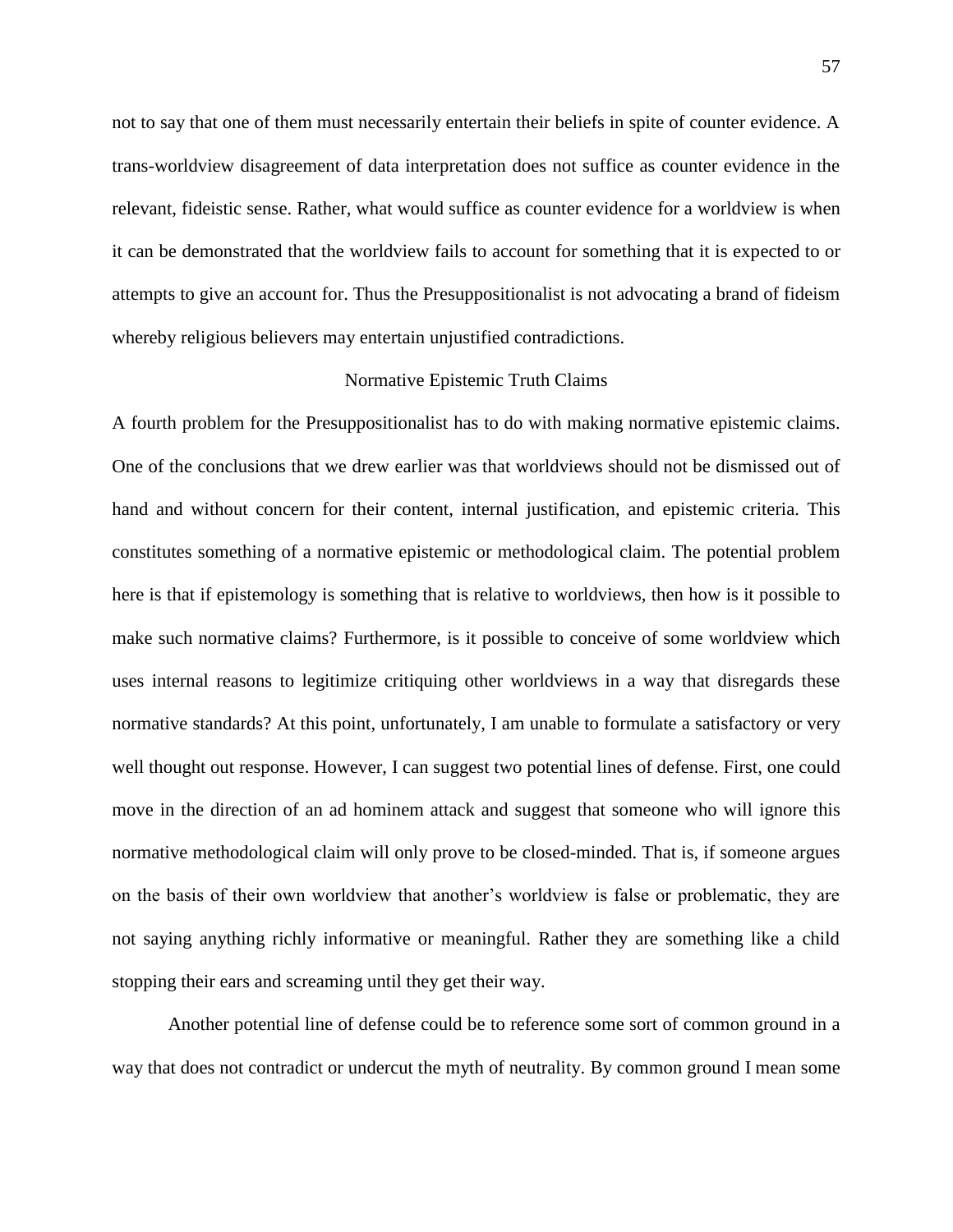not to say that one of them must necessarily entertain their beliefs in spite of counter evidence. A trans-worldview disagreement of data interpretation does not suffice as counter evidence in the relevant, fideistic sense. Rather, what would suffice as counter evidence for a worldview is when it can be demonstrated that the worldview fails to account for something that it is expected to or attempts to give an account for. Thus the Presuppositionalist is not advocating a brand of fideism whereby religious believers may entertain unjustified contradictions.

## Normative Epistemic Truth Claims

A fourth problem for the Presuppositionalist has to do with making normative epistemic claims. One of the conclusions that we drew earlier was that worldviews should not be dismissed out of hand and without concern for their content, internal justification, and epistemic criteria. This constitutes something of a normative epistemic or methodological claim. The potential problem here is that if epistemology is something that is relative to worldviews, then how is it possible to make such normative claims? Furthermore, is it possible to conceive of some worldview which uses internal reasons to legitimize critiquing other worldviews in a way that disregards these normative standards? At this point, unfortunately, I am unable to formulate a satisfactory or very well thought out response. However, I can suggest two potential lines of defense. First, one could move in the direction of an ad hominem attack and suggest that someone who will ignore this normative methodological claim will only prove to be closed-minded. That is, if someone argues on the basis of their own worldview that another's worldview is false or problematic, they are not saying anything richly informative or meaningful. Rather they are something like a child stopping their ears and screaming until they get their way.

Another potential line of defense could be to reference some sort of common ground in a way that does not contradict or undercut the myth of neutrality. By common ground I mean some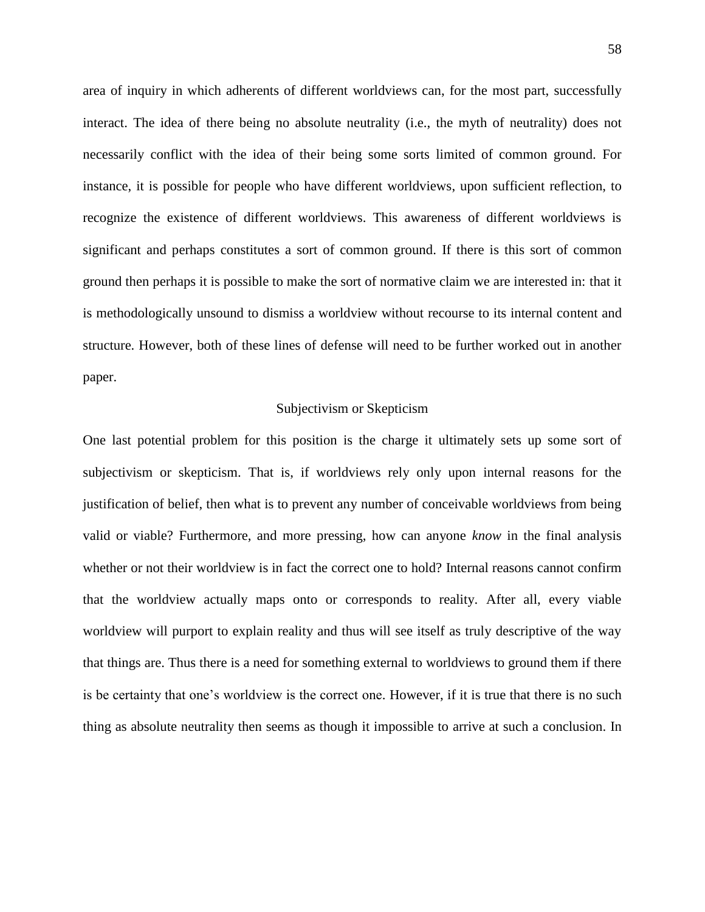area of inquiry in which adherents of different worldviews can, for the most part, successfully interact. The idea of there being no absolute neutrality (i.e., the myth of neutrality) does not necessarily conflict with the idea of their being some sorts limited of common ground. For instance, it is possible for people who have different worldviews, upon sufficient reflection, to recognize the existence of different worldviews. This awareness of different worldviews is significant and perhaps constitutes a sort of common ground. If there is this sort of common ground then perhaps it is possible to make the sort of normative claim we are interested in: that it is methodologically unsound to dismiss a worldview without recourse to its internal content and structure. However, both of these lines of defense will need to be further worked out in another paper.

## Subjectivism or Skepticism

One last potential problem for this position is the charge it ultimately sets up some sort of subjectivism or skepticism. That is, if worldviews rely only upon internal reasons for the justification of belief, then what is to prevent any number of conceivable worldviews from being valid or viable? Furthermore, and more pressing, how can anyone *know* in the final analysis whether or not their worldview is in fact the correct one to hold? Internal reasons cannot confirm that the worldview actually maps onto or corresponds to reality. After all, every viable worldview will purport to explain reality and thus will see itself as truly descriptive of the way that things are. Thus there is a need for something external to worldviews to ground them if there is be certainty that one's worldview is the correct one. However, if it is true that there is no such thing as absolute neutrality then seems as though it impossible to arrive at such a conclusion. In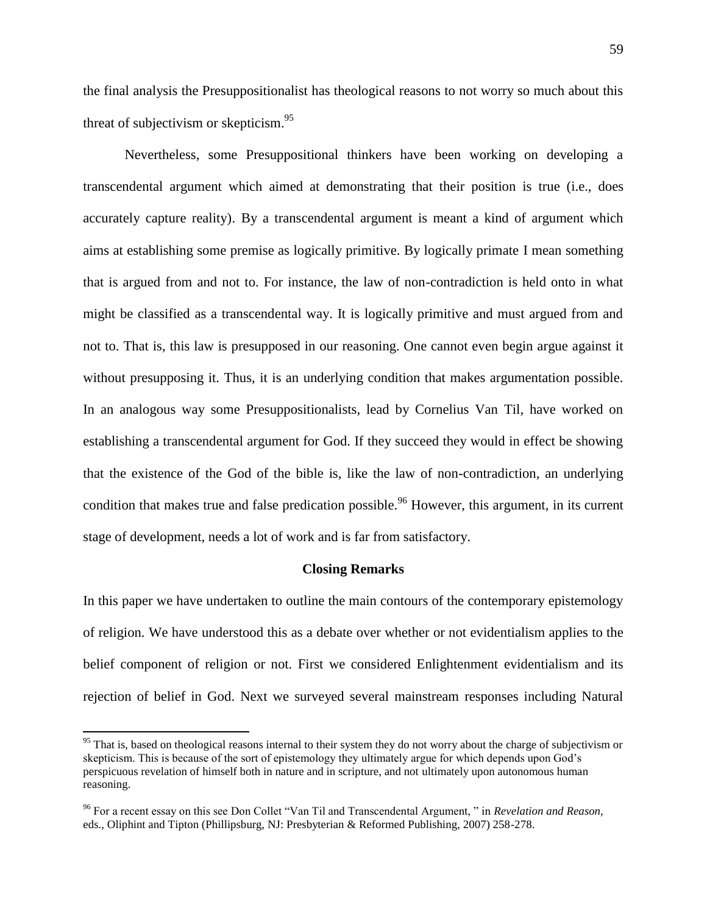the final analysis the Presuppositionalist has theological reasons to not worry so much about this threat of subjectivism or skepticism.[95]

Nevertheless, some Presuppositional thinkers have been working on developing a transcendental argument which aimed at demonstrating that their position is true (i.e., does accurately capture reality). By a transcendental argument is meant a kind of argument which aims at establishing some premise as logically primitive. By logically primate I mean something that is argued from and not to. For instance, the law of non-contradiction is held onto in what might be classified as a transcendental way. It is logically primitive and must argued from and not to. That is, this law is presupposed in our reasoning. One cannot even begin argue against it without presupposing it. Thus, it is an underlying condition that makes argumentation possible. In an analogous way some Presuppositionalists, lead by Cornelius Van Til, have worked on establishing a transcendental argument for God. If they succeed they would in effect be showing that the existence of the God of the bible is, like the law of non-contradiction, an underlying condition that makes true and false predication possible.[96] However, this argument, in its current stage of development, needs a lot of work and is far from satisfactory.

## Closing Remarks

In this paper we have undertaken to outline the main contours of the contemporary epistemology of religion. We have understood this as a debate over whether or not evidentialism applies to the belief component of religion or not. First we considered Enlightenment evidentialism and its rejection of belief in God. Next we surveyed several mainstream responses including Natural

---

[95] That is, based on theological reasons internal to their system they do not worry about the charge of subjectivism or skepticism. This is because of the sort of epistemology they ultimately argue for which depends upon God's perspicuous revelation of himself both in nature and in scripture, and not ultimately upon autonomous human reasoning.

[96] For a recent essay on this see Don Collet "Van Til and Transcendental Argument, " in *Revelation and Reason*, eds., Oliphint and Tipton (Phillipsburg, NJ: Presbyterian & Reformed Publishing, 2007) 258-278.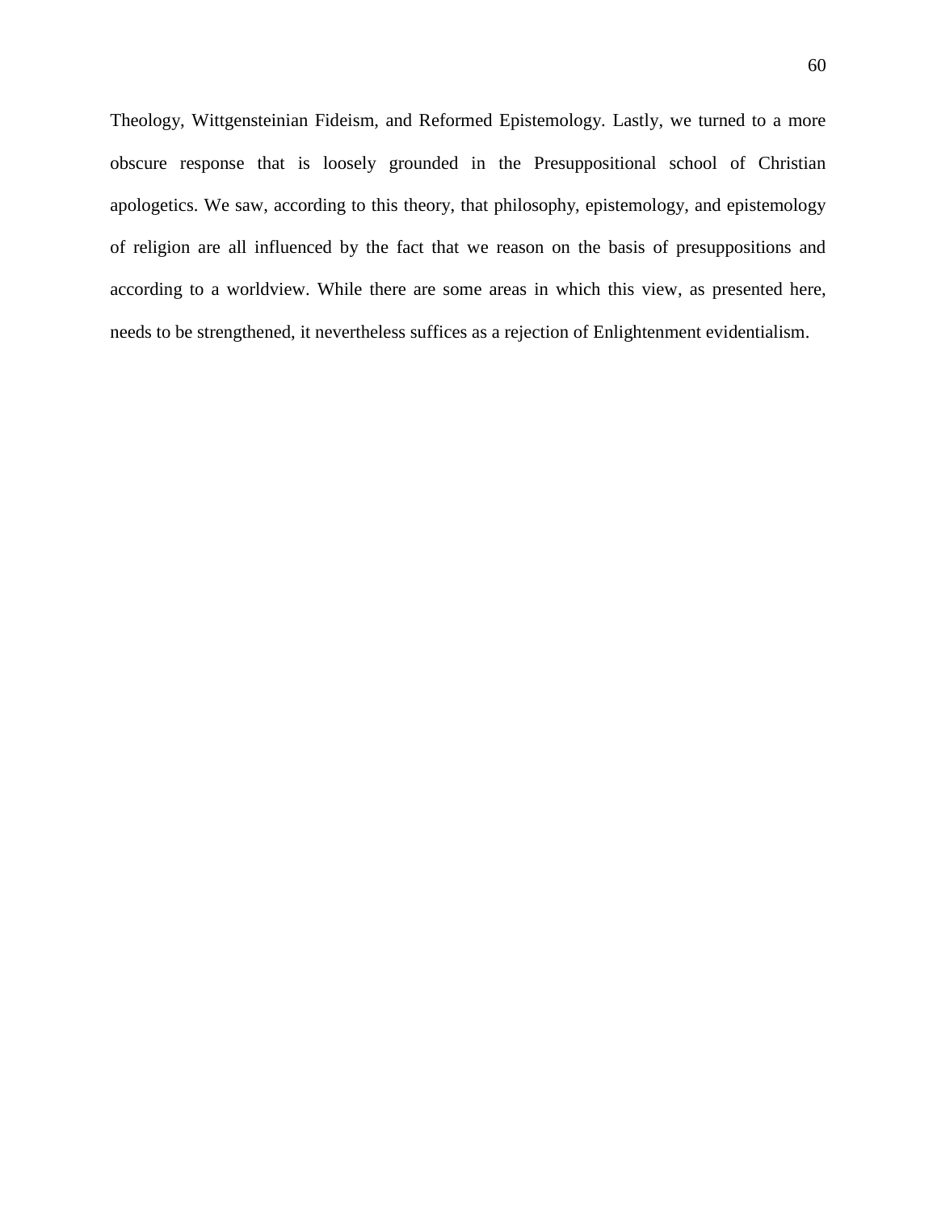Theology, Wittgensteinian Fideism, and Reformed Epistemology. Lastly, we turned to a more obscure response that is loosely grounded in the Presuppositional school of Christian apologetics. We saw, according to this theory, that philosophy, epistemology, and epistemology of religion are all influenced by the fact that we reason on the basis of presuppositions and according to a worldview. While there are some areas in which this view, as presented here, needs to be strengthened, it nevertheless suffices as a rejection of Enlightenment evidentialism.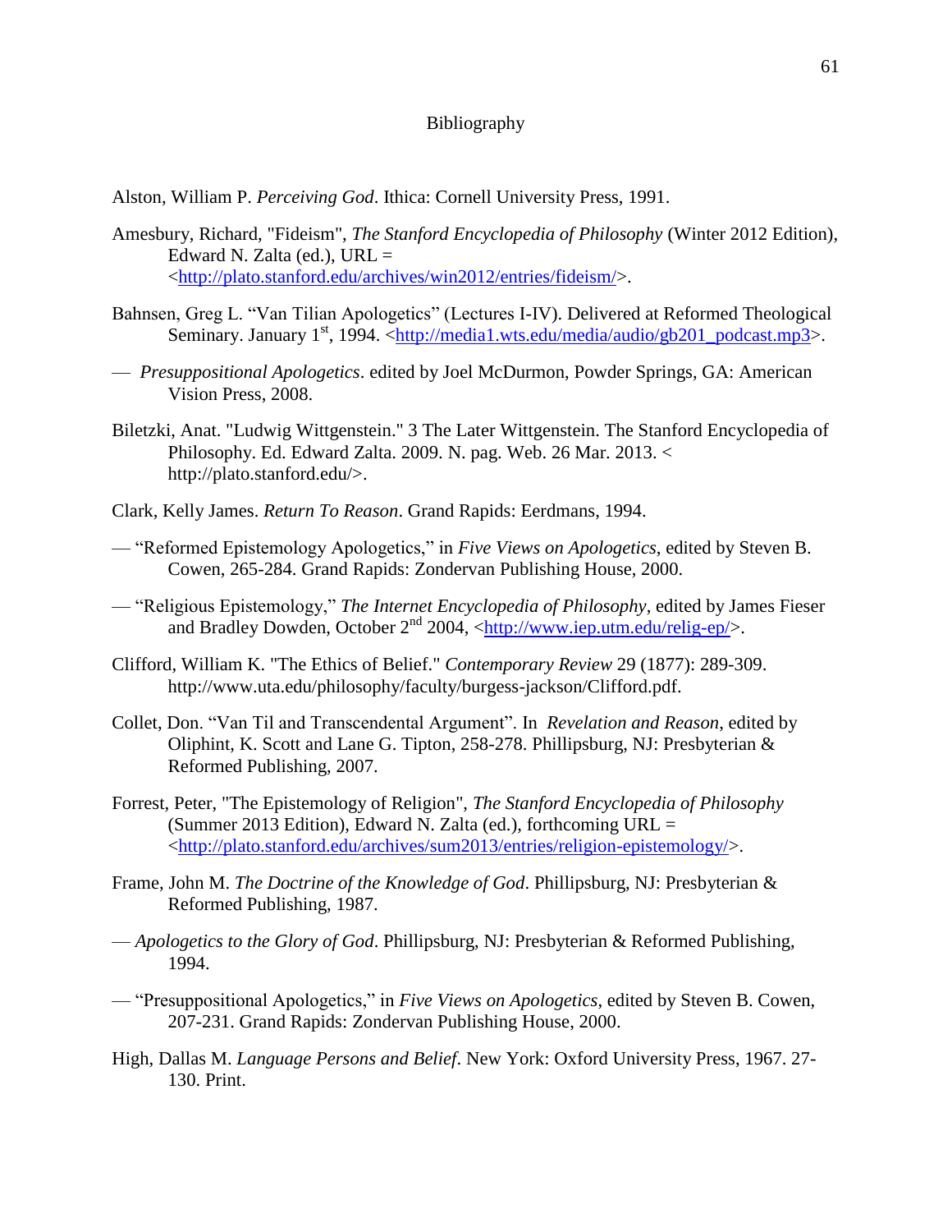# Bibliography

Alston, William P. *Perceiving God*. Ithica: Cornell University Press, 1991.

Amesbury, Richard, "Fideism", *The Stanford Encyclopedia of Philosophy* (Winter 2012 Edition), Edward N. Zalta (ed.), URL = <http://plato.stanford.edu/archives/win2012/entries/fideism/>.

Bahnsen, Greg L. "Van Tilian Apologetics" (Lectures I-IV). Delivered at Reformed Theological Seminary. January 1st, 1994. <http://media1.wts.edu/media/audio/gb201_podcast.mp3>.

— *Presuppositional Apologetics*. edited by Joel McDurmon, Powder Springs, GA: American Vision Press, 2008.

Biletzki, Anat. "Ludwig Wittgenstein." 3 The Later Wittgenstein. The Stanford Encyclopedia of Philosophy. Ed. Edward Zalta. 2009. N. pag. Web. 26 Mar. 2013. < http://plato.stanford.edu/>.

Clark, Kelly James. *Return To Reason*. Grand Rapids: Eerdmans, 1994.

— "Reformed Epistemology Apologetics," in *Five Views on Apologetics*, edited by Steven B. Cowen, 265-284. Grand Rapids: Zondervan Publishing House, 2000.

— "Religious Epistemology," *The Internet Encyclopedia of Philosophy*, edited by James Fieser and Bradley Dowden, October 2nd 2004, <http://www.iep.utm.edu/relig-ep/>.

Clifford, William K. "The Ethics of Belief." *Contemporary Review* 29 (1877): 289-309. http://www.uta.edu/philosophy/faculty/burgess-jackson/Clifford.pdf.

Collet, Don. "Van Til and Transcendental Argument". In *Revelation and Reason*, edited by Oliphint, K. Scott and Lane G. Tipton, 258-278. Phillipsburg, NJ: Presbyterian & Reformed Publishing, 2007.

Forrest, Peter, "The Epistemology of Religion", *The Stanford Encyclopedia of Philosophy* (Summer 2013 Edition), Edward N. Zalta (ed.), forthcoming URL = <http://plato.stanford.edu/archives/sum2013/entries/religion-epistemology/>.

Frame, John M. *The Doctrine of the Knowledge of God*. Phillipsburg, NJ: Presbyterian & Reformed Publishing, 1987.

— *Apologetics to the Glory of God*. Phillipsburg, NJ: Presbyterian & Reformed Publishing, 1994.

— "Presuppositional Apologetics," in *Five Views on Apologetics*, edited by Steven B. Cowen, 207-231. Grand Rapids: Zondervan Publishing House, 2000.

High, Dallas M. *Language Persons and Belief*. New York: Oxford University Press, 1967. 27-130. Print.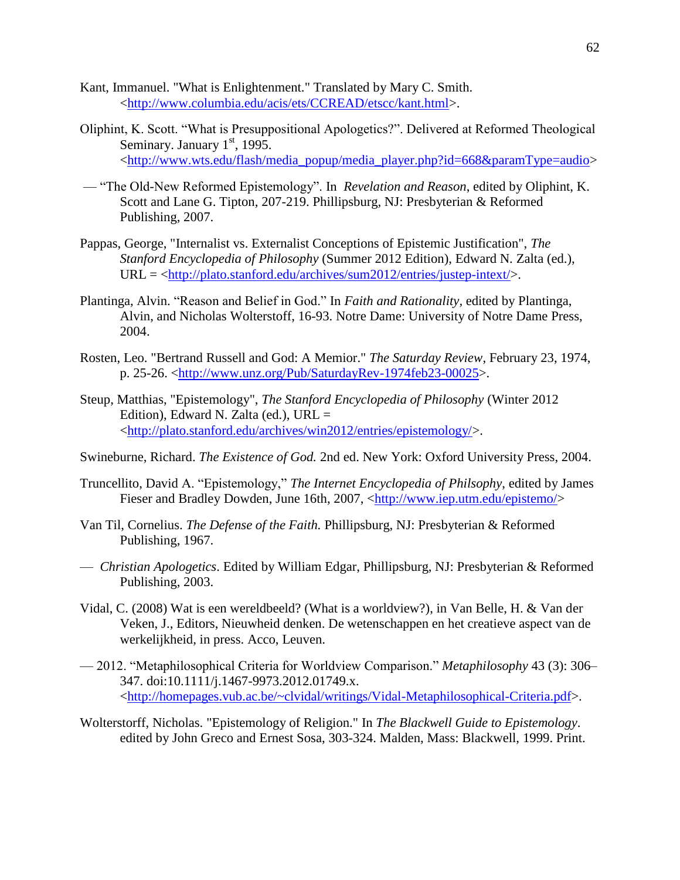Kant, Immanuel. "What is Enlightenment." Translated by Mary C. Smith. <http://www.columbia.edu/acis/ets/CCREAD/etscc/kant.html>.

Oliphint, K. Scott. "What is Presuppositional Apologetics?". Delivered at Reformed Theological Seminary. January 1st, 1995. <http://www.wts.edu/flash/media_popup/media_player.php?id=668&paramType=audio>

— "The Old-New Reformed Epistemology". In *Revelation and Reason*, edited by Oliphint, K. Scott and Lane G. Tipton, 207-219. Phillipsburg, NJ: Presbyterian & Reformed Publishing, 2007.

Pappas, George, "Internalist vs. Externalist Conceptions of Epistemic Justification", *The Stanford Encyclopedia of Philosophy* (Summer 2012 Edition), Edward N. Zalta (ed.), URL = <http://plato.stanford.edu/archives/sum2012/entries/justep-intext/>.

Plantinga, Alvin. "Reason and Belief in God." In *Faith and Rationality*, edited by Plantinga, Alvin, and Nicholas Wolterstoff, 16-93. Notre Dame: University of Notre Dame Press, 2004.

Rosten, Leo. "Bertrand Russell and God: A Memior." *The Saturday Review*, February 23, 1974, p. 25-26. <http://www.unz.org/Pub/SaturdayRev-1974feb23-00025>.

Steup, Matthias, "Epistemology", *The Stanford Encyclopedia of Philosophy* (Winter 2012 Edition), Edward N. Zalta (ed.), URL = <http://plato.stanford.edu/archives/win2012/entries/epistemology/>.

Swineburne, Richard. *The Existence of God.* 2nd ed. New York: Oxford University Press, 2004.

Truncellito, David A. "Epistemology," *The Internet Encyclopedia of Philsophy*, edited by James Fieser and Bradley Dowden, June 16th, 2007, <http://www.iep.utm.edu/epistemo/>

Van Til, Cornelius. *The Defense of the Faith.* Phillipsburg, NJ: Presbyterian & Reformed Publishing, 1967.

— *Christian Apologetics*. Edited by William Edgar, Phillipsburg, NJ: Presbyterian & Reformed Publishing, 2003.

Vidal, C. (2008) Wat is een wereldbeeld? (What is a worldview?), in Van Belle, H. & Van der Veken, J., Editors, Nieuwheid denken. De wetenschappen en het creatieve aspect van de werkelijkheid, in press. Acco, Leuven.

— 2012. "Metaphilosophical Criteria for Worldview Comparison." *Metaphilosophy* 43 (3): 306–347. doi:10.1111/j.1467-9973.2012.01749.x. <http://homepages.vub.ac.be/~clvidal/writings/Vidal-Metaphilosophical-Criteria.pdf>.

Wolterstorff, Nicholas. "Epistemology of Religion." In *The Blackwell Guide to Epistemology*. edited by John Greco and Ernest Sosa, 303-324. Malden, Mass: Blackwell, 1999. Print.